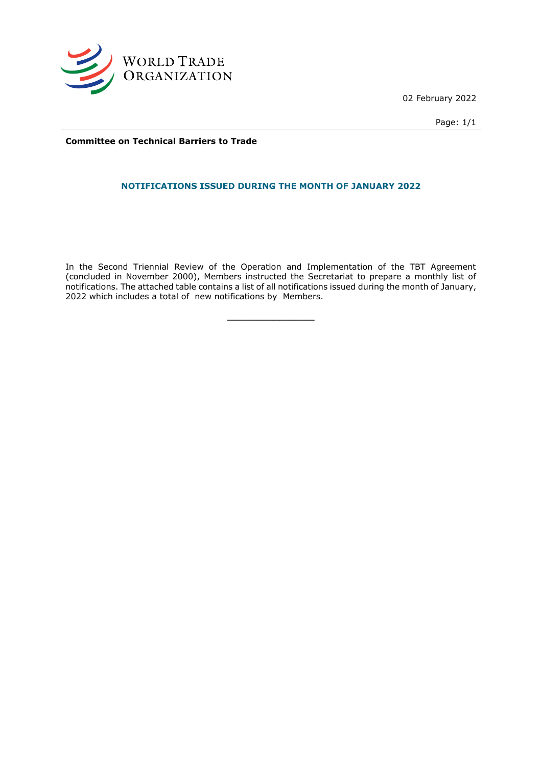WORLD TRADE ORGANIZATION

02 February 2022

**Committee on Technical Barriers to Trade**

## NOTIFICATIONS ISSUED DURING THE MONTH OF JANUARY 2022

In the Second Triennial Review of the Operation and Implementation of the TBT Agreement (concluded in November 2000), Members instructed the Secretariat to prepare a monthly list of notifications. The attached table contains a list of all notifications issued during the month of January, 2022 which includes a total of  new notifications by  Members.

__________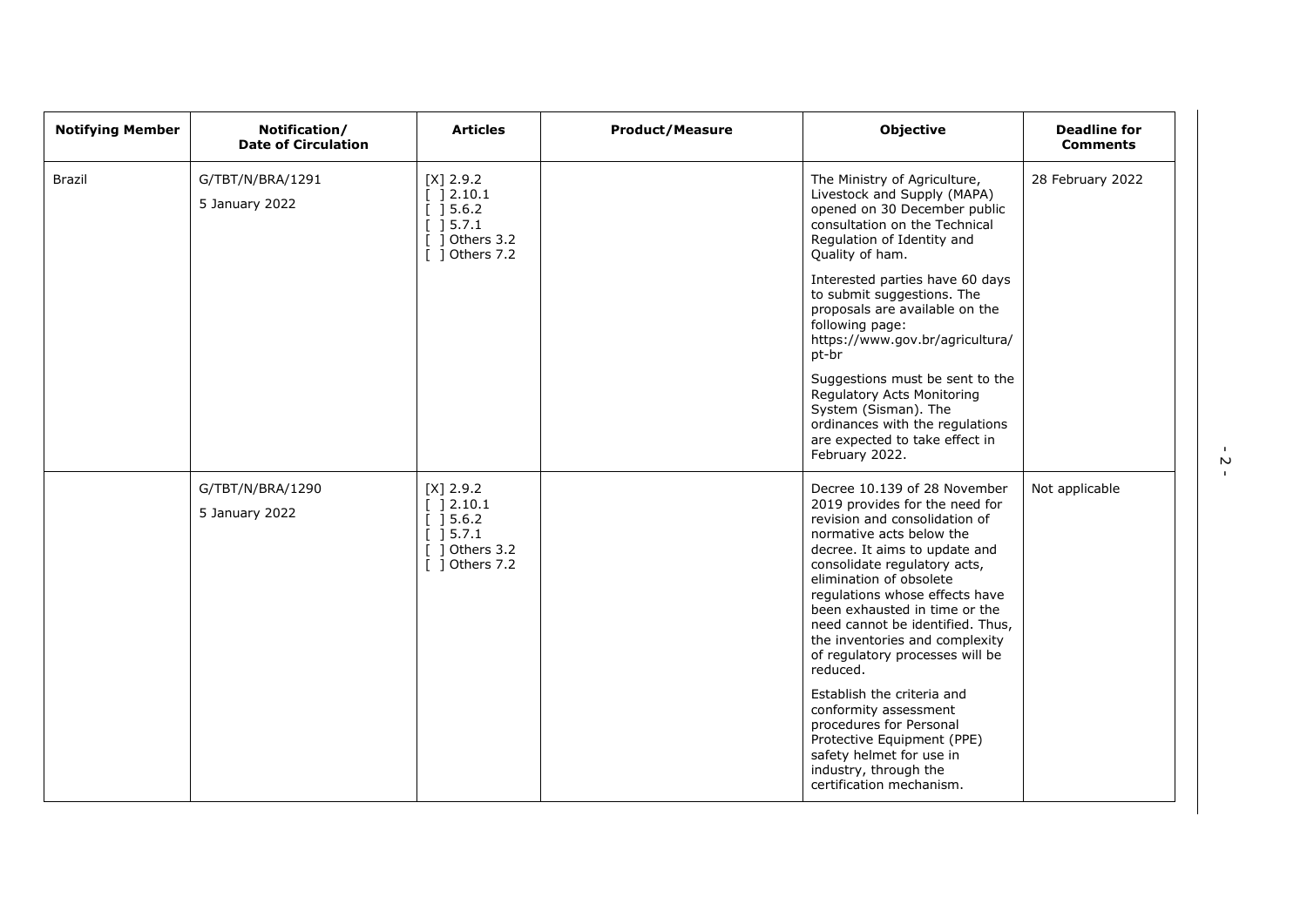| Notifying Member | Notification/<br>Date of Circulation | Articles | Product/Measure | Objective | Deadline for Comments |
|---|---|---|---|---|---|
| Brazil | G/TBT/N/BRA/1291<br><br>5 January 2022 | [X] 2.9.2<br>[ ] 2.10.1<br>[ ] 5.6.2<br>[ ] 5.7.1<br>[ ] Others 3.2<br>[ ] Others 7.2 | | The Ministry of Agriculture, Livestock and Supply (MAPA) opened on 30 December public consultation on the Technical Regulation of Identity and Quality of ham.<br><br>Interested parties have 60 days to submit suggestions. The proposals are available on the following page: https://www.gov.br/agricultura/pt-br<br><br>Suggestions must be sent to the Regulatory Acts Monitoring System (Sisman). The ordinances with the regulations are expected to take effect in February 2022. | 28 February 2022 |
| | G/TBT/N/BRA/1290<br><br>5 January 2022 | [X] 2.9.2<br>[ ] 2.10.1<br>[ ] 5.6.2<br>[ ] 5.7.1<br>[ ] Others 3.2<br>[ ] Others 7.2 | | Decree 10.139 of 28 November 2019 provides for the need for revision and consolidation of normative acts below the decree. It aims to update and consolidate regulatory acts, elimination of obsolete regulations whose effects have been exhausted in time or the need cannot be identified. Thus, the inventories and complexity of regulatory processes will be reduced.<br><br>Establish the criteria and conformity assessment procedures for Personal Protective Equipment (PPE) safety helmet for use in industry, through the certification mechanism. | Not applicable |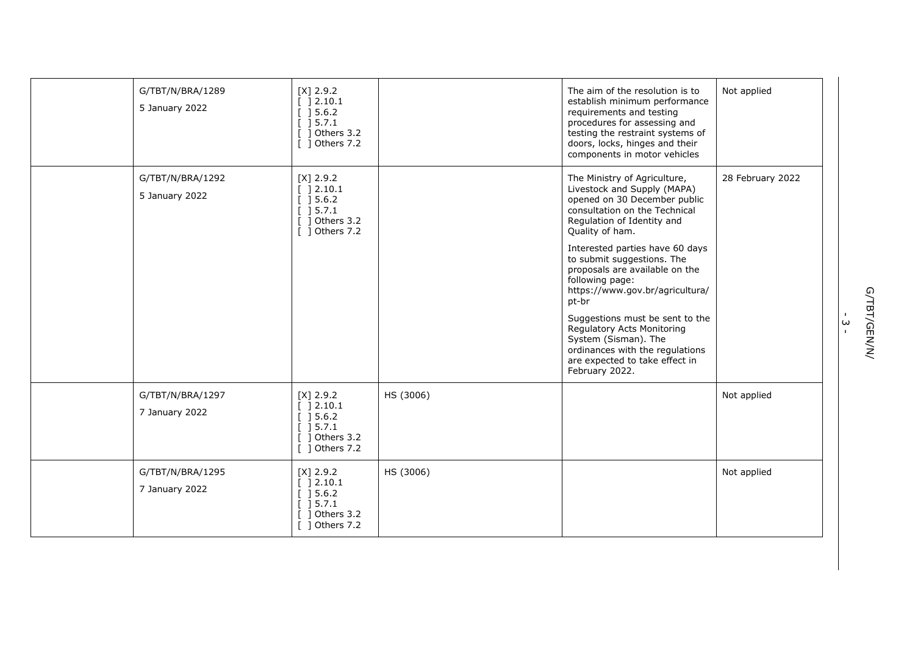| | | | | | |
|---|---|---|---|---|---|
| | G/TBT/N/BRA/1289<br><br>5 January 2022 | [X] 2.9.2<br>[ ] 2.10.1<br>[ ] 5.6.2<br>[ ] 5.7.1<br>[ ] Others 3.2<br>[ ] Others 7.2 | | The aim of the resolution is to establish minimum performance requirements and testing procedures for assessing and testing the restraint systems of doors, locks, hinges and their components in motor vehicles | Not applied |
| | G/TBT/N/BRA/1292<br><br>5 January 2022 | [X] 2.9.2<br>[ ] 2.10.1<br>[ ] 5.6.2<br>[ ] 5.7.1<br>[ ] Others 3.2<br>[ ] Others 7.2 | | The Ministry of Agriculture, Livestock and Supply (MAPA) opened on 30 December public consultation on the Technical Regulation of Identity and Quality of ham.<br><br>Interested parties have 60 days to submit suggestions. The proposals are available on the following page: https://www.gov.br/agricultura/pt-br<br><br>Suggestions must be sent to the Regulatory Acts Monitoring System (Sisman). The ordinances with the regulations are expected to take effect in February 2022. | 28 February 2022 |
| | G/TBT/N/BRA/1297<br><br>7 January 2022 | [X] 2.9.2<br>[ ] 2.10.1<br>[ ] 5.6.2<br>[ ] 5.7.1<br>[ ] Others 3.2<br>[ ] Others 7.2 | HS (3006) | | Not applied |
| | G/TBT/N/BRA/1295<br><br>7 January 2022 | [X] 2.9.2<br>[ ] 2.10.1<br>[ ] 5.6.2<br>[ ] 5.7.1<br>[ ] Others 3.2<br>[ ] Others 7.2 | HS (3006) | | Not applied |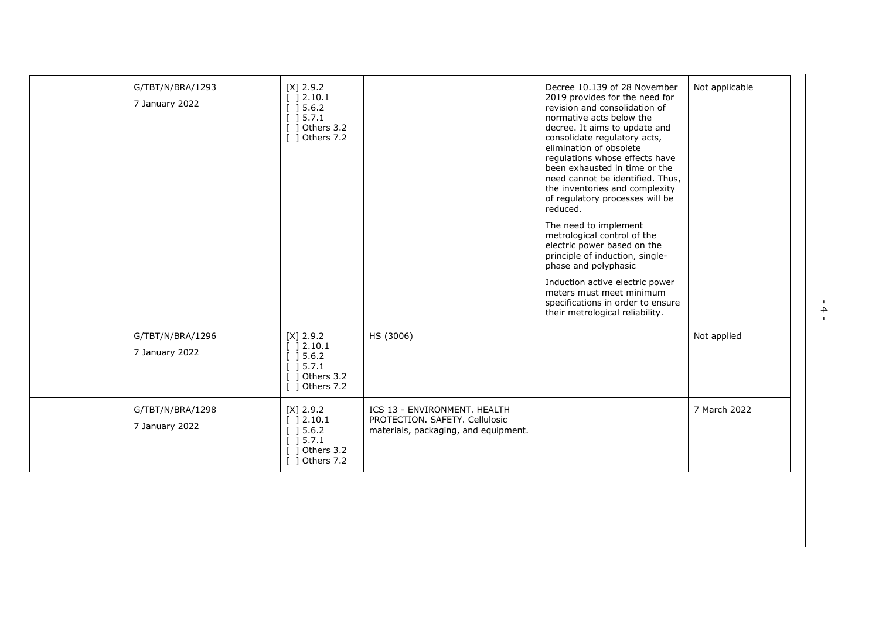| | | | | | |
|---|---|---|---|---|---|
| | G/TBT/N/BRA/1293<br><br>7 January 2022 | [X] 2.9.2<br>[ ] 2.10.1<br>[ ] 5.6.2<br>[ ] 5.7.1<br>[ ] Others 3.2<br>[ ] Others 7.2 | | Decree 10.139 of 28 November 2019 provides for the need for revision and consolidation of normative acts below the decree. It aims to update and consolidate regulatory acts, elimination of obsolete regulations whose effects have been exhausted in time or the need cannot be identified. Thus, the inventories and complexity of regulatory processes will be reduced.<br><br>The need to implement metrological control of the electric power based on the principle of induction, single-phase and polyphasic<br><br>Induction active electric power meters must meet minimum specifications in order to ensure their metrological reliability. | Not applicable |
| | G/TBT/N/BRA/1296<br><br>7 January 2022 | [X] 2.9.2<br>[ ] 2.10.1<br>[ ] 5.6.2<br>[ ] 5.7.1<br>[ ] Others 3.2<br>[ ] Others 7.2 | HS (3006) | | Not applied |
| | G/TBT/N/BRA/1298<br><br>7 January 2022 | [X] 2.9.2<br>[ ] 2.10.1<br>[ ] 5.6.2<br>[ ] 5.7.1<br>[ ] Others 3.2<br>[ ] Others 7.2 | ICS 13 - ENVIRONMENT. HEALTH PROTECTION. SAFETY. Cellulosic materials, packaging, and equipment. | | 7 March 2022 |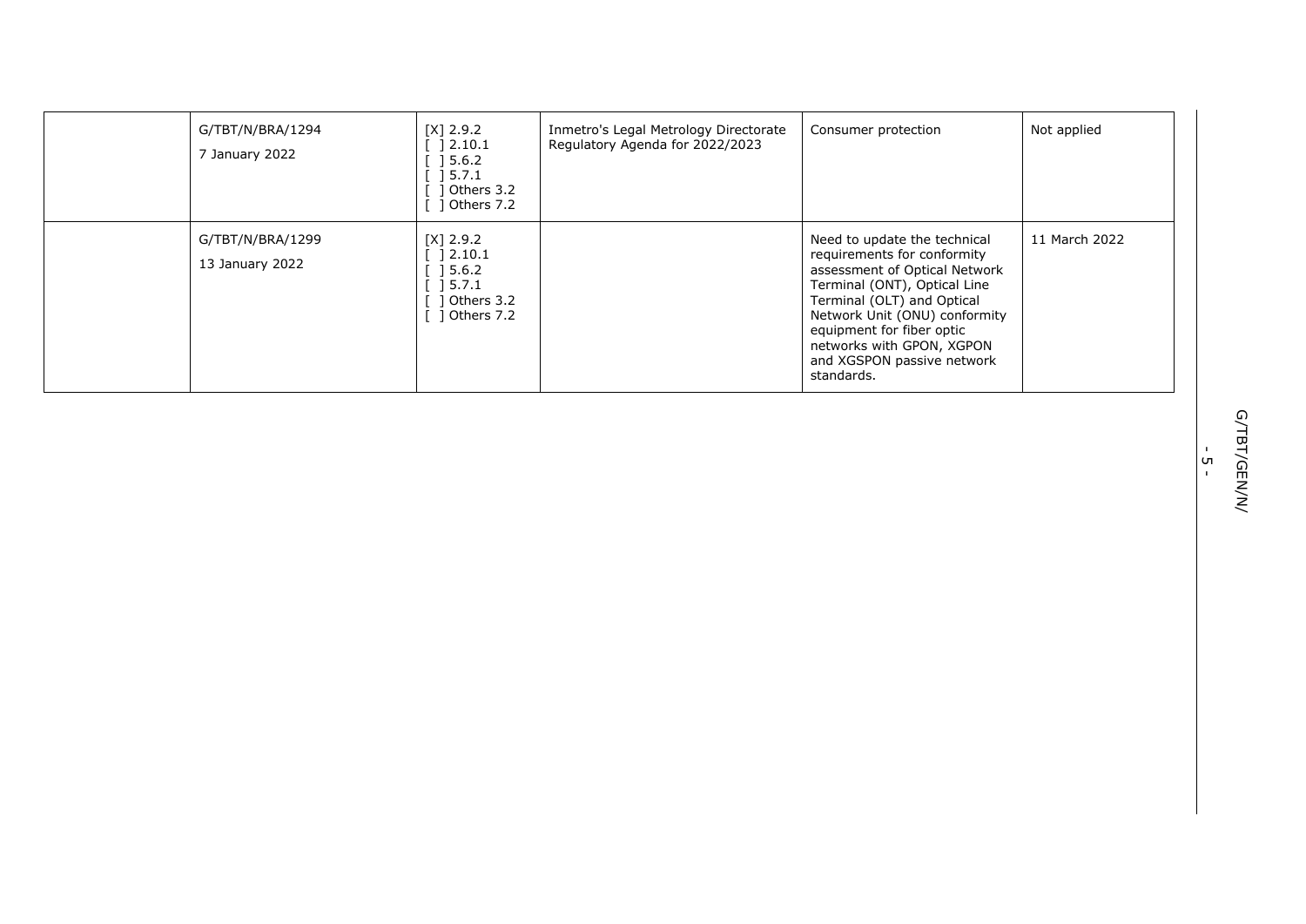| | | | | | |
|---|---|---|---|---|---|
| | G/TBT/N/BRA/1294<br>7 January 2022 | [X] 2.9.2<br>[ ] 2.10.1<br>[ ] 5.6.2<br>[ ] 5.7.1<br>[ ] Others 3.2<br>[ ] Others 7.2 | Inmetro's Legal Metrology Directorate Regulatory Agenda for 2022/2023 | Consumer protection | Not applied |
| | G/TBT/N/BRA/1299<br>13 January 2022 | [X] 2.9.2<br>[ ] 2.10.1<br>[ ] 5.6.2<br>[ ] 5.7.1<br>[ ] Others 3.2<br>[ ] Others 7.2 | | Need to update the technical requirements for conformity assessment of Optical Network Terminal (ONT), Optical Line Terminal (OLT) and Optical Network Unit (ONU) conformity equipment for fiber optic networks with GPON, XGPON and XGSPON passive network standards. | 11 March 2022 |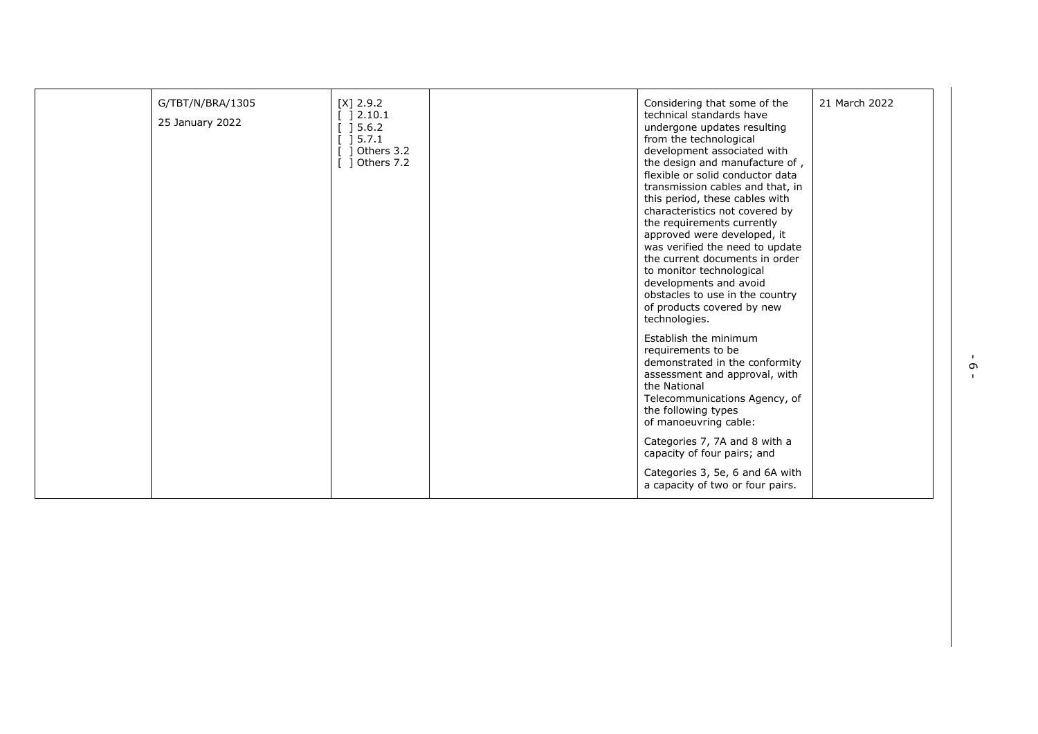|  | G/TBT/N/BRA/1305<br>25 January 2022 | [X] 2.9.2<br>[ ] 2.10.1<br>[ ] 5.6.2<br>[ ] 5.7.1<br>[ ] Others 3.2<br>[ ] Others 7.2 |  | Considering that some of the technical standards have undergone updates resulting from the technological development associated with the design and manufacture of , flexible or solid conductor data transmission cables and that, in this period, these cables with characteristics not covered by the requirements currently approved were developed, it was verified the need to update the current documents in order to monitor technological developments and avoid obstacles to use in the country of products covered by new technologies.<br><br>Establish the minimum requirements to be demonstrated in the conformity assessment and approval, with the National Telecommunications Agency, of the following types of manoeuvring cable:<br><br>Categories 7, 7A and 8 with a capacity of four pairs; and<br><br>Categories 3, 5e, 6 and 6A with a capacity of two or four pairs. | 21 March 2022 |
|---|---|---|---|---|---|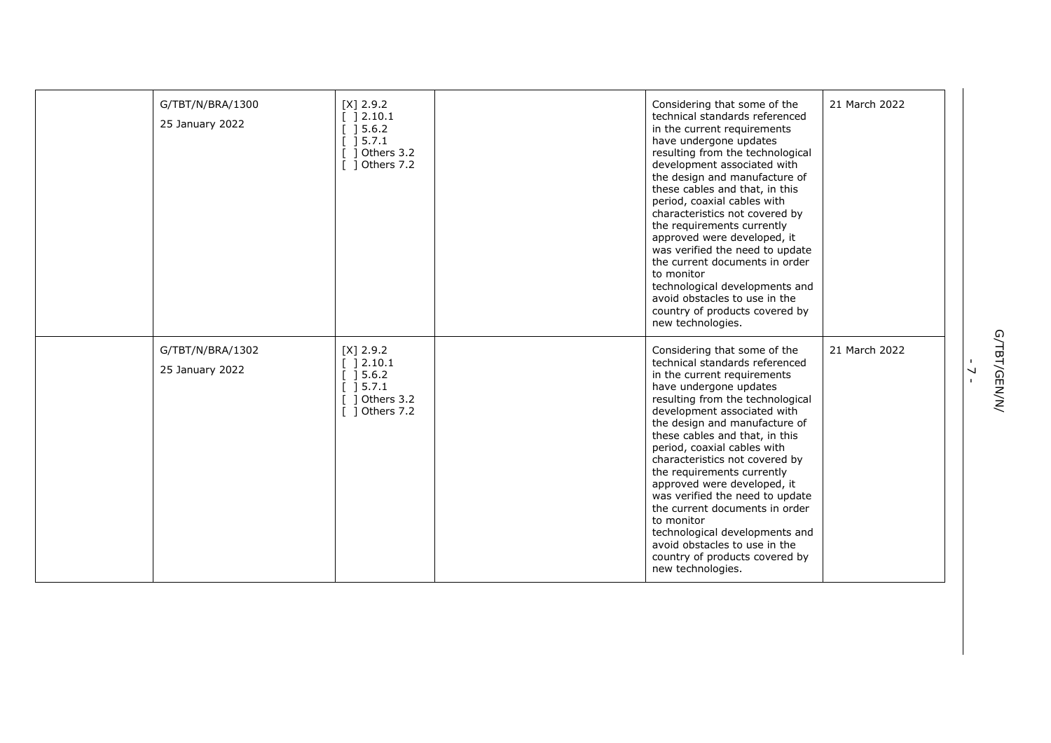| | | | | | |
|---|---|---|---|---|---|
| | G/TBT/N/BRA/1300<br><br>25 January 2022 | [X] 2.9.2<br>[ ] 2.10.1<br>[ ] 5.6.2<br>[ ] 5.7.1<br>[ ] Others 3.2<br>[ ] Others 7.2 | | Considering that some of the technical standards referenced in the current requirements have undergone updates resulting from the technological development associated with the design and manufacture of these cables and that, in this period, coaxial cables with characteristics not covered by the requirements currently approved were developed, it was verified the need to update the current documents in order to monitor technological developments and avoid obstacles to use in the country of products covered by new technologies. | 21 March 2022 |
| | G/TBT/N/BRA/1302<br><br>25 January 2022 | [X] 2.9.2<br>[ ] 2.10.1<br>[ ] 5.6.2<br>[ ] 5.7.1<br>[ ] Others 3.2<br>[ ] Others 7.2 | | Considering that some of the technical standards referenced in the current requirements have undergone updates resulting from the technological development associated with the design and manufacture of these cables and that, in this period, coaxial cables with characteristics not covered by the requirements currently approved were developed, it was verified the need to update the current documents in order to monitor technological developments and avoid obstacles to use in the country of products covered by new technologies. | 21 March 2022 |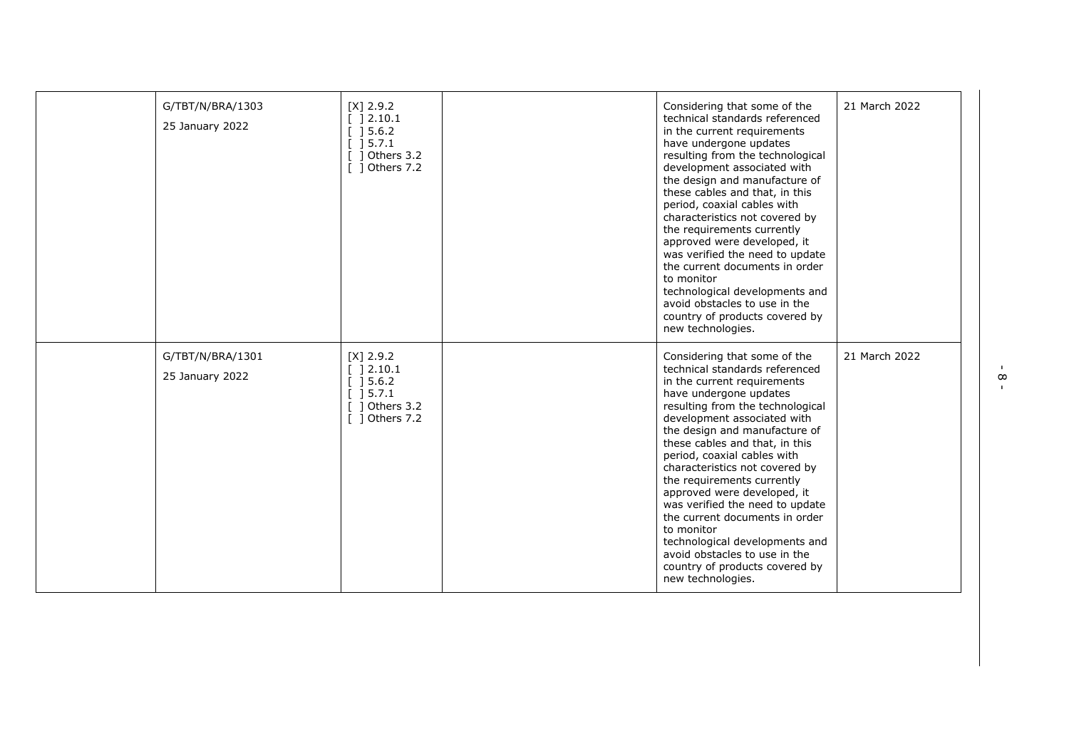| | | | | | |
|---|---|---|---|---|---|
| | G/TBT/N/BRA/1303<br><br>25 January 2022 | [X] 2.9.2<br>[ ] 2.10.1<br>[ ] 5.6.2<br>[ ] 5.7.1<br>[ ] Others 3.2<br>[ ] Others 7.2 | | Considering that some of the technical standards referenced in the current requirements have undergone updates resulting from the technological development associated with the design and manufacture of these cables and that, in this period, coaxial cables with characteristics not covered by the requirements currently approved were developed, it was verified the need to update the current documents in order to monitor technological developments and avoid obstacles to use in the country of products covered by new technologies. | 21 March 2022 |
| | G/TBT/N/BRA/1301<br><br>25 January 2022 | [X] 2.9.2<br>[ ] 2.10.1<br>[ ] 5.6.2<br>[ ] 5.7.1<br>[ ] Others 3.2<br>[ ] Others 7.2 | | Considering that some of the technical standards referenced in the current requirements have undergone updates resulting from the technological development associated with the design and manufacture of these cables and that, in this period, coaxial cables with characteristics not covered by the requirements currently approved were developed, it was verified the need to update the current documents in order to monitor technological developments and avoid obstacles to use in the country of products covered by new technologies. | 21 March 2022 |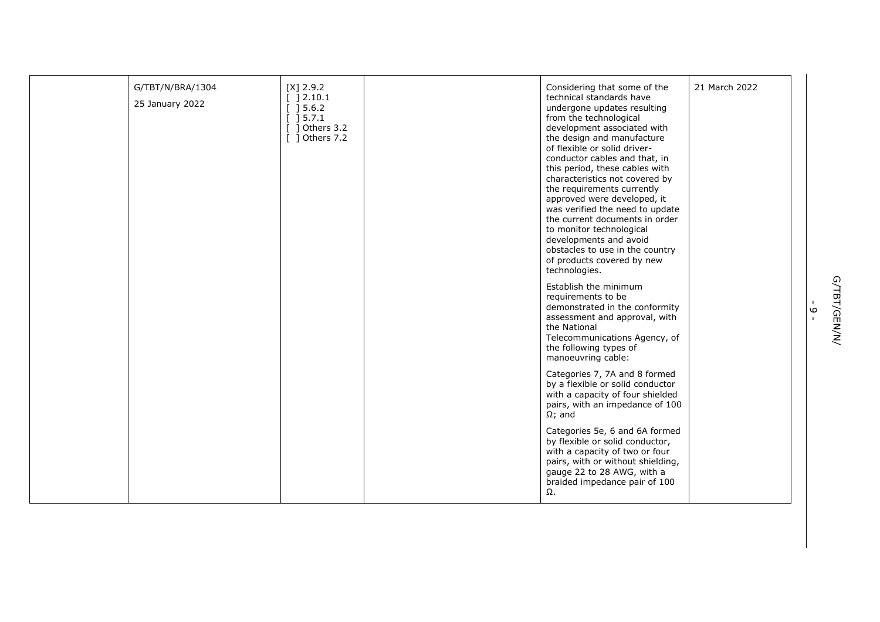| | | | | | |
|---|---|---|---|---|---|
| | G/TBT/N/BRA/1304<br><br>25 January 2022 | [X] 2.9.2<br>[ ] 2.10.1<br>[ ] 5.6.2<br>[ ] 5.7.1<br>[ ] Others 3.2<br>[ ] Others 7.2 | | Considering that some of the technical standards have undergone updates resulting from the technological development associated with the design and manufacture of flexible or solid driver-conductor cables and that, in this period, these cables with characteristics not covered by the requirements currently approved were developed, it was verified the need to update the current documents in order to monitor technological developments and avoid obstacles to use in the country of products covered by new technologies.<br><br>Establish the minimum requirements to be demonstrated in the conformity assessment and approval, with the National Telecommunications Agency, of the following types of manoeuvring cable:<br><br>Categories 7, 7A and 8 formed by a flexible or solid conductor with a capacity of four shielded pairs, with an impedance of 100 Ω; and<br><br>Categories 5e, 6 and 6A formed by flexible or solid conductor, with a capacity of two or four pairs, with or without shielding, gauge 22 to 28 AWG, with a braided impedance pair of 100 Ω. | 21 March 2022 |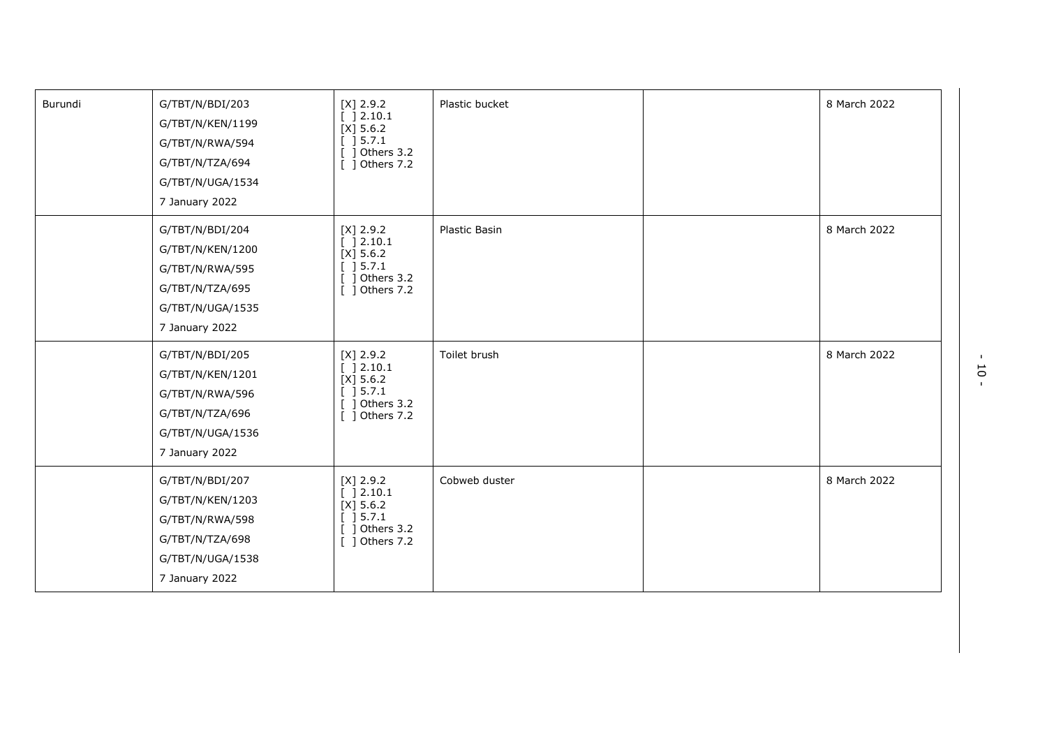| | | | | | |
|---|---|---|---|---|---|
| Burundi | G/TBT/N/BDI/203<br>G/TBT/N/KEN/1199<br>G/TBT/N/RWA/594<br>G/TBT/N/TZA/694<br>G/TBT/N/UGA/1534<br>7 January 2022 | [X] 2.9.2<br>[ ] 2.10.1<br>[X] 5.6.2<br>[ ] 5.7.1<br>[ ] Others 3.2<br>[ ] Others 7.2 | Plastic bucket | | 8 March 2022 |
| | G/TBT/N/BDI/204<br>G/TBT/N/KEN/1200<br>G/TBT/N/RWA/595<br>G/TBT/N/TZA/695<br>G/TBT/N/UGA/1535<br>7 January 2022 | [X] 2.9.2<br>[ ] 2.10.1<br>[X] 5.6.2<br>[ ] 5.7.1<br>[ ] Others 3.2<br>[ ] Others 7.2 | Plastic Basin | | 8 March 2022 |
| | G/TBT/N/BDI/205<br>G/TBT/N/KEN/1201<br>G/TBT/N/RWA/596<br>G/TBT/N/TZA/696<br>G/TBT/N/UGA/1536<br>7 January 2022 | [X] 2.9.2<br>[ ] 2.10.1<br>[X] 5.6.2<br>[ ] 5.7.1<br>[ ] Others 3.2<br>[ ] Others 7.2 | Toilet brush | | 8 March 2022 |
| | G/TBT/N/BDI/207<br>G/TBT/N/KEN/1203<br>G/TBT/N/RWA/598<br>G/TBT/N/TZA/698<br>G/TBT/N/UGA/1538<br>7 January 2022 | [X] 2.9.2<br>[ ] 2.10.1<br>[X] 5.6.2<br>[ ] 5.7.1<br>[ ] Others 3.2<br>[ ] Others 7.2 | Cobweb duster | | 8 March 2022 |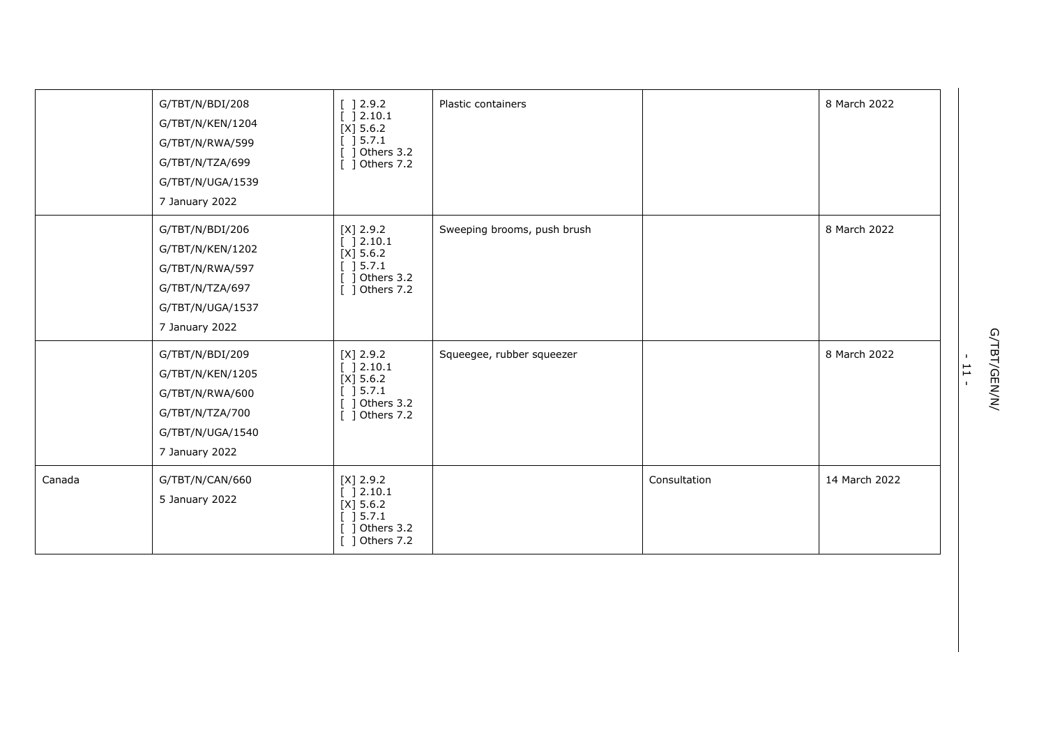| | | | | | |
|---|---|---|---|---|---|
| | G/TBT/N/BDI/208<br>G/TBT/N/KEN/1204<br>G/TBT/N/RWA/599<br>G/TBT/N/TZA/699<br>G/TBT/N/UGA/1539<br>7 January 2022 | [ ] 2.9.2<br>[ ] 2.10.1<br>[X] 5.6.2<br>[ ] 5.7.1<br>[ ] Others 3.2<br>[ ] Others 7.2 | Plastic containers | | 8 March 2022 |
| | G/TBT/N/BDI/206<br>G/TBT/N/KEN/1202<br>G/TBT/N/RWA/597<br>G/TBT/N/TZA/697<br>G/TBT/N/UGA/1537<br>7 January 2022 | [X] 2.9.2<br>[ ] 2.10.1<br>[X] 5.6.2<br>[ ] 5.7.1<br>[ ] Others 3.2<br>[ ] Others 7.2 | Sweeping brooms, push brush | | 8 March 2022 |
| | G/TBT/N/BDI/209<br>G/TBT/N/KEN/1205<br>G/TBT/N/RWA/600<br>G/TBT/N/TZA/700<br>G/TBT/N/UGA/1540<br>7 January 2022 | [X] 2.9.2<br>[ ] 2.10.1<br>[X] 5.6.2<br>[ ] 5.7.1<br>[ ] Others 3.2<br>[ ] Others 7.2 | Squeegee, rubber squeezer | | 8 March 2022 |
| Canada | G/TBT/N/CAN/660<br>5 January 2022 | [X] 2.9.2<br>[ ] 2.10.1<br>[X] 5.6.2<br>[ ] 5.7.1<br>[ ] Others 3.2<br>[ ] Others 7.2 | | Consultation | 14 March 2022 |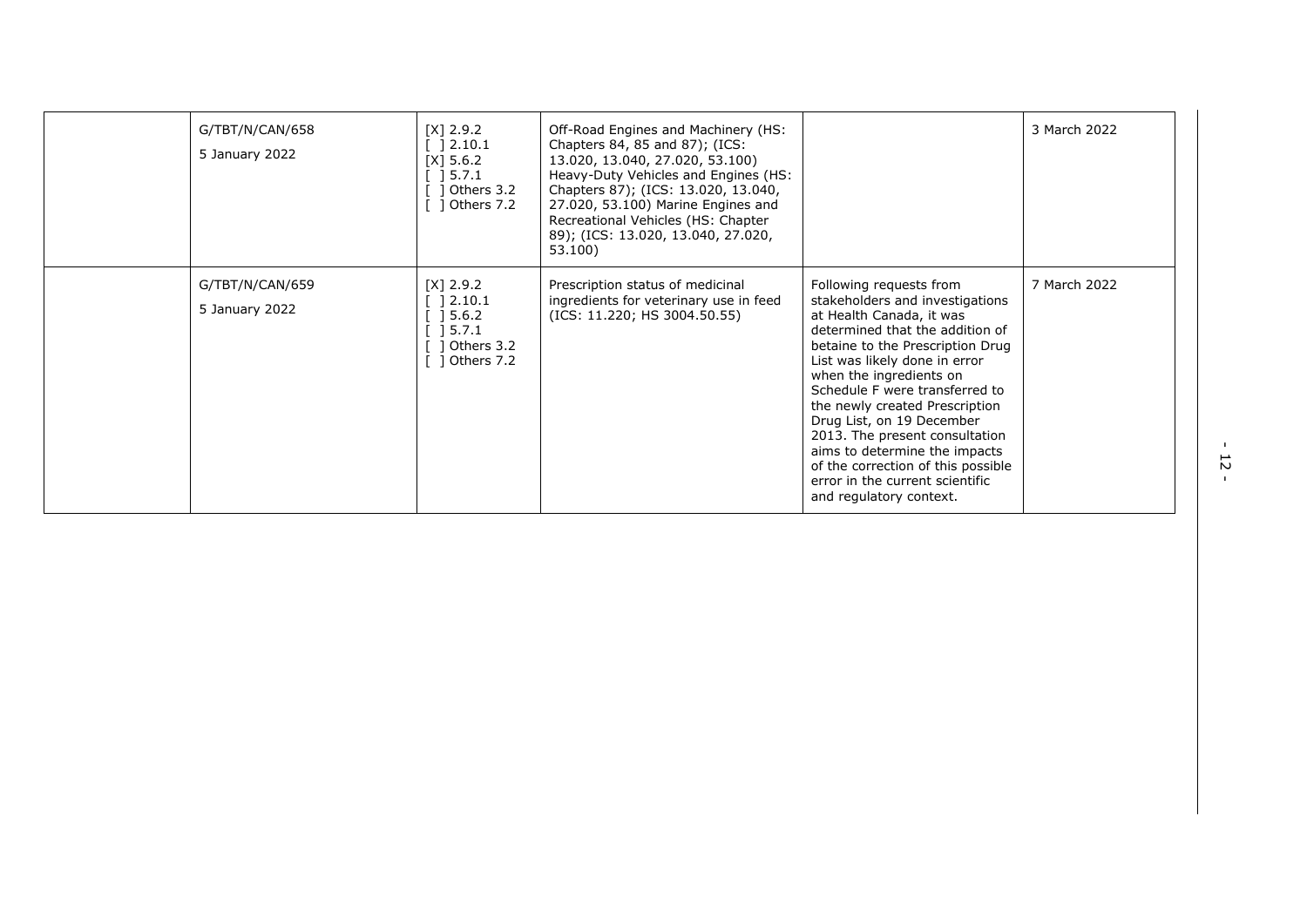| | | | | | |
|---|---|---|---|---|---|
| | G/TBT/N/CAN/658<br>5 January 2022 | [X] 2.9.2<br>[ ] 2.10.1<br>[X] 5.6.2<br>[ ] 5.7.1<br>[ ] Others 3.2<br>[ ] Others 7.2 | Off-Road Engines and Machinery (HS: Chapters 84, 85 and 87); (ICS: 13.020, 13.040, 27.020, 53.100) Heavy-Duty Vehicles and Engines (HS: Chapters 87); (ICS: 13.020, 13.040, 27.020, 53.100) Marine Engines and Recreational Vehicles (HS: Chapter 89); (ICS: 13.020, 13.040, 27.020, 53.100) | | 3 March 2022 |
| | G/TBT/N/CAN/659<br>5 January 2022 | [X] 2.9.2<br>[ ] 2.10.1<br>[ ] 5.6.2<br>[ ] 5.7.1<br>[ ] Others 3.2<br>[ ] Others 7.2 | Prescription status of medicinal ingredients for veterinary use in feed (ICS: 11.220; HS 3004.50.55) | Following requests from stakeholders and investigations at Health Canada, it was determined that the addition of betaine to the Prescription Drug List was likely done in error when the ingredients on Schedule F were transferred to the newly created Prescription Drug List, on 19 December 2013. The present consultation aims to determine the impacts of the correction of this possible error in the current scientific and regulatory context. | 7 March 2022 |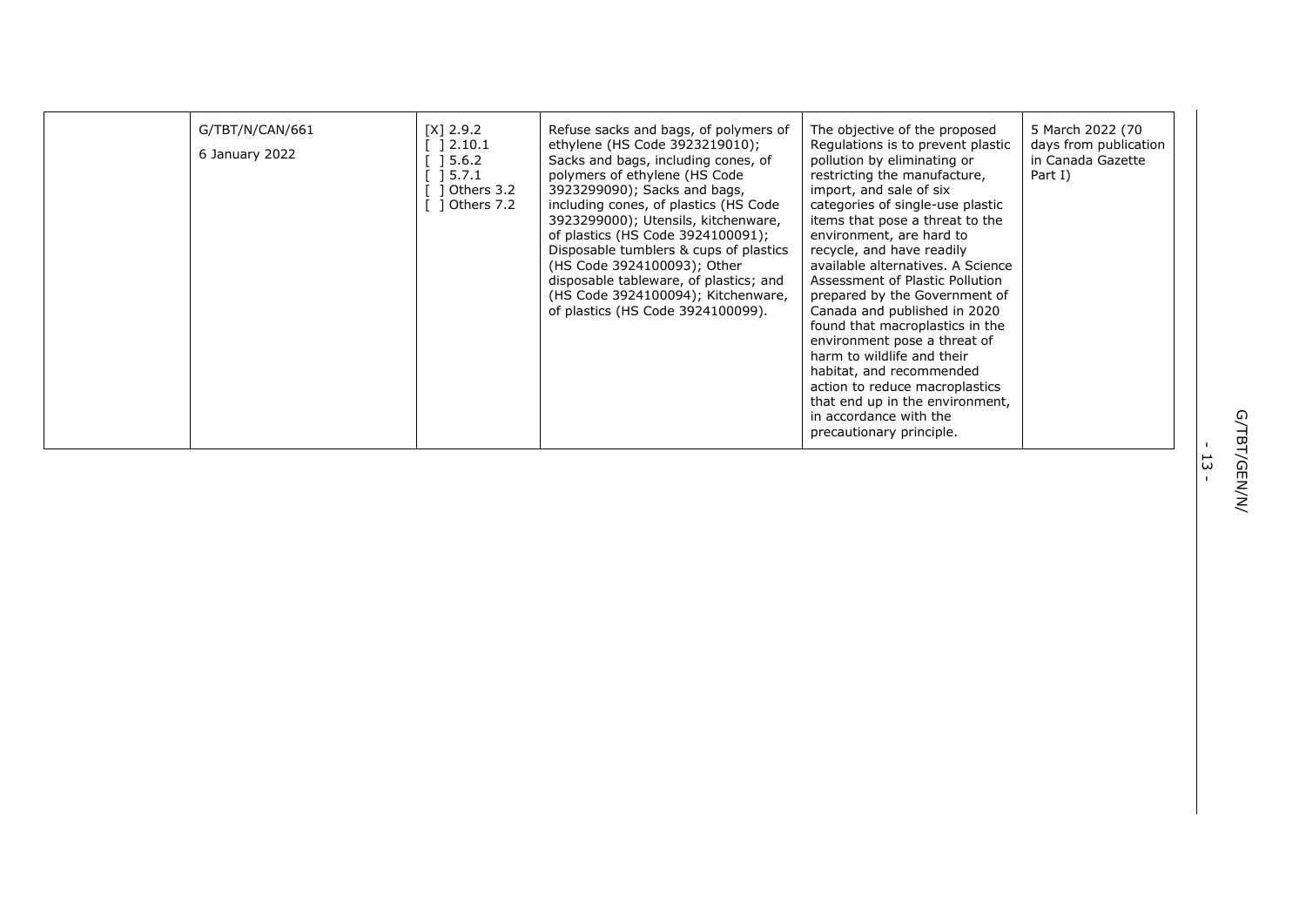| | | | | | |
|---|---|---|---|---|---|
| | G/TBT/N/CAN/661<br><br>6 January 2022 | [X] 2.9.2<br>[ ] 2.10.1<br>[ ] 5.6.2<br>[ ] 5.7.1<br>[ ] Others 3.2<br>[ ] Others 7.2 | Refuse sacks and bags, of polymers of ethylene (HS Code 3923219010); Sacks and bags, including cones, of polymers of ethylene (HS Code 3923299090); Sacks and bags, including cones, of plastics (HS Code 3923299000); Utensils, kitchenware, of plastics (HS Code 3924100091); Disposable tumblers & cups of plastics (HS Code 3924100093); Other disposable tableware, of plastics; and (HS Code 3924100094); Kitchenware, of plastics (HS Code 3924100099). | The objective of the proposed Regulations is to prevent plastic pollution by eliminating or restricting the manufacture, import, and sale of six categories of single-use plastic items that pose a threat to the environment, are hard to recycle, and have readily available alternatives. A Science Assessment of Plastic Pollution prepared by the Government of Canada and published in 2020 found that macroplastics in the environment pose a threat of harm to wildlife and their habitat, and recommended action to reduce macroplastics that end up in the environment, in accordance with the precautionary principle. | 5 March 2022 (70 days from publication in Canada Gazette Part I) |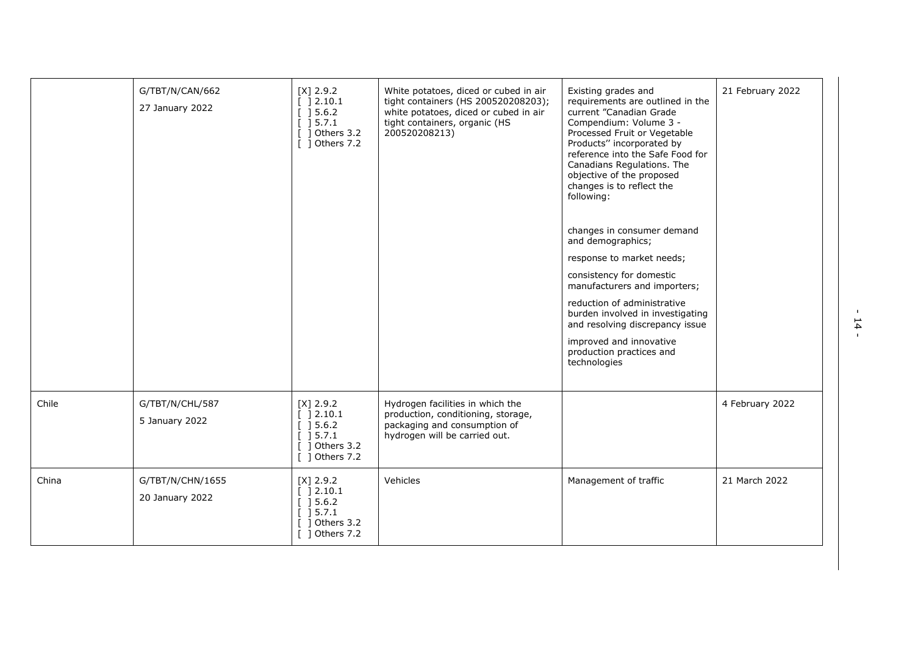| | | | | | |
|---|---|---|---|---|---|
| | G/TBT/N/CAN/662<br><br>27 January 2022 | [X] 2.9.2<br>[ ] 2.10.1<br>[ ] 5.6.2<br>[ ] 5.7.1<br>[ ] Others 3.2<br>[ ] Others 7.2 | White potatoes, diced or cubed in air tight containers (HS 200520208203); white potatoes, diced or cubed in air tight containers, organic (HS 200520208213) | Existing grades and requirements are outlined in the current "Canadian Grade Compendium: Volume 3 - Processed Fruit or Vegetable Products" incorporated by reference into the Safe Food for Canadians Regulations. The objective of the proposed changes is to reflect the following:<br><br>changes in consumer demand and demographics;<br><br>response to market needs;<br><br>consistency for domestic manufacturers and importers;<br><br>reduction of administrative burden involved in investigating and resolving discrepancy issue<br><br>improved and innovative production practices and technologies | 21 February 2022 |
| Chile | G/TBT/N/CHL/587<br><br>5 January 2022 | [X] 2.9.2<br>[ ] 2.10.1<br>[ ] 5.6.2<br>[ ] 5.7.1<br>[ ] Others 3.2<br>[ ] Others 7.2 | Hydrogen facilities in which the production, conditioning, storage, packaging and consumption of hydrogen will be carried out. | | 4 February 2022 |
| China | G/TBT/N/CHN/1655<br><br>20 January 2022 | [X] 2.9.2<br>[ ] 2.10.1<br>[ ] 5.6.2<br>[ ] 5.7.1<br>[ ] Others 3.2<br>[ ] Others 7.2 | Vehicles | Management of traffic | 21 March 2022 |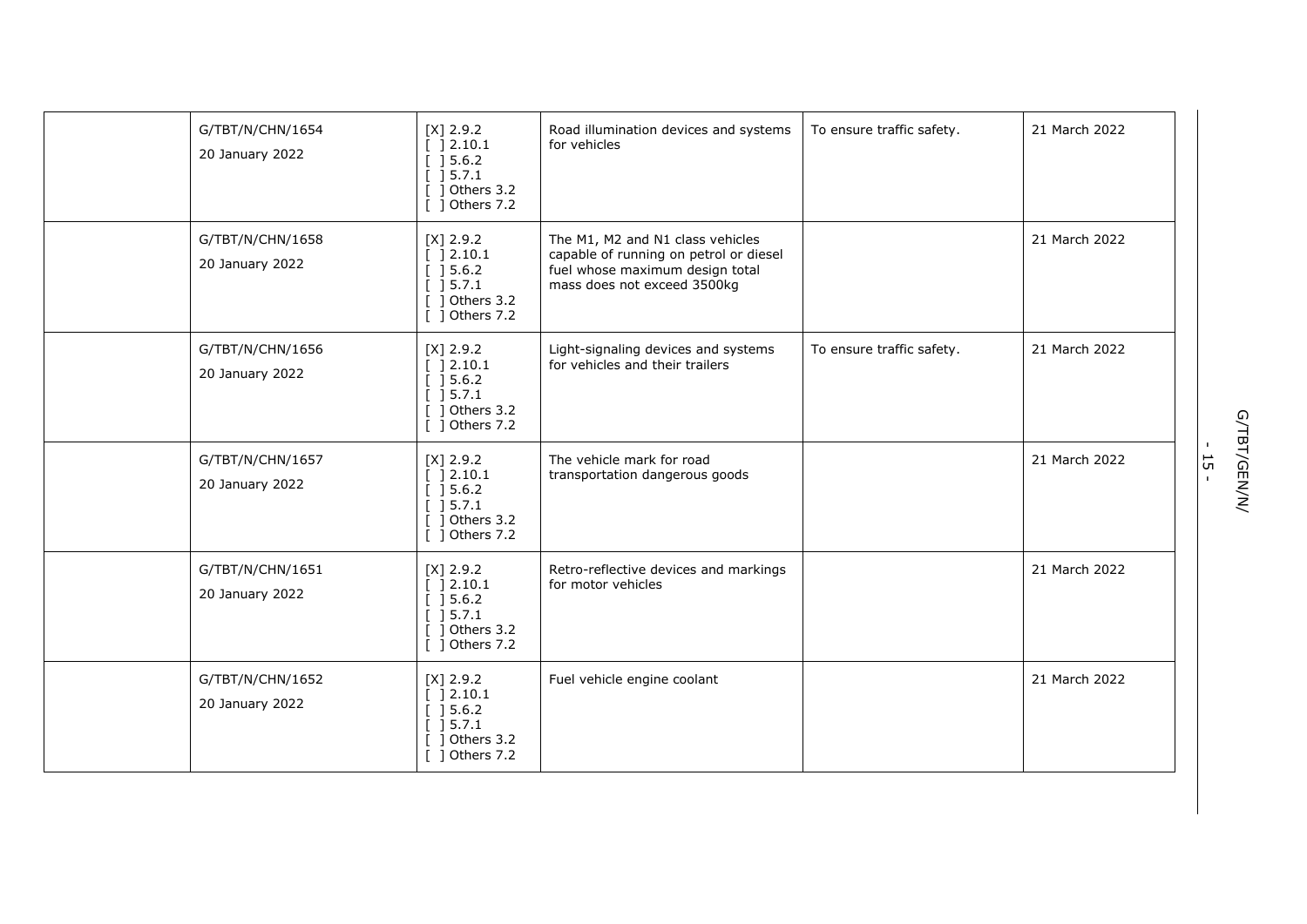| | | | | | |
|---|---|---|---|---|---|
| | G/TBT/N/CHN/1654<br>20 January 2022 | [X] 2.9.2<br>[ ] 2.10.1<br>[ ] 5.6.2<br>[ ] 5.7.1<br>[ ] Others 3.2<br>[ ] Others 7.2 | Road illumination devices and systems for vehicles | To ensure traffic safety. | 21 March 2022 |
| | G/TBT/N/CHN/1658<br>20 January 2022 | [X] 2.9.2<br>[ ] 2.10.1<br>[ ] 5.6.2<br>[ ] 5.7.1<br>[ ] Others 3.2<br>[ ] Others 7.2 | The M1, M2 and N1 class vehicles capable of running on petrol or diesel fuel whose maximum design total mass does not exceed 3500kg | | 21 March 2022 |
| | G/TBT/N/CHN/1656<br>20 January 2022 | [X] 2.9.2<br>[ ] 2.10.1<br>[ ] 5.6.2<br>[ ] 5.7.1<br>[ ] Others 3.2<br>[ ] Others 7.2 | Light-signaling devices and systems for vehicles and their trailers | To ensure traffic safety. | 21 March 2022 |
| | G/TBT/N/CHN/1657<br>20 January 2022 | [X] 2.9.2<br>[ ] 2.10.1<br>[ ] 5.6.2<br>[ ] 5.7.1<br>[ ] Others 3.2<br>[ ] Others 7.2 | The vehicle mark for road transportation dangerous goods | | 21 March 2022 |
| | G/TBT/N/CHN/1651<br>20 January 2022 | [X] 2.9.2<br>[ ] 2.10.1<br>[ ] 5.6.2<br>[ ] 5.7.1<br>[ ] Others 3.2<br>[ ] Others 7.2 | Retro-reflective devices and markings for motor vehicles | | 21 March 2022 |
| | G/TBT/N/CHN/1652<br>20 January 2022 | [X] 2.9.2<br>[ ] 2.10.1<br>[ ] 5.6.2<br>[ ] 5.7.1<br>[ ] Others 3.2<br>[ ] Others 7.2 | Fuel vehicle engine coolant | | 21 March 2022 |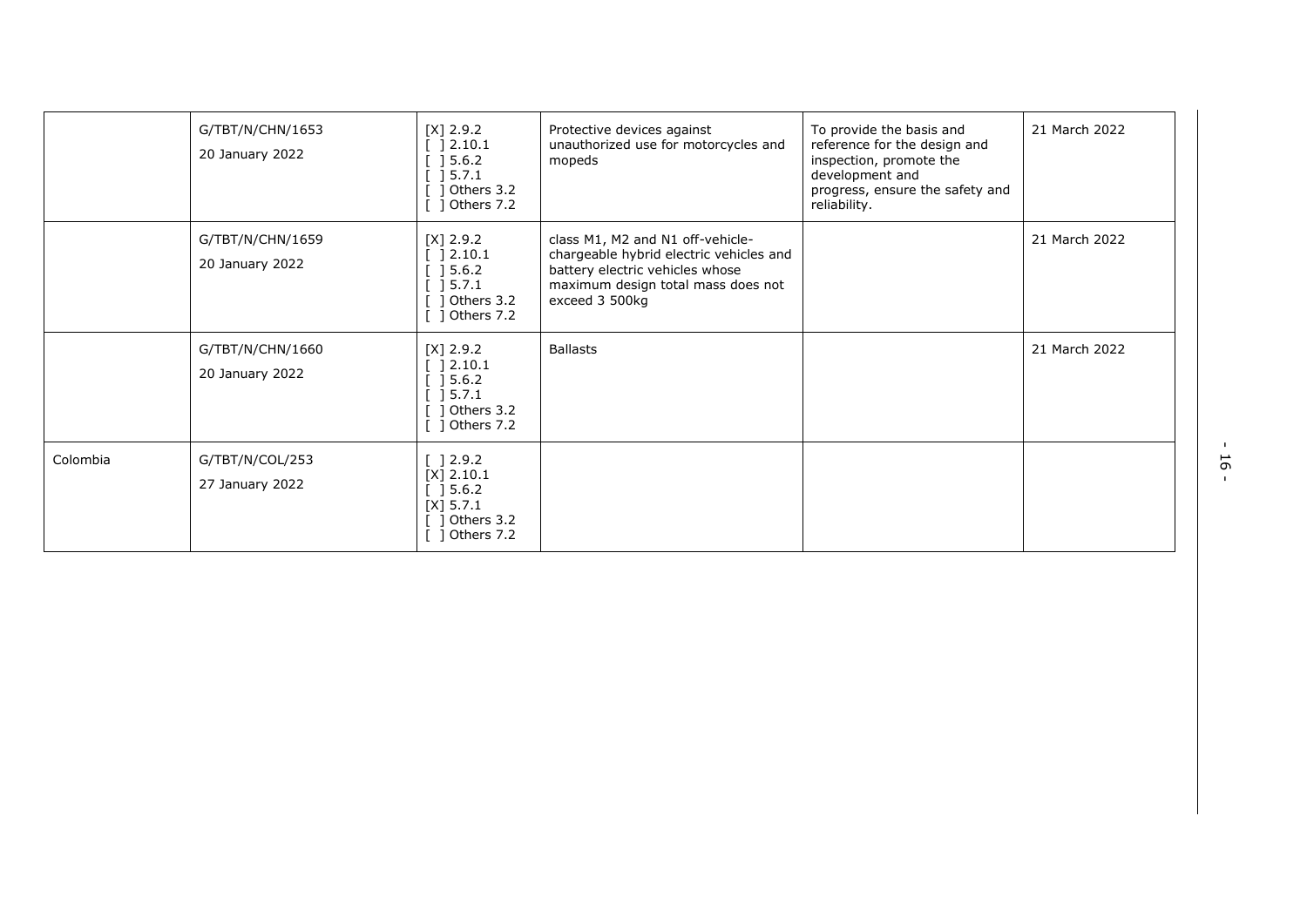| | | | | | |
|---|---|---|---|---|---|
| | G/TBT/N/CHN/1653<br><br>20 January 2022 | [X] 2.9.2<br>[ ] 2.10.1<br>[ ] 5.6.2<br>[ ] 5.7.1<br>[ ] Others 3.2<br>[ ] Others 7.2 | Protective devices against unauthorized use for motorcycles and mopeds | To provide the basis and reference for the design and inspection, promote the development and progress, ensure the safety and reliability. | 21 March 2022 |
| | G/TBT/N/CHN/1659<br><br>20 January 2022 | [X] 2.9.2<br>[ ] 2.10.1<br>[ ] 5.6.2<br>[ ] 5.7.1<br>[ ] Others 3.2<br>[ ] Others 7.2 | class M1, M2 and N1 off-vehicle-chargeable hybrid electric vehicles and battery electric vehicles whose maximum design total mass does not exceed 3 500kg | | 21 March 2022 |
| | G/TBT/N/CHN/1660<br><br>20 January 2022 | [X] 2.9.2<br>[ ] 2.10.1<br>[ ] 5.6.2<br>[ ] 5.7.1<br>[ ] Others 3.2<br>[ ] Others 7.2 | Ballasts | | 21 March 2022 |
| Colombia | G/TBT/N/COL/253<br><br>27 January 2022 | [ ] 2.9.2<br>[X] 2.10.1<br>[ ] 5.6.2<br>[X] 5.7.1<br>[ ] Others 3.2<br>[ ] Others 7.2 | | | |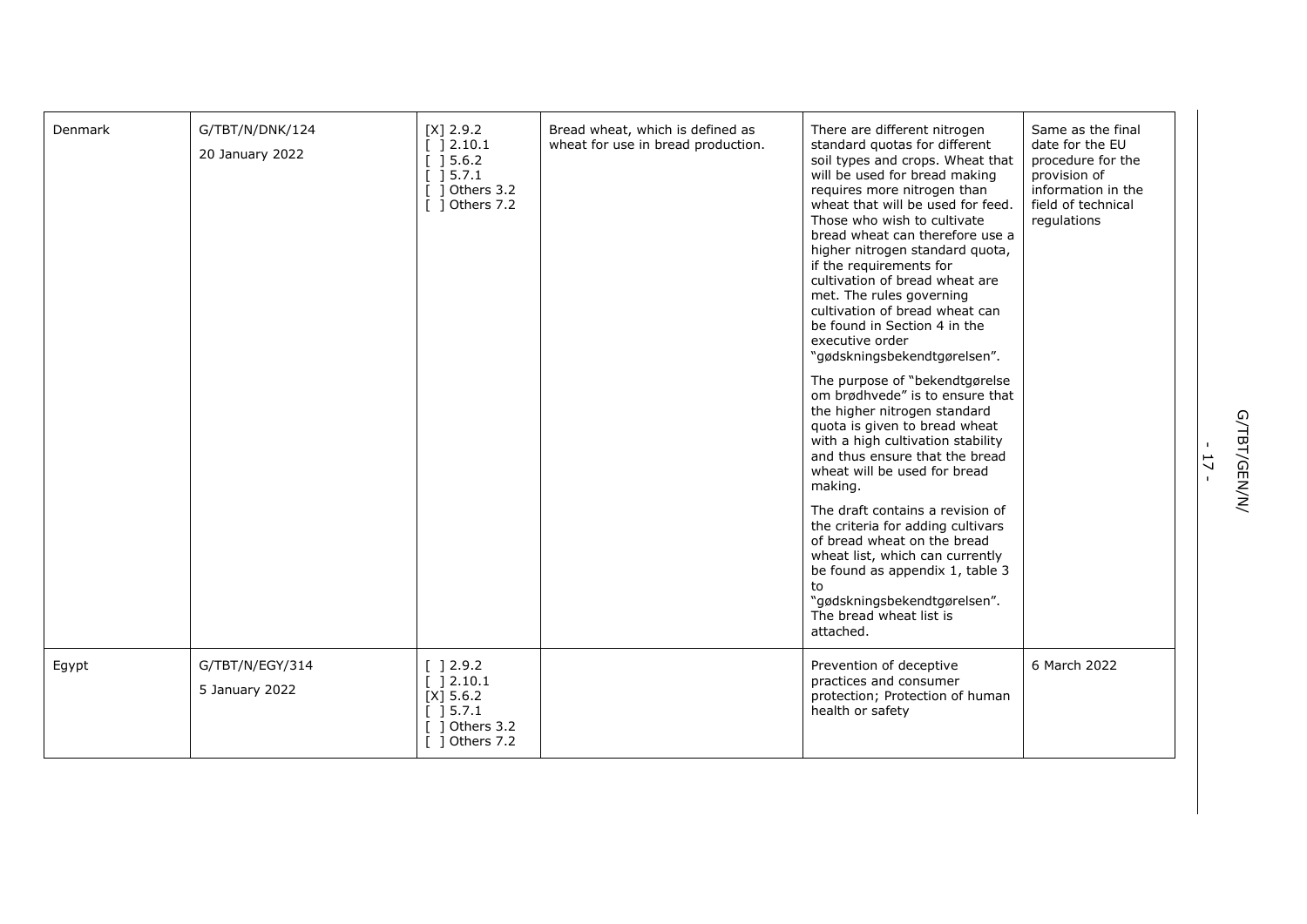| Denmark | G/TBT/N/DNK/124<br>20 January 2022 | [X] 2.9.2<br>[ ] 2.10.1<br>[ ] 5.6.2<br>[ ] 5.7.1<br>[ ] Others 3.2<br>[ ] Others 7.2 | Bread wheat, which is defined as wheat for use in bread production. | There are different nitrogen standard quotas for different soil types and crops. Wheat that will be used for bread making requires more nitrogen than wheat that will be used for feed. Those who wish to cultivate bread wheat can therefore use a higher nitrogen standard quota, if the requirements for cultivation of bread wheat are met. The rules governing cultivation of bread wheat can be found in Section 4 in the executive order "gødskningsbekendtgørelsen".<br>The purpose of "bekendtgørelse om brødhvede" is to ensure that the higher nitrogen standard quota is given to bread wheat with a high cultivation stability and thus ensure that the bread wheat will be used for bread making.<br>The draft contains a revision of the criteria for adding cultivars of bread wheat on the bread wheat list, which can currently be found as appendix 1, table 3 to "gødskningsbekendtgørelsen". The bread wheat list is attached. | Same as the final date for the EU procedure for the provision of information in the field of technical regulations |
|---|---|---|---|---|---|
| Egypt | G/TBT/N/EGY/314<br>5 January 2022 | [ ] 2.9.2<br>[ ] 2.10.1<br>[X] 5.6.2<br>[ ] 5.7.1<br>[ ] Others 3.2<br>[ ] Others 7.2 | | Prevention of deceptive practices and consumer protection; Protection of human health or safety | 6 March 2022 |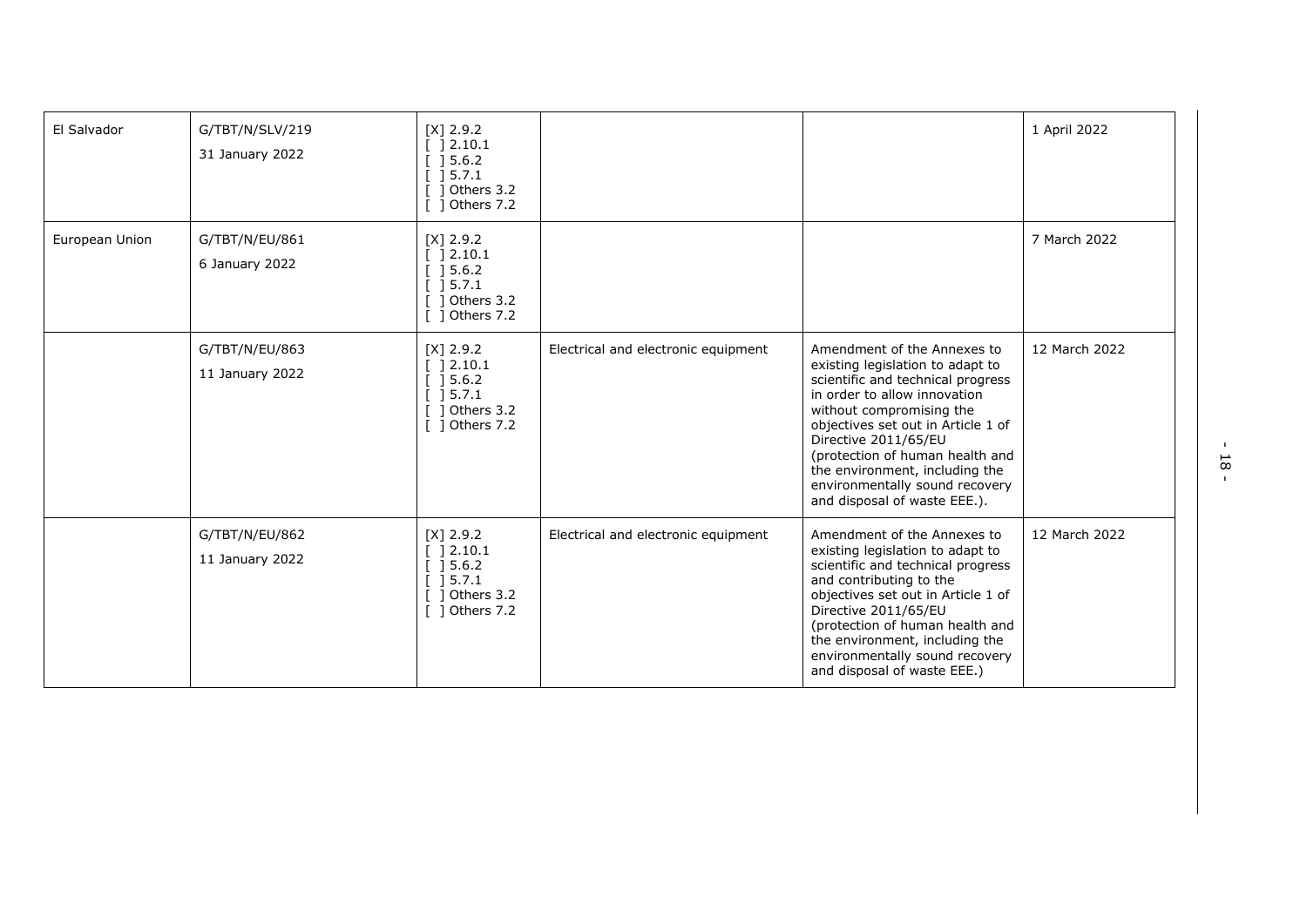| | | | | | |
|---|---|---|---|---|---|
| El Salvador | G/TBT/N/SLV/219<br>31 January 2022 | [X] 2.9.2<br>[ ] 2.10.1<br>[ ] 5.6.2<br>[ ] 5.7.1<br>[ ] Others 3.2<br>[ ] Others 7.2 | | | 1 April 2022 |
| European Union | G/TBT/N/EU/861<br>6 January 2022 | [X] 2.9.2<br>[ ] 2.10.1<br>[ ] 5.6.2<br>[ ] 5.7.1<br>[ ] Others 3.2<br>[ ] Others 7.2 | | | 7 March 2022 |
| | G/TBT/N/EU/863<br>11 January 2022 | [X] 2.9.2<br>[ ] 2.10.1<br>[ ] 5.6.2<br>[ ] 5.7.1<br>[ ] Others 3.2<br>[ ] Others 7.2 | Electrical and electronic equipment | Amendment of the Annexes to existing legislation to adapt to scientific and technical progress in order to allow innovation without compromising the objectives set out in Article 1 of Directive 2011/65/EU (protection of human health and the environment, including the environmentally sound recovery and disposal of waste EEE.). | 12 March 2022 |
| | G/TBT/N/EU/862<br>11 January 2022 | [X] 2.9.2<br>[ ] 2.10.1<br>[ ] 5.6.2<br>[ ] 5.7.1<br>[ ] Others 3.2<br>[ ] Others 7.2 | Electrical and electronic equipment | Amendment of the Annexes to existing legislation to adapt to scientific and technical progress and contributing to the objectives set out in Article 1 of Directive 2011/65/EU (protection of human health and the environment, including the environmentally sound recovery and disposal of waste EEE.) | 12 March 2022 |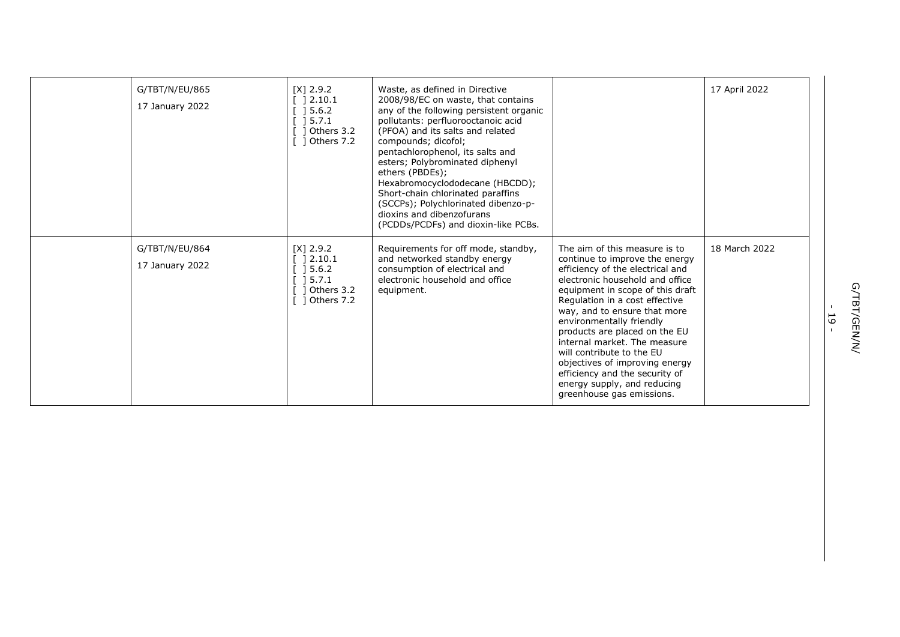| | | | | | |
|---|---|---|---|---|---|
| | G/TBT/N/EU/865<br><br>17 January 2022 | [X] 2.9.2<br>[ ] 2.10.1<br>[ ] 5.6.2<br>[ ] 5.7.1<br>[ ] Others 3.2<br>[ ] Others 7.2 | Waste, as defined in Directive 2008/98/EC on waste, that contains any of the following persistent organic pollutants: perfluorooctanoic acid (PFOA) and its salts and related compounds; dicofol; pentachlorophenol, its salts and esters; Polybrominated diphenyl ethers (PBDEs); Hexabromocyclododecane (HBCDD); Short-chain chlorinated paraffins (SCCPs); Polychlorinated dibenzo-p-dioxins and dibenzofurans (PCDDs/PCDFs) and dioxin-like PCBs. | | 17 April 2022 |
| | G/TBT/N/EU/864<br><br>17 January 2022 | [X] 2.9.2<br>[ ] 2.10.1<br>[ ] 5.6.2<br>[ ] 5.7.1<br>[ ] Others 3.2<br>[ ] Others 7.2 | Requirements for off mode, standby, and networked standby energy consumption of electrical and electronic household and office equipment. | The aim of this measure is to continue to improve the energy efficiency of the electrical and electronic household and office equipment in scope of this draft Regulation in a cost effective way, and to ensure that more environmentally friendly products are placed on the EU internal market. The measure will contribute to the EU objectives of improving energy efficiency and the security of energy supply, and reducing greenhouse gas emissions. | 18 March 2022 |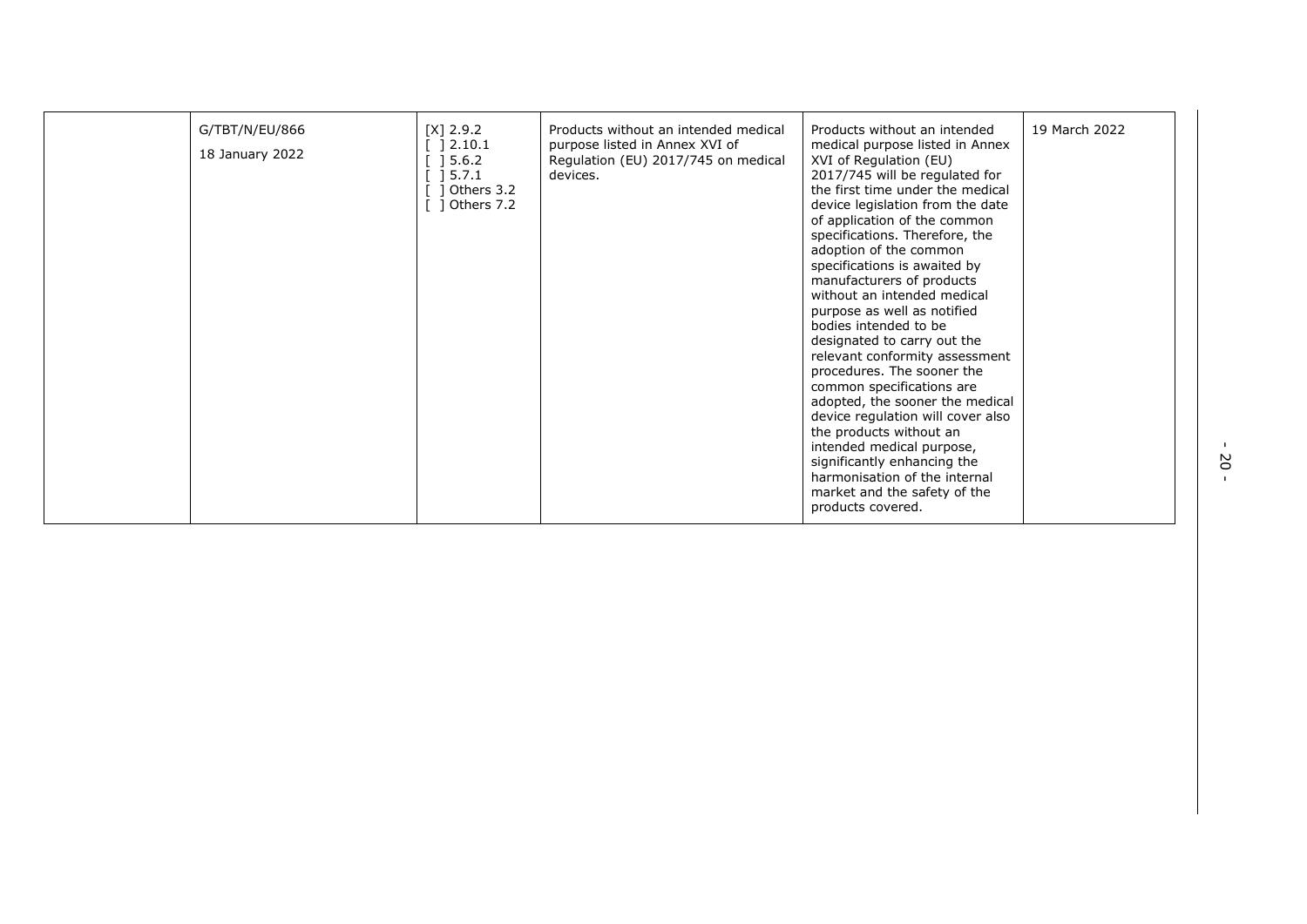|  | G/TBT/N/EU/866<br><br>18 January 2022 | [X] 2.9.2<br>[ ] 2.10.1<br>[ ] 5.6.2<br>[ ] 5.7.1<br>[ ] Others 3.2<br>[ ] Others 7.2 | Products without an intended medical purpose listed in Annex XVI of Regulation (EU) 2017/745 on medical devices. | Products without an intended medical purpose listed in Annex XVI of Regulation (EU) 2017/745 will be regulated for the first time under the medical device legislation from the date of application of the common specifications. Therefore, the adoption of the common specifications is awaited by manufacturers of products without an intended medical purpose as well as notified bodies intended to be designated to carry out the relevant conformity assessment procedures. The sooner the common specifications are adopted, the sooner the medical device regulation will cover also the products without an intended medical purpose, significantly enhancing the harmonisation of the internal market and the safety of the products covered. | 19 March 2022 |
|---|---|---|---|---|---|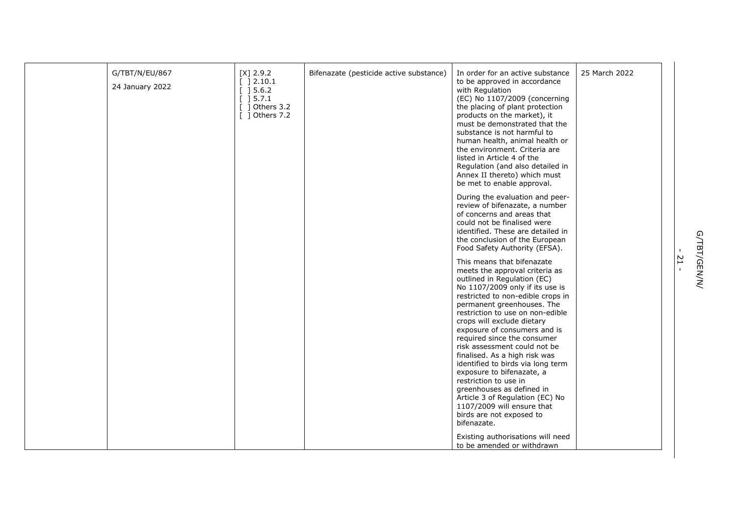| | | | | | |
|---|---|---|---|---|---|
| | G/TBT/N/EU/867<br>24 January 2022 | [X] 2.9.2<br>[ ] 2.10.1<br>[ ] 5.6.2<br>[ ] 5.7.1<br>[ ] Others 3.2<br>[ ] Others 7.2 | Bifenazate (pesticide active substance) | In order for an active substance to be approved in accordance with Regulation (EC) No 1107/2009 (concerning the placing of plant protection products on the market), it must be demonstrated that the substance is not harmful to human health, animal health or the environment. Criteria are listed in Article 4 of the Regulation (and also detailed in Annex II thereto) which must be met to enable approval.<br><br>During the evaluation and peer-review of bifenazate, a number of concerns and areas that could not be finalised were identified. These are detailed in the conclusion of the European Food Safety Authority (EFSA).<br><br>This means that bifenazate meets the approval criteria as outlined in Regulation (EC) No 1107/2009 only if its use is restricted to non-edible crops in permanent greenhouses. The restriction to use on non-edible crops will exclude dietary exposure of consumers and is required since the consumer risk assessment could not be finalised. As a high risk was identified to birds via long term exposure to bifenazate, a restriction to use in greenhouses as defined in Article 3 of Regulation (EC) No 1107/2009 will ensure that birds are not exposed to bifenazate.<br><br>Existing authorisations will need to be amended or withdrawn | 25 March 2022 |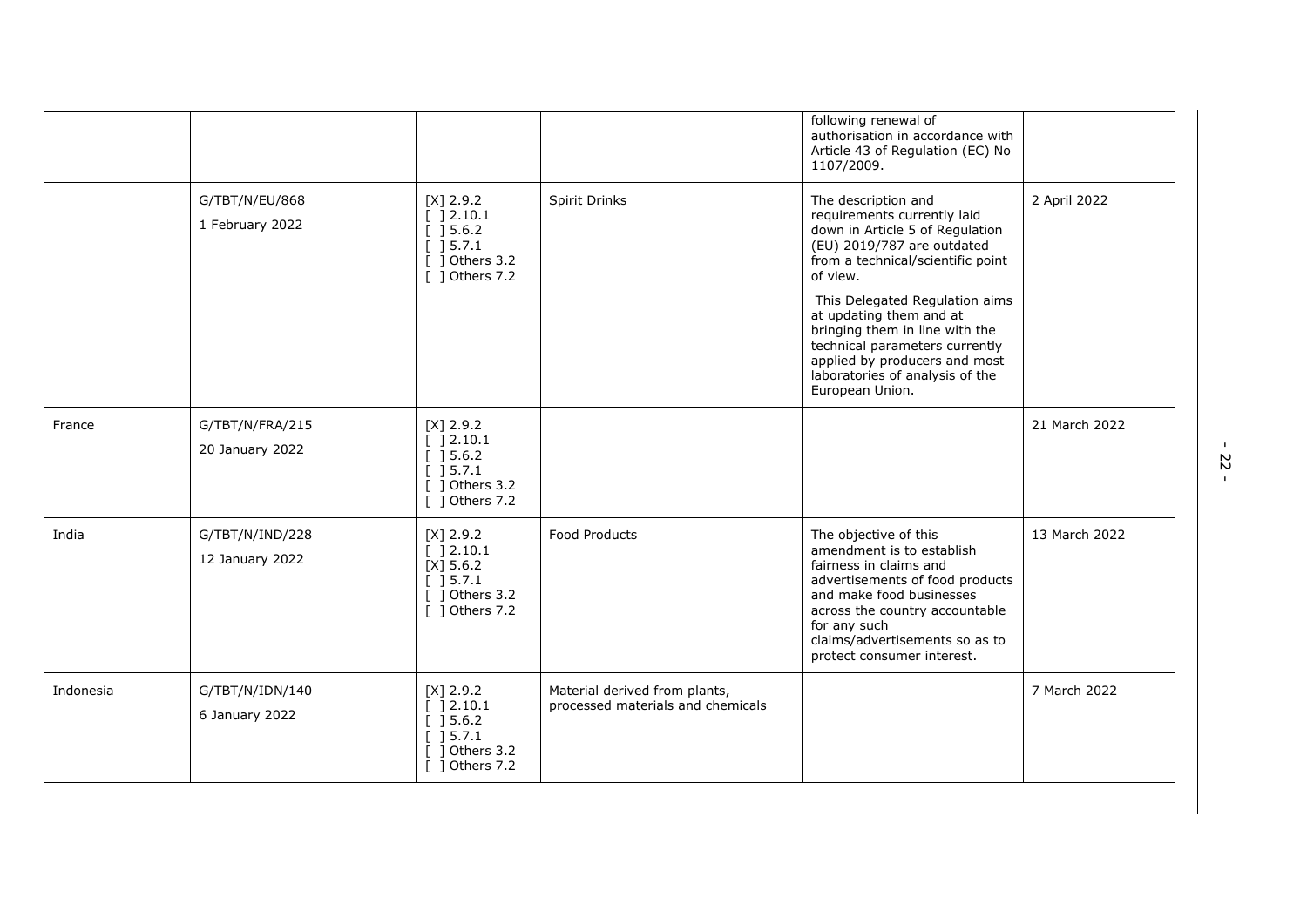| | | | | | |
|---|---|---|---|---|---|
| | | | | following renewal of authorisation in accordance with Article 43 of Regulation (EC) No 1107/2009. | |
| | G/TBT/N/EU/868<br>1 February 2022 | [X] 2.9.2<br>[ ] 2.10.1<br>[ ] 5.6.2<br>[ ] 5.7.1<br>[ ] Others 3.2<br>[ ] Others 7.2 | Spirit Drinks | The description and requirements currently laid down in Article 5 of Regulation (EU) 2019/787 are outdated from a technical/scientific point of view.<br><br>This Delegated Regulation aims at updating them and at bringing them in line with the technical parameters currently applied by producers and most laboratories of analysis of the European Union. | 2 April 2022 |
| France | G/TBT/N/FRA/215<br>20 January 2022 | [X] 2.9.2<br>[ ] 2.10.1<br>[ ] 5.6.2<br>[ ] 5.7.1<br>[ ] Others 3.2<br>[ ] Others 7.2 | | | 21 March 2022 |
| India | G/TBT/N/IND/228<br>12 January 2022 | [X] 2.9.2<br>[ ] 2.10.1<br>[X] 5.6.2<br>[ ] 5.7.1<br>[ ] Others 3.2<br>[ ] Others 7.2 | Food Products | The objective of this amendment is to establish fairness in claims and advertisements of food products and make food businesses across the country accountable for any such claims/advertisements so as to protect consumer interest. | 13 March 2022 |
| Indonesia | G/TBT/N/IDN/140<br>6 January 2022 | [X] 2.9.2<br>[ ] 2.10.1<br>[ ] 5.6.2<br>[ ] 5.7.1<br>[ ] Others 3.2<br>[ ] Others 7.2 | Material derived from plants, processed materials and chemicals | | 7 March 2022 |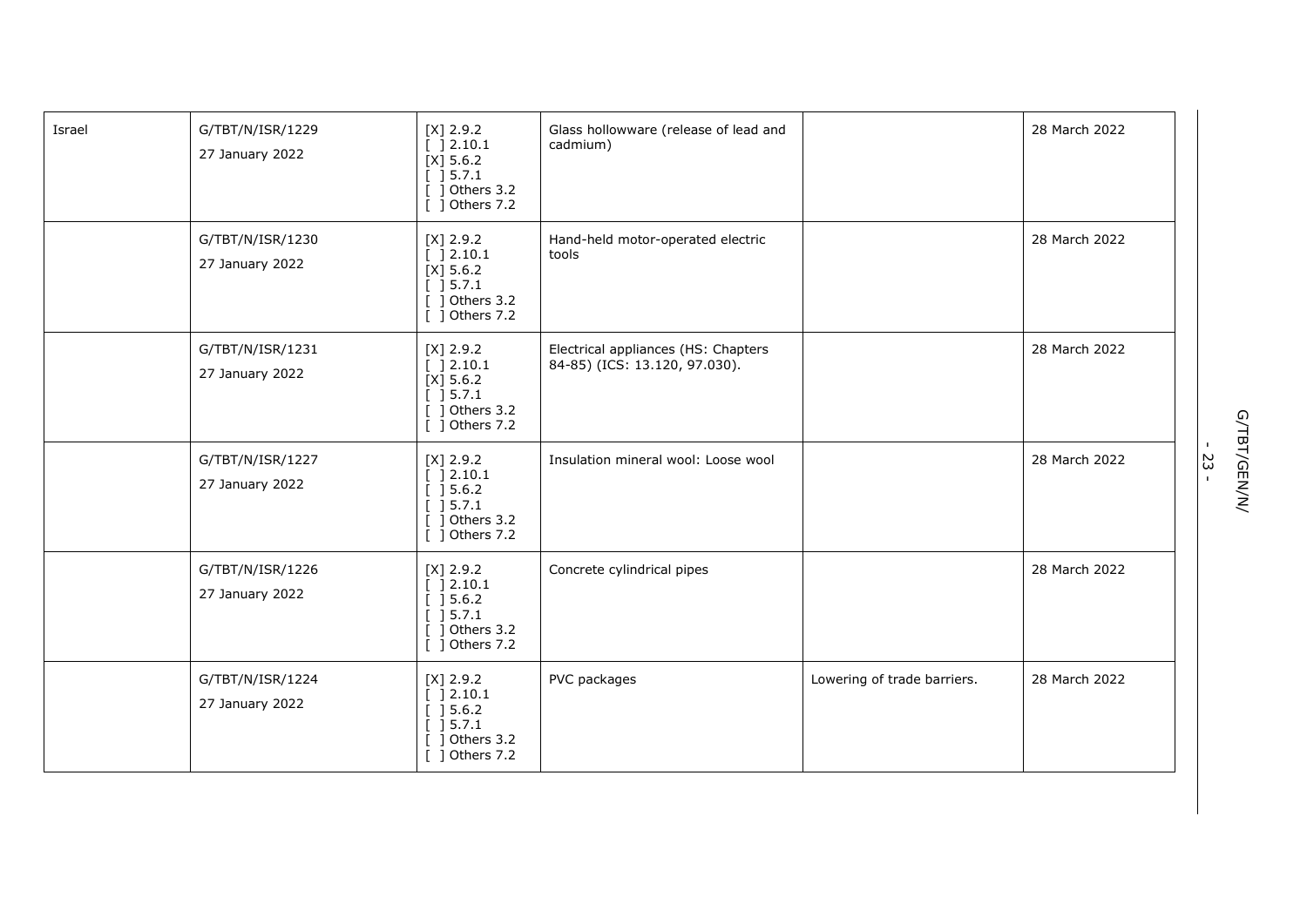| | | | | | |
|---|---|---|---|---|---|
| Israel | G/TBT/N/ISR/1229<br>27 January 2022 | [X] 2.9.2<br>[ ] 2.10.1<br>[X] 5.6.2<br>[ ] 5.7.1<br>[ ] Others 3.2<br>[ ] Others 7.2 | Glass hollowware (release of lead and cadmium) | | 28 March 2022 |
| | G/TBT/N/ISR/1230<br>27 January 2022 | [X] 2.9.2<br>[ ] 2.10.1<br>[X] 5.6.2<br>[ ] 5.7.1<br>[ ] Others 3.2<br>[ ] Others 7.2 | Hand-held motor-operated electric tools | | 28 March 2022 |
| | G/TBT/N/ISR/1231<br>27 January 2022 | [X] 2.9.2<br>[ ] 2.10.1<br>[X] 5.6.2<br>[ ] 5.7.1<br>[ ] Others 3.2<br>[ ] Others 7.2 | Electrical appliances (HS: Chapters 84-85) (ICS: 13.120, 97.030). | | 28 March 2022 |
| | G/TBT/N/ISR/1227<br>27 January 2022 | [X] 2.9.2<br>[ ] 2.10.1<br>[ ] 5.6.2<br>[ ] 5.7.1<br>[ ] Others 3.2<br>[ ] Others 7.2 | Insulation mineral wool: Loose wool | | 28 March 2022 |
| | G/TBT/N/ISR/1226<br>27 January 2022 | [X] 2.9.2<br>[ ] 2.10.1<br>[ ] 5.6.2<br>[ ] 5.7.1<br>[ ] Others 3.2<br>[ ] Others 7.2 | Concrete cylindrical pipes | | 28 March 2022 |
| | G/TBT/N/ISR/1224<br>27 January 2022 | [X] 2.9.2<br>[ ] 2.10.1<br>[ ] 5.6.2<br>[ ] 5.7.1<br>[ ] Others 3.2<br>[ ] Others 7.2 | PVC packages | Lowering of trade barriers. | 28 March 2022 |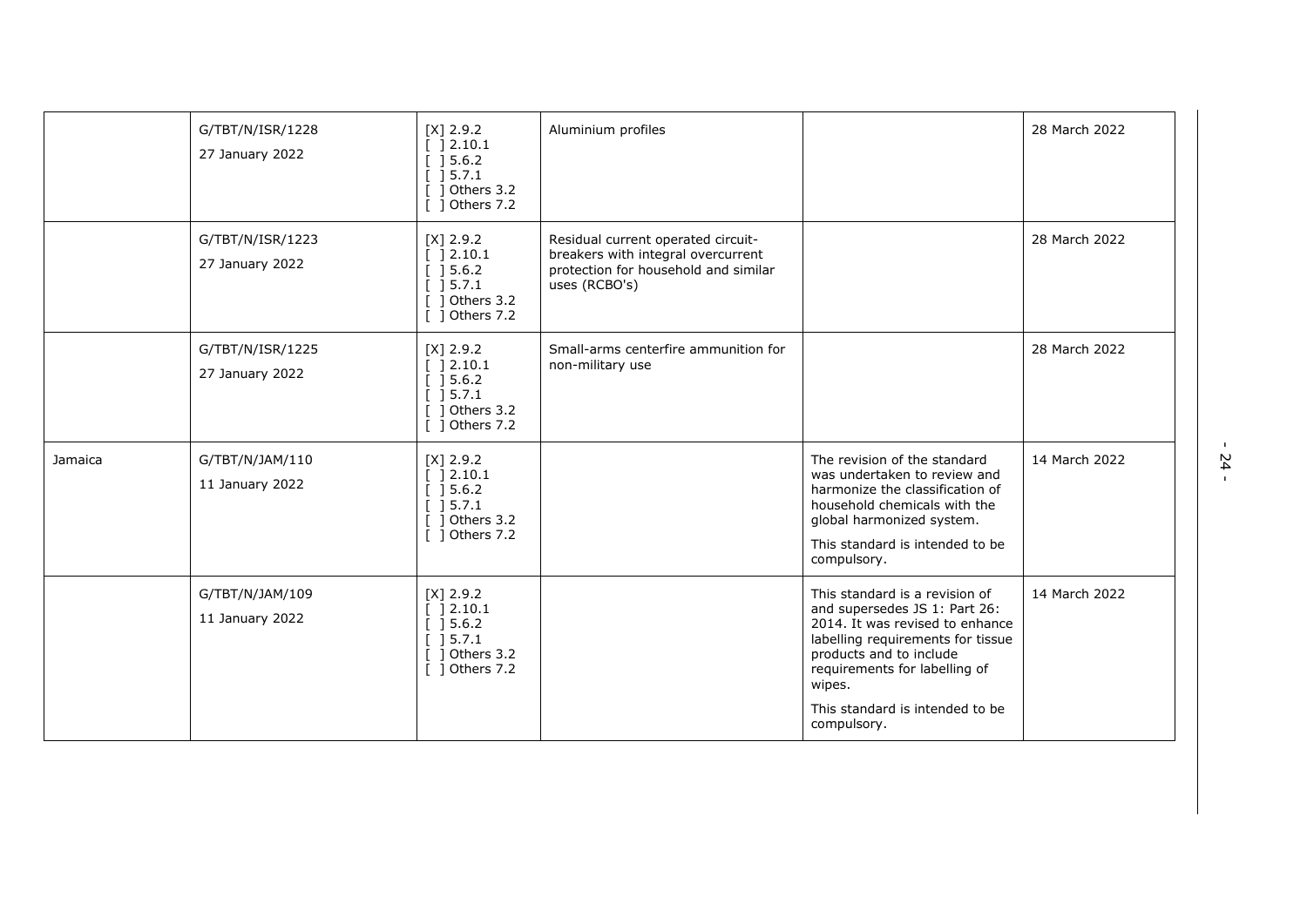| | | | | | |
|---|---|---|---|---|---|
| | G/TBT/N/ISR/1228<br><br>27 January 2022 | [X] 2.9.2<br>[ ] 2.10.1<br>[ ] 5.6.2<br>[ ] 5.7.1<br>[ ] Others 3.2<br>[ ] Others 7.2 | Aluminium profiles | | 28 March 2022 |
| | G/TBT/N/ISR/1223<br><br>27 January 2022 | [X] 2.9.2<br>[ ] 2.10.1<br>[ ] 5.6.2<br>[ ] 5.7.1<br>[ ] Others 3.2<br>[ ] Others 7.2 | Residual current operated circuit-breakers with integral overcurrent protection for household and similar uses (RCBO's) | | 28 March 2022 |
| | G/TBT/N/ISR/1225<br><br>27 January 2022 | [X] 2.9.2<br>[ ] 2.10.1<br>[ ] 5.6.2<br>[ ] 5.7.1<br>[ ] Others 3.2<br>[ ] Others 7.2 | Small-arms centerfire ammunition for non-military use | | 28 March 2022 |
| Jamaica | G/TBT/N/JAM/110<br><br>11 January 2022 | [X] 2.9.2<br>[ ] 2.10.1<br>[ ] 5.6.2<br>[ ] 5.7.1<br>[ ] Others 3.2<br>[ ] Others 7.2 | | The revision of the standard was undertaken to review and harmonize the classification of household chemicals with the global harmonized system.<br><br>This standard is intended to be compulsory. | 14 March 2022 |
| | G/TBT/N/JAM/109<br><br>11 January 2022 | [X] 2.9.2<br>[ ] 2.10.1<br>[ ] 5.6.2<br>[ ] 5.7.1<br>[ ] Others 3.2<br>[ ] Others 7.2 | | This standard is a revision of and supersedes JS 1: Part 26: 2014. It was revised to enhance labelling requirements for tissue products and to include requirements for labelling of wipes.<br><br>This standard is intended to be compulsory. | 14 March 2022 |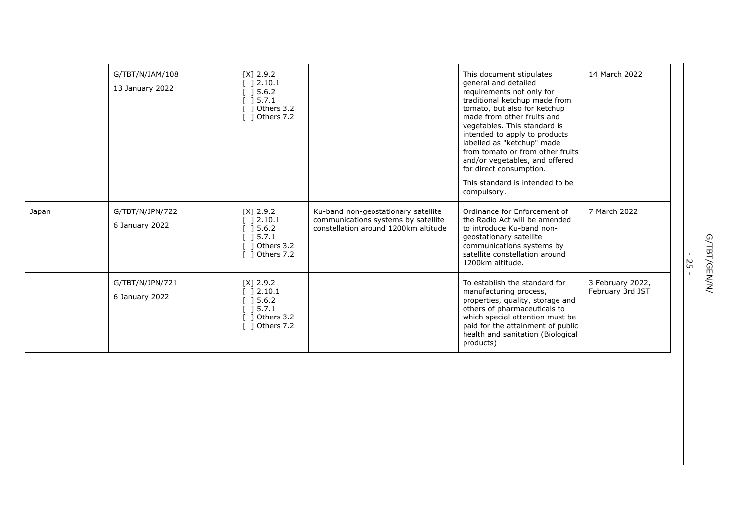| | | | | | |
|---|---|---|---|---|---|
| | G/TBT/N/JAM/108<br>13 January 2022 | [X] 2.9.2<br>[ ] 2.10.1<br>[ ] 5.6.2<br>[ ] 5.7.1<br>[ ] Others 3.2<br>[ ] Others 7.2 | | This document stipulates general and detailed requirements not only for traditional ketchup made from tomato, but also for ketchup made from other fruits and vegetables. This standard is intended to apply to products labelled as "ketchup" made from tomato or from other fruits and/or vegetables, and offered for direct consumption.<br>This standard is intended to be compulsory. | 14 March 2022 |
| Japan | G/TBT/N/JPN/722<br>6 January 2022 | [X] 2.9.2<br>[ ] 2.10.1<br>[ ] 5.6.2<br>[ ] 5.7.1<br>[ ] Others 3.2<br>[ ] Others 7.2 | Ku-band non-geostationary satellite communications systems by satellite constellation around 1200km altitude | Ordinance for Enforcement of the Radio Act will be amended to introduce Ku-band non-geostationary satellite communications systems by satellite constellation around 1200km altitude. | 7 March 2022 |
| | G/TBT/N/JPN/721<br>6 January 2022 | [X] 2.9.2<br>[ ] 2.10.1<br>[ ] 5.6.2<br>[ ] 5.7.1<br>[ ] Others 3.2<br>[ ] Others 7.2 | | To establish the standard for manufacturing process, properties, quality, storage and others of pharmaceuticals to which special attention must be paid for the attainment of public health and sanitation (Biological products) | 3 February 2022, February 3rd JST |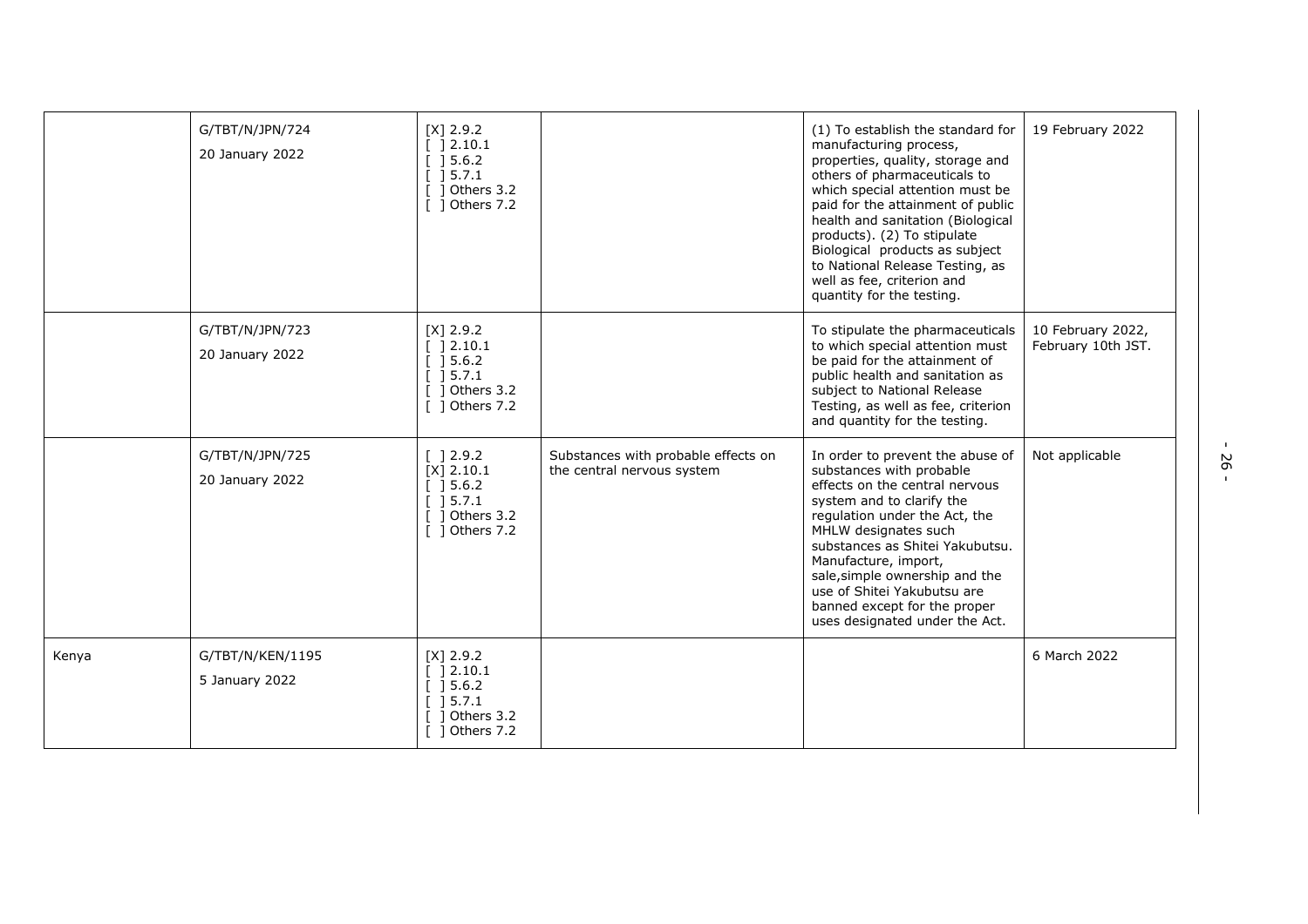| | | | | | |
|---|---|---|---|---|---|
| | G/TBT/N/JPN/724<br>20 January 2022 | [X] 2.9.2<br>[ ] 2.10.1<br>[ ] 5.6.2<br>[ ] 5.7.1<br>[ ] Others 3.2<br>[ ] Others 7.2 | | (1) To establish the standard for manufacturing process, properties, quality, storage and others of pharmaceuticals to which special attention must be paid for the attainment of public health and sanitation (Biological products). (2) To stipulate Biological products as subject to National Release Testing, as well as fee, criterion and quantity for the testing. | 19 February 2022 |
| | G/TBT/N/JPN/723<br>20 January 2022 | [X] 2.9.2<br>[ ] 2.10.1<br>[ ] 5.6.2<br>[ ] 5.7.1<br>[ ] Others 3.2<br>[ ] Others 7.2 | | To stipulate the pharmaceuticals to which special attention must be paid for the attainment of public health and sanitation as subject to National Release Testing, as well as fee, criterion and quantity for the testing. | 10 February 2022, February 10th JST. |
| | G/TBT/N/JPN/725<br>20 January 2022 | [ ] 2.9.2<br>[X] 2.10.1<br>[ ] 5.6.2<br>[ ] 5.7.1<br>[ ] Others 3.2<br>[ ] Others 7.2 | Substances with probable effects on the central nervous system | In order to prevent the abuse of substances with probable effects on the central nervous system and to clarify the regulation under the Act, the MHLW designates such substances as Shitei Yakubutsu. Manufacture, import, sale,simple ownership and the use of Shitei Yakubutsu are banned except for the proper uses designated under the Act. | Not applicable |
| Kenya | G/TBT/N/KEN/1195<br>5 January 2022 | [X] 2.9.2<br>[ ] 2.10.1<br>[ ] 5.6.2<br>[ ] 5.7.1<br>[ ] Others 3.2<br>[ ] Others 7.2 | | | 6 March 2022 |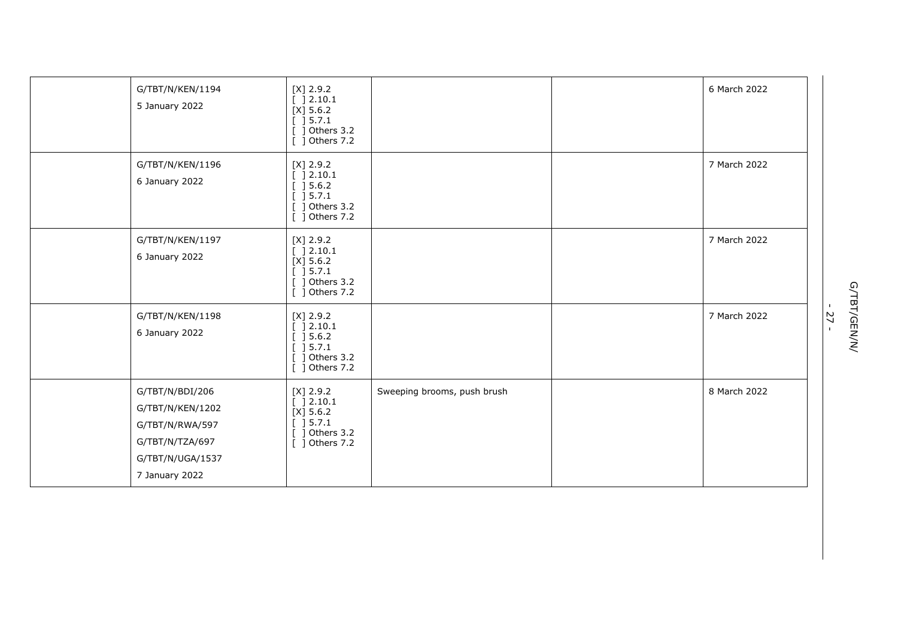| | | | | | |
|---|---|---|---|---|---|
| | G/TBT/N/KEN/1194<br>5 January 2022 | [X] 2.9.2<br>[ ] 2.10.1<br>[X] 5.6.2<br>[ ] 5.7.1<br>[ ] Others 3.2<br>[ ] Others 7.2 | | | 6 March 2022 |
| | G/TBT/N/KEN/1196<br>6 January 2022 | [X] 2.9.2<br>[ ] 2.10.1<br>[ ] 5.6.2<br>[ ] 5.7.1<br>[ ] Others 3.2<br>[ ] Others 7.2 | | | 7 March 2022 |
| | G/TBT/N/KEN/1197<br>6 January 2022 | [X] 2.9.2<br>[ ] 2.10.1<br>[X] 5.6.2<br>[ ] 5.7.1<br>[ ] Others 3.2<br>[ ] Others 7.2 | | | 7 March 2022 |
| | G/TBT/N/KEN/1198<br>6 January 2022 | [X] 2.9.2<br>[ ] 2.10.1<br>[ ] 5.6.2<br>[ ] 5.7.1<br>[ ] Others 3.2<br>[ ] Others 7.2 | | | 7 March 2022 |
| | G/TBT/N/BDI/206<br>G/TBT/N/KEN/1202<br>G/TBT/N/RWA/597<br>G/TBT/N/TZA/697<br>G/TBT/N/UGA/1537<br>7 January 2022 | [X] 2.9.2<br>[ ] 2.10.1<br>[X] 5.6.2<br>[ ] 5.7.1<br>[ ] Others 3.2<br>[ ] Others 7.2 | Sweeping brooms, push brush | | 8 March 2022 |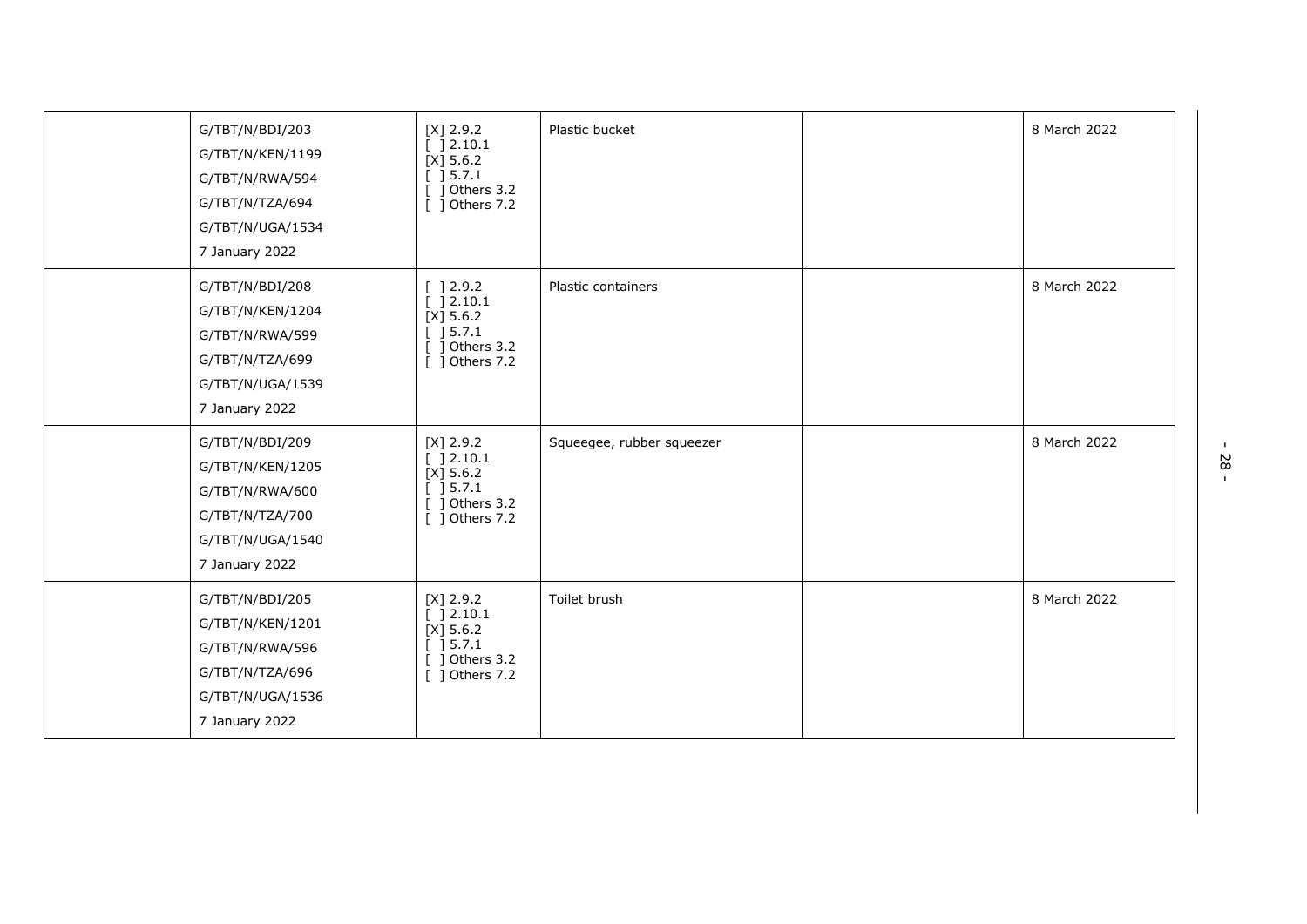| | | | | | |
|---|---|---|---|---|---|
| | G/TBT/N/BDI/203<br>G/TBT/N/KEN/1199<br>G/TBT/N/RWA/594<br>G/TBT/N/TZA/694<br>G/TBT/N/UGA/1534<br>7 January 2022 | [X] 2.9.2<br>[ ] 2.10.1<br>[X] 5.6.2<br>[ ] 5.7.1<br>[ ] Others 3.2<br>[ ] Others 7.2 | Plastic bucket | | 8 March 2022 |
| | G/TBT/N/BDI/208<br>G/TBT/N/KEN/1204<br>G/TBT/N/RWA/599<br>G/TBT/N/TZA/699<br>G/TBT/N/UGA/1539<br>7 January 2022 | [ ] 2.9.2<br>[ ] 2.10.1<br>[X] 5.6.2<br>[ ] 5.7.1<br>[ ] Others 3.2<br>[ ] Others 7.2 | Plastic containers | | 8 March 2022 |
| | G/TBT/N/BDI/209<br>G/TBT/N/KEN/1205<br>G/TBT/N/RWA/600<br>G/TBT/N/TZA/700<br>G/TBT/N/UGA/1540<br>7 January 2022 | [X] 2.9.2<br>[ ] 2.10.1<br>[X] 5.6.2<br>[ ] 5.7.1<br>[ ] Others 3.2<br>[ ] Others 7.2 | Squeegee, rubber squeezer | | 8 March 2022 |
| | G/TBT/N/BDI/205<br>G/TBT/N/KEN/1201<br>G/TBT/N/RWA/596<br>G/TBT/N/TZA/696<br>G/TBT/N/UGA/1536<br>7 January 2022 | [X] 2.9.2<br>[ ] 2.10.1<br>[X] 5.6.2<br>[ ] 5.7.1<br>[ ] Others 3.2<br>[ ] Others 7.2 | Toilet brush | | 8 March 2022 |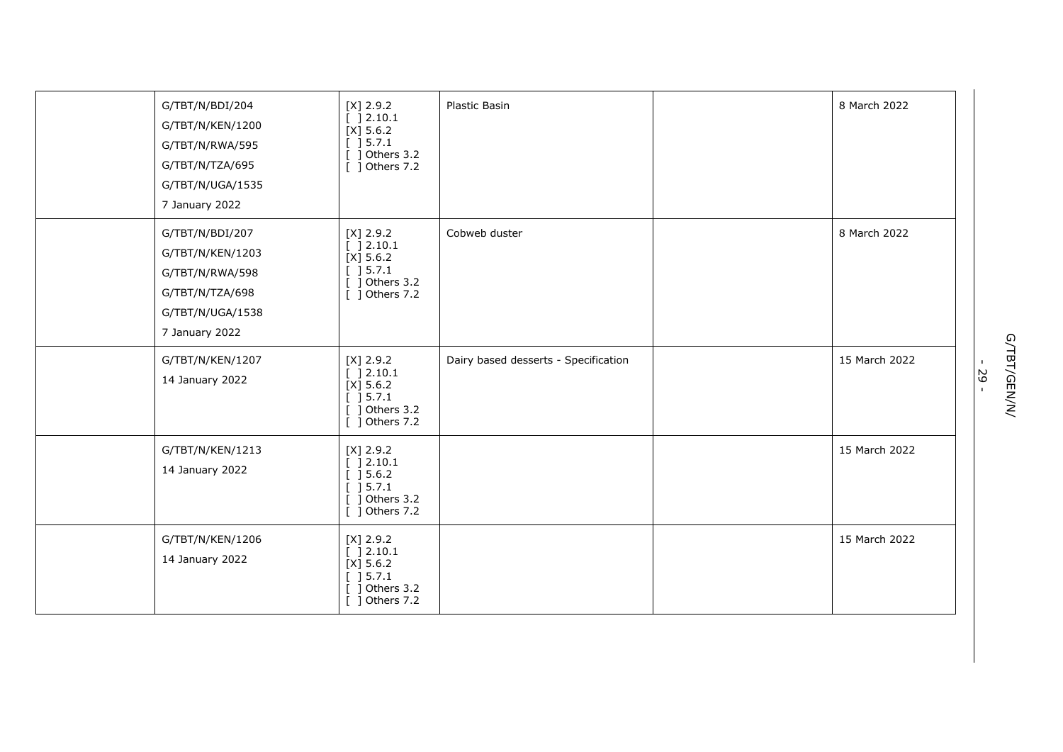|  |  |  |  |  |  |
|---|---|---|---|---|---|
|  | G/TBT/N/BDI/204<br>G/TBT/N/KEN/1200<br>G/TBT/N/RWA/595<br>G/TBT/N/TZA/695<br>G/TBT/N/UGA/1535<br>7 January 2022 | [X] 2.9.2<br>[ ] 2.10.1<br>[X] 5.6.2<br>[ ] 5.7.1<br>[ ] Others 3.2<br>[ ] Others 7.2 | Plastic Basin |  | 8 March 2022 |
|  | G/TBT/N/BDI/207<br>G/TBT/N/KEN/1203<br>G/TBT/N/RWA/598<br>G/TBT/N/TZA/698<br>G/TBT/N/UGA/1538<br>7 January 2022 | [X] 2.9.2<br>[ ] 2.10.1<br>[X] 5.6.2<br>[ ] 5.7.1<br>[ ] Others 3.2<br>[ ] Others 7.2 | Cobweb duster |  | 8 March 2022 |
|  | G/TBT/N/KEN/1207<br>14 January 2022 | [X] 2.9.2<br>[ ] 2.10.1<br>[X] 5.6.2<br>[ ] 5.7.1<br>[ ] Others 3.2<br>[ ] Others 7.2 | Dairy based desserts - Specification |  | 15 March 2022 |
|  | G/TBT/N/KEN/1213<br>14 January 2022 | [X] 2.9.2<br>[ ] 2.10.1<br>[ ] 5.6.2<br>[ ] 5.7.1<br>[ ] Others 3.2<br>[ ] Others 7.2 |  |  | 15 March 2022 |
|  | G/TBT/N/KEN/1206<br>14 January 2022 | [X] 2.9.2<br>[ ] 2.10.1<br>[X] 5.6.2<br>[ ] 5.7.1<br>[ ] Others 3.2<br>[ ] Others 7.2 |  |  | 15 March 2022 |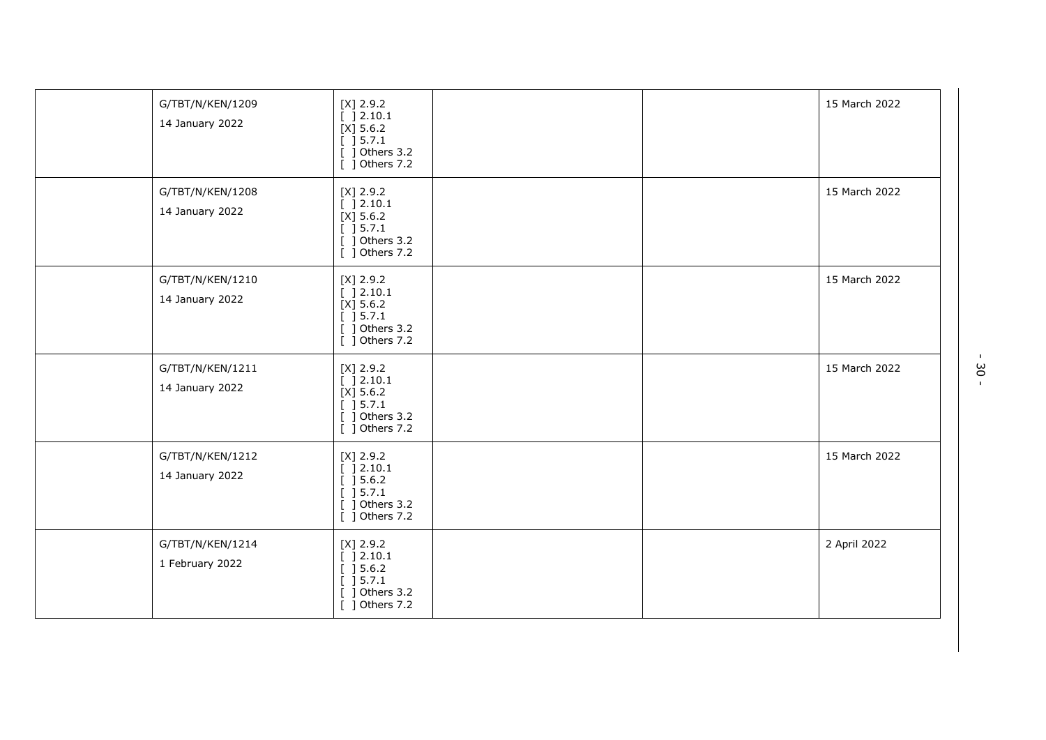| | | | | | |
|---|---|---|---|---|---|
| | G/TBT/N/KEN/1209<br>14 January 2022 | [X] 2.9.2<br>[ ] 2.10.1<br>[X] 5.6.2<br>[ ] 5.7.1<br>[ ] Others 3.2<br>[ ] Others 7.2 | | | 15 March 2022 |
| | G/TBT/N/KEN/1208<br>14 January 2022 | [X] 2.9.2<br>[ ] 2.10.1<br>[X] 5.6.2<br>[ ] 5.7.1<br>[ ] Others 3.2<br>[ ] Others 7.2 | | | 15 March 2022 |
| | G/TBT/N/KEN/1210<br>14 January 2022 | [X] 2.9.2<br>[ ] 2.10.1<br>[X] 5.6.2<br>[ ] 5.7.1<br>[ ] Others 3.2<br>[ ] Others 7.2 | | | 15 March 2022 |
| | G/TBT/N/KEN/1211<br>14 January 2022 | [X] 2.9.2<br>[ ] 2.10.1<br>[X] 5.6.2<br>[ ] 5.7.1<br>[ ] Others 3.2<br>[ ] Others 7.2 | | | 15 March 2022 |
| | G/TBT/N/KEN/1212<br>14 January 2022 | [X] 2.9.2<br>[ ] 2.10.1<br>[ ] 5.6.2<br>[ ] 5.7.1<br>[ ] Others 3.2<br>[ ] Others 7.2 | | | 15 March 2022 |
| | G/TBT/N/KEN/1214<br>1 February 2022 | [X] 2.9.2<br>[ ] 2.10.1<br>[ ] 5.6.2<br>[ ] 5.7.1<br>[ ] Others 3.2<br>[ ] Others 7.2 | | | 2 April 2022 |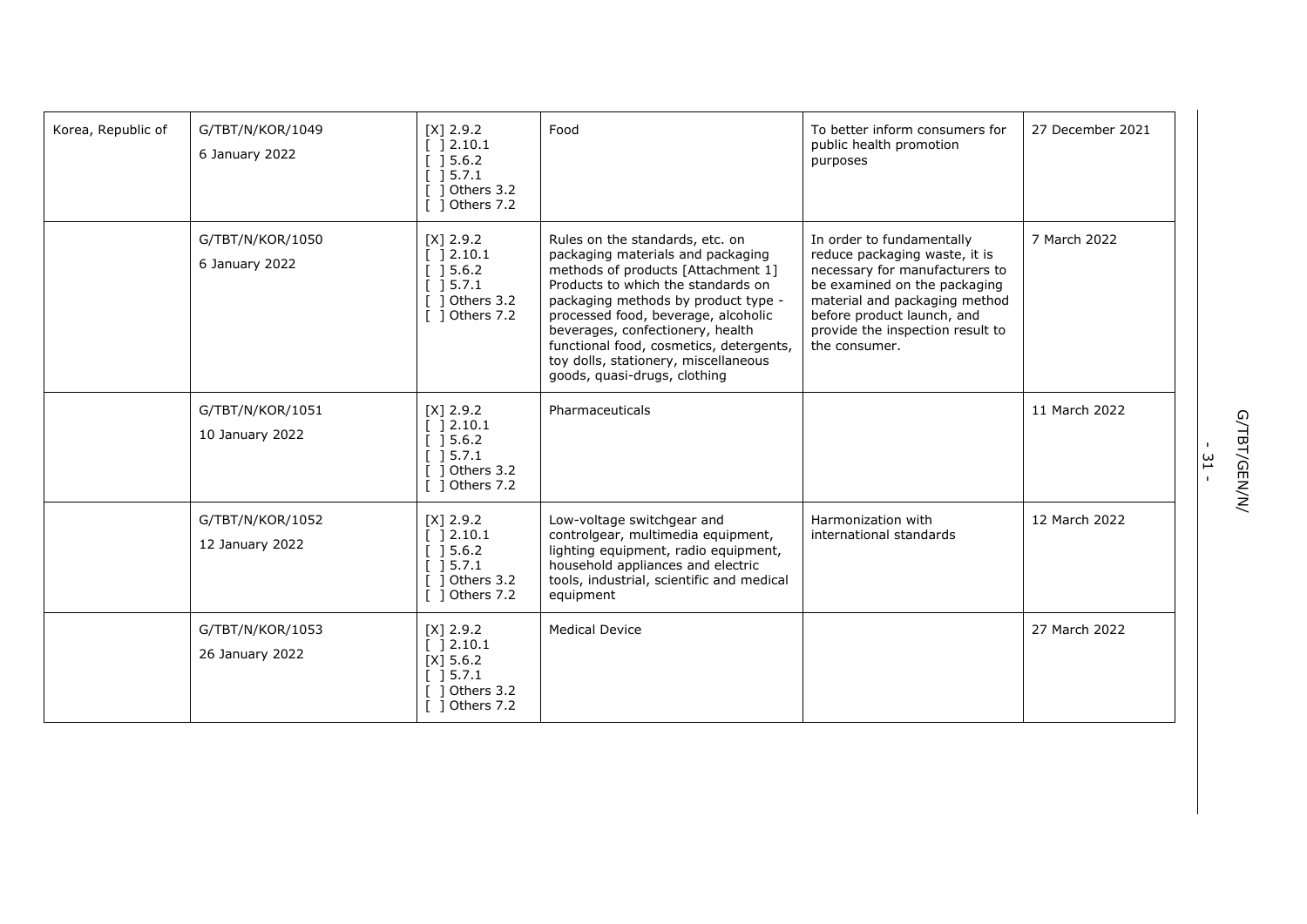| | | | | | |
|---|---|---|---|---|---|
| Korea, Republic of | G/TBT/N/KOR/1049<br>6 January 2022 | [X] 2.9.2<br>[ ] 2.10.1<br>[ ] 5.6.2<br>[ ] 5.7.1<br>[ ] Others 3.2<br>[ ] Others 7.2 | Food | To better inform consumers for public health promotion purposes | 27 December 2021 |
| | G/TBT/N/KOR/1050<br>6 January 2022 | [X] 2.9.2<br>[ ] 2.10.1<br>[ ] 5.6.2<br>[ ] 5.7.1<br>[ ] Others 3.2<br>[ ] Others 7.2 | Rules on the standards, etc. on packaging materials and packaging methods of products [Attachment 1] Products to which the standards on packaging methods by product type - processed food, beverage, alcoholic beverages, confectionery, health functional food, cosmetics, detergents, toy dolls, stationery, miscellaneous goods, quasi-drugs, clothing | In order to fundamentally reduce packaging waste, it is necessary for manufacturers to be examined on the packaging material and packaging method before product launch, and provide the inspection result to the consumer. | 7 March 2022 |
| | G/TBT/N/KOR/1051<br>10 January 2022 | [X] 2.9.2<br>[ ] 2.10.1<br>[ ] 5.6.2<br>[ ] 5.7.1<br>[ ] Others 3.2<br>[ ] Others 7.2 | Pharmaceuticals | | 11 March 2022 |
| | G/TBT/N/KOR/1052<br>12 January 2022 | [X] 2.9.2<br>[ ] 2.10.1<br>[ ] 5.6.2<br>[ ] 5.7.1<br>[ ] Others 3.2<br>[ ] Others 7.2 | Low-voltage switchgear and controlgear, multimedia equipment, lighting equipment, radio equipment, household appliances and electric tools, industrial, scientific and medical equipment | Harmonization with international standards | 12 March 2022 |
| | G/TBT/N/KOR/1053<br>26 January 2022 | [X] 2.9.2<br>[ ] 2.10.1<br>[X] 5.6.2<br>[ ] 5.7.1<br>[ ] Others 3.2<br>[ ] Others 7.2 | Medical Device | | 27 March 2022 |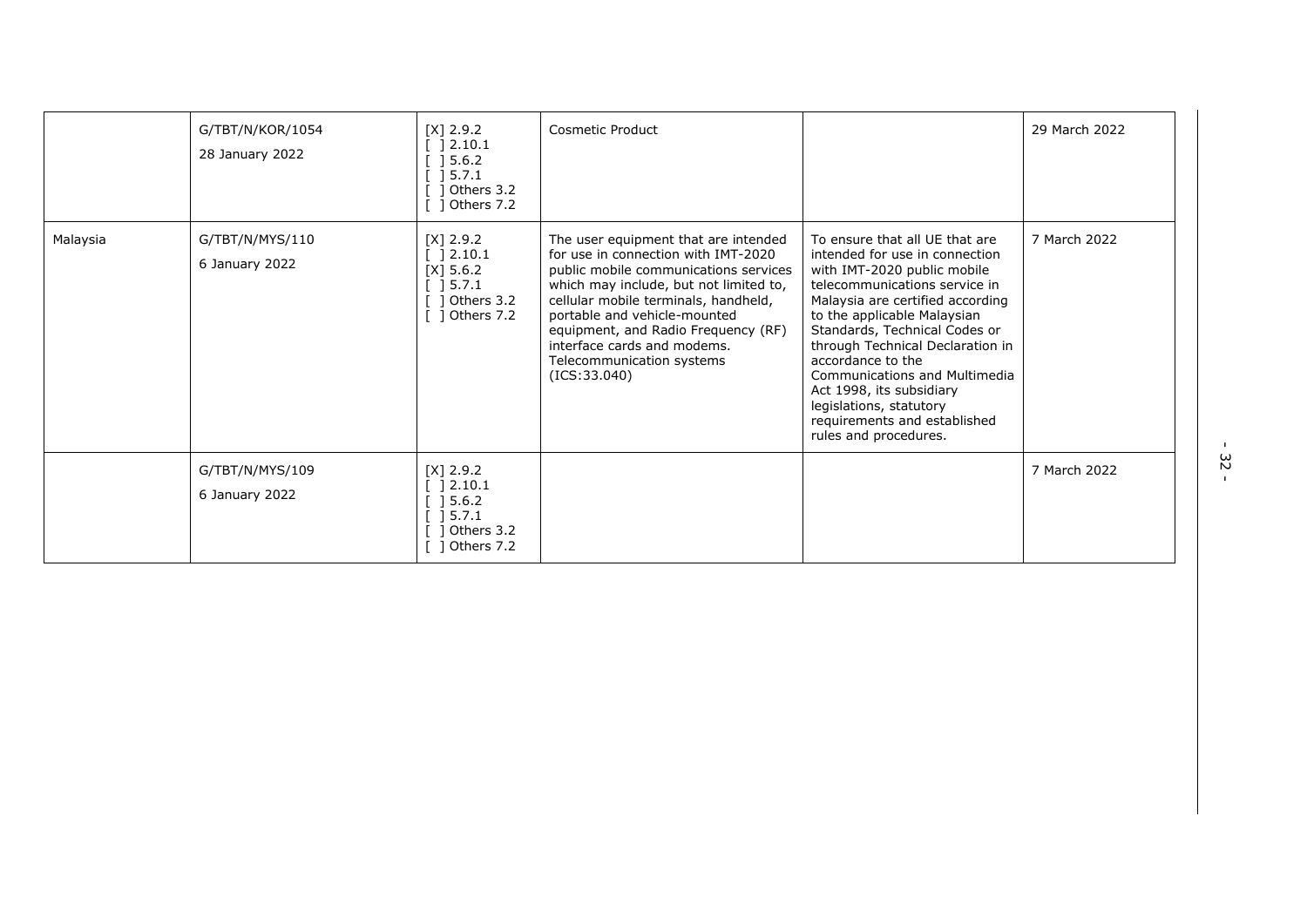| | | | | | |
|---|---|---|---|---|---|
| | G/TBT/N/KOR/1054<br>28 January 2022 | [X] 2.9.2<br>[ ] 2.10.1<br>[ ] 5.6.2<br>[ ] 5.7.1<br>[ ] Others 3.2<br>[ ] Others 7.2 | Cosmetic Product | | 29 March 2022 |
| Malaysia | G/TBT/N/MYS/110<br>6 January 2022 | [X] 2.9.2<br>[ ] 2.10.1<br>[X] 5.6.2<br>[ ] 5.7.1<br>[ ] Others 3.2<br>[ ] Others 7.2 | The user equipment that are intended for use in connection with IMT-2020 public mobile communications services which may include, but not limited to, cellular mobile terminals, handheld, portable and vehicle-mounted equipment, and Radio Frequency (RF) interface cards and modems. Telecommunication systems (ICS:33.040) | To ensure that all UE that are intended for use in connection with IMT-2020 public mobile telecommunications service in Malaysia are certified according to the applicable Malaysian Standards, Technical Codes or through Technical Declaration in accordance to the Communications and Multimedia Act 1998, its subsidiary legislations, statutory requirements and established rules and procedures. | 7 March 2022 |
| | G/TBT/N/MYS/109<br>6 January 2022 | [X] 2.9.2<br>[ ] 2.10.1<br>[ ] 5.6.2<br>[ ] 5.7.1<br>[ ] Others 3.2<br>[ ] Others 7.2 | | | 7 March 2022 |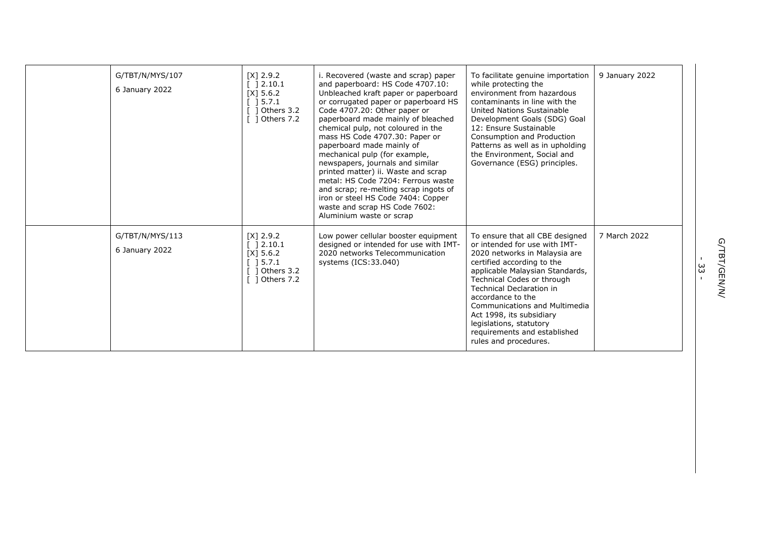| | | | | | |
|---|---|---|---|---|---|
| | G/TBT/N/MYS/107<br>6 January 2022 | [X] 2.9.2<br>[ ] 2.10.1<br>[X] 5.6.2<br>[ ] 5.7.1<br>[ ] Others 3.2<br>[ ] Others 7.2 | i. Recovered (waste and scrap) paper and paperboard: HS Code 4707.10: Unbleached kraft paper or paperboard or corrugated paper or paperboard HS Code 4707.20: Other paper or paperboard made mainly of bleached chemical pulp, not coloured in the mass HS Code 4707.30: Paper or paperboard made mainly of mechanical pulp (for example, newspapers, journals and similar printed matter) ii. Waste and scrap metal: HS Code 7204: Ferrous waste and scrap; re-melting scrap ingots of iron or steel HS Code 7404: Copper waste and scrap HS Code 7602: Aluminium waste or scrap | To facilitate genuine importation while protecting the environment from hazardous contaminants in line with the United Nations Sustainable Development Goals (SDG) Goal 12: Ensure Sustainable Consumption and Production Patterns as well as in upholding the Environment, Social and Governance (ESG) principles. | 9 January 2022 |
| | G/TBT/N/MYS/113<br>6 January 2022 | [X] 2.9.2<br>[ ] 2.10.1<br>[X] 5.6.2<br>[ ] 5.7.1<br>[ ] Others 3.2<br>[ ] Others 7.2 | Low power cellular booster equipment designed or intended for use with IMT-2020 networks Telecommunication systems (ICS:33.040) | To ensure that all CBE designed or intended for use with IMT-2020 networks in Malaysia are certified according to the applicable Malaysian Standards, Technical Codes or through Technical Declaration in accordance to the Communications and Multimedia Act 1998, its subsidiary legislations, statutory requirements and established rules and procedures. | 7 March 2022 |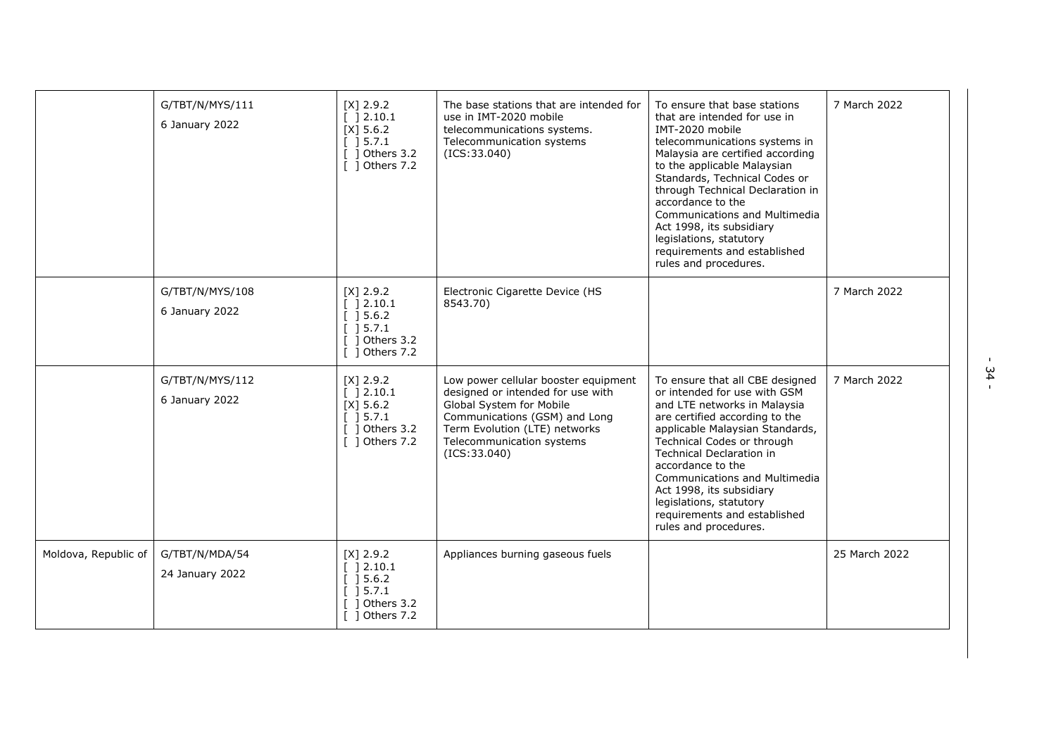| | | | | | |
|---|---|---|---|---|---|
| | G/TBT/N/MYS/111<br><br>6 January 2022 | [X] 2.9.2<br>[ ] 2.10.1<br>[X] 5.6.2<br>[ ] 5.7.1<br>[ ] Others 3.2<br>[ ] Others 7.2 | The base stations that are intended for use in IMT-2020 mobile telecommunications systems. Telecommunication systems (ICS:33.040) | To ensure that base stations that are intended for use in IMT-2020 mobile telecommunications systems in Malaysia are certified according to the applicable Malaysian Standards, Technical Codes or through Technical Declaration in accordance to the Communications and Multimedia Act 1998, its subsidiary legislations, statutory requirements and established rules and procedures. | 7 March 2022 |
| | G/TBT/N/MYS/108<br><br>6 January 2022 | [X] 2.9.2<br>[ ] 2.10.1<br>[ ] 5.6.2<br>[ ] 5.7.1<br>[ ] Others 3.2<br>[ ] Others 7.2 | Electronic Cigarette Device (HS 8543.70) | | 7 March 2022 |
| | G/TBT/N/MYS/112<br><br>6 January 2022 | [X] 2.9.2<br>[ ] 2.10.1<br>[X] 5.6.2<br>[ ] 5.7.1<br>[ ] Others 3.2<br>[ ] Others 7.2 | Low power cellular booster equipment designed or intended for use with Global System for Mobile Communications (GSM) and Long Term Evolution (LTE) networks Telecommunication systems (ICS:33.040) | To ensure that all CBE designed or intended for use with GSM and LTE networks in Malaysia are certified according to the applicable Malaysian Standards, Technical Codes or through Technical Declaration in accordance to the Communications and Multimedia Act 1998, its subsidiary legislations, statutory requirements and established rules and procedures. | 7 March 2022 |
| Moldova, Republic of | G/TBT/N/MDA/54<br><br>24 January 2022 | [X] 2.9.2<br>[ ] 2.10.1<br>[ ] 5.6.2<br>[ ] 5.7.1<br>[ ] Others 3.2<br>[ ] Others 7.2 | Appliances burning gaseous fuels | | 25 March 2022 |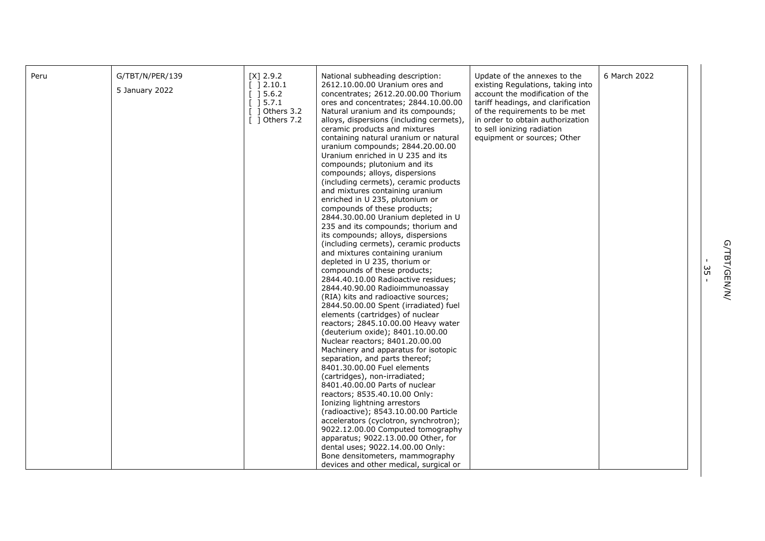| Peru | G/TBT/N/PER/139<br><br>5 January 2022 | [X] 2.9.2<br>[ ] 2.10.1<br>[ ] 5.6.2<br>[ ] 5.7.1<br>[ ] Others 3.2<br>[ ] Others 7.2 | National subheading description: 2612.10.00.00 Uranium ores and concentrates; 2612.20.00.00 Thorium ores and concentrates; 2844.10.00.00 Natural uranium and its compounds; alloys, dispersions (including cermets), ceramic products and mixtures containing natural uranium or natural uranium compounds; 2844.20.00.00 Uranium enriched in U 235 and its compounds; plutonium and its compounds; alloys, dispersions (including cermets), ceramic products and mixtures containing uranium enriched in U 235, plutonium or compounds of these products; 2844.30.00.00 Uranium depleted in U 235 and its compounds; thorium and its compounds; alloys, dispersions (including cermets), ceramic products and mixtures containing uranium depleted in U 235, thorium or compounds of these products; 2844.40.10.00 Radioactive residues; 2844.40.90.00 Radioimmunoassay (RIA) kits and radioactive sources; 2844.50.00.00 Spent (irradiated) fuel elements (cartridges) of nuclear reactors; 2845.10.00.00 Heavy water (deuterium oxide); 8401.10.00.00 Nuclear reactors; 8401.20.00.00 Machinery and apparatus for isotopic separation, and parts thereof; 8401.30.00.00 Fuel elements (cartridges), non-irradiated; 8401.40.00.00 Parts of nuclear reactors; 8535.40.10.00 Only: Ionizing lightning arrestors (radioactive); 8543.10.00.00 Particle accelerators (cyclotron, synchrotron); 9022.12.00.00 Computed tomography apparatus; 9022.13.00.00 Other, for dental uses; 9022.14.00.00 Only: Bone densitometers, mammography devices and other medical, surgical or | Update of the annexes to the existing Regulations, taking into account the modification of the tariff headings, and clarification of the requirements to be met in order to obtain authorization to sell ionizing radiation equipment or sources; Other | 6 March 2022 |
|---|---|---|---|---|---|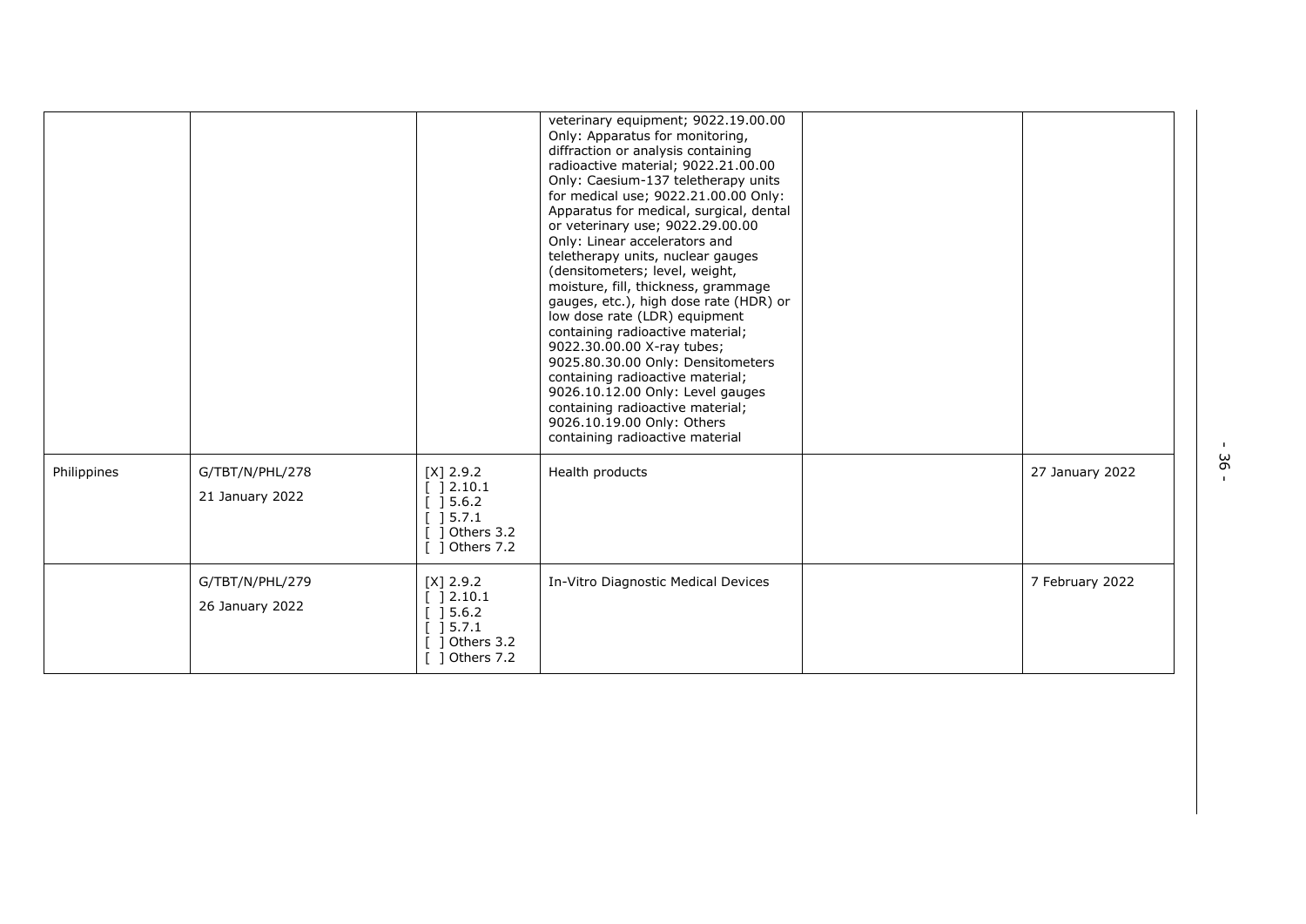| | | | | | |
|---|---|---|---|---|---|
| | | | veterinary equipment; 9022.19.00.00 Only: Apparatus for monitoring, diffraction or analysis containing radioactive material; 9022.21.00.00 Only: Caesium-137 teletherapy units for medical use; 9022.21.00.00 Only: Apparatus for medical, surgical, dental or veterinary use; 9022.29.00.00 Only: Linear accelerators and teletherapy units, nuclear gauges (densitometers; level, weight, moisture, fill, thickness, grammage gauges, etc.), high dose rate (HDR) or low dose rate (LDR) equipment containing radioactive material; 9022.30.00.00 X-ray tubes; 9025.80.30.00 Only: Densitometers containing radioactive material; 9026.10.12.00 Only: Level gauges containing radioactive material; 9026.10.19.00 Only: Others containing radioactive material | | |
| Philippines | G/TBT/N/PHL/278<br>21 January 2022 | [X] 2.9.2<br>[ ] 2.10.1<br>[ ] 5.6.2<br>[ ] 5.7.1<br>[ ] Others 3.2<br>[ ] Others 7.2 | Health products | | 27 January 2022 |
| | G/TBT/N/PHL/279<br>26 January 2022 | [X] 2.9.2<br>[ ] 2.10.1<br>[ ] 5.6.2<br>[ ] 5.7.1<br>[ ] Others 3.2<br>[ ] Others 7.2 | In-Vitro Diagnostic Medical Devices | | 7 February 2022 |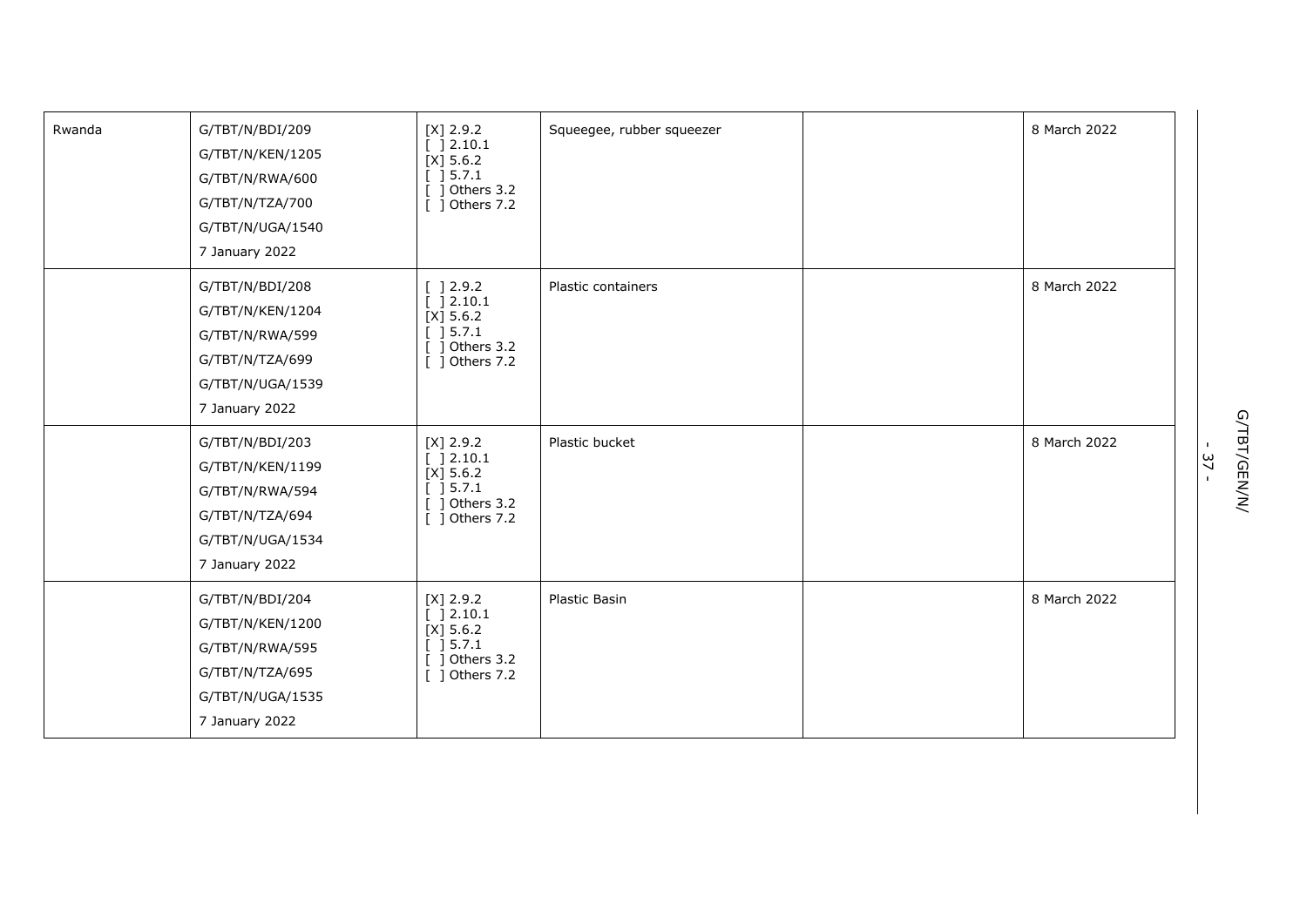| | | | | | |
|---|---|---|---|---|---|
| Rwanda | G/TBT/N/BDI/209<br>G/TBT/N/KEN/1205<br>G/TBT/N/RWA/600<br>G/TBT/N/TZA/700<br>G/TBT/N/UGA/1540<br>7 January 2022 | [X] 2.9.2<br>[ ] 2.10.1<br>[X] 5.6.2<br>[ ] 5.7.1<br>[ ] Others 3.2<br>[ ] Others 7.2 | Squeegee, rubber squeezer | | 8 March 2022 |
| | G/TBT/N/BDI/208<br>G/TBT/N/KEN/1204<br>G/TBT/N/RWA/599<br>G/TBT/N/TZA/699<br>G/TBT/N/UGA/1539<br>7 January 2022 | [ ] 2.9.2<br>[ ] 2.10.1<br>[X] 5.6.2<br>[ ] 5.7.1<br>[ ] Others 3.2<br>[ ] Others 7.2 | Plastic containers | | 8 March 2022 |
| | G/TBT/N/BDI/203<br>G/TBT/N/KEN/1199<br>G/TBT/N/RWA/594<br>G/TBT/N/TZA/694<br>G/TBT/N/UGA/1534<br>7 January 2022 | [X] 2.9.2<br>[ ] 2.10.1<br>[X] 5.6.2<br>[ ] 5.7.1<br>[ ] Others 3.2<br>[ ] Others 7.2 | Plastic bucket | | 8 March 2022 |
| | G/TBT/N/BDI/204<br>G/TBT/N/KEN/1200<br>G/TBT/N/RWA/595<br>G/TBT/N/TZA/695<br>G/TBT/N/UGA/1535<br>7 January 2022 | [X] 2.9.2<br>[ ] 2.10.1<br>[X] 5.6.2<br>[ ] 5.7.1<br>[ ] Others 3.2<br>[ ] Others 7.2 | Plastic Basin | | 8 March 2022 |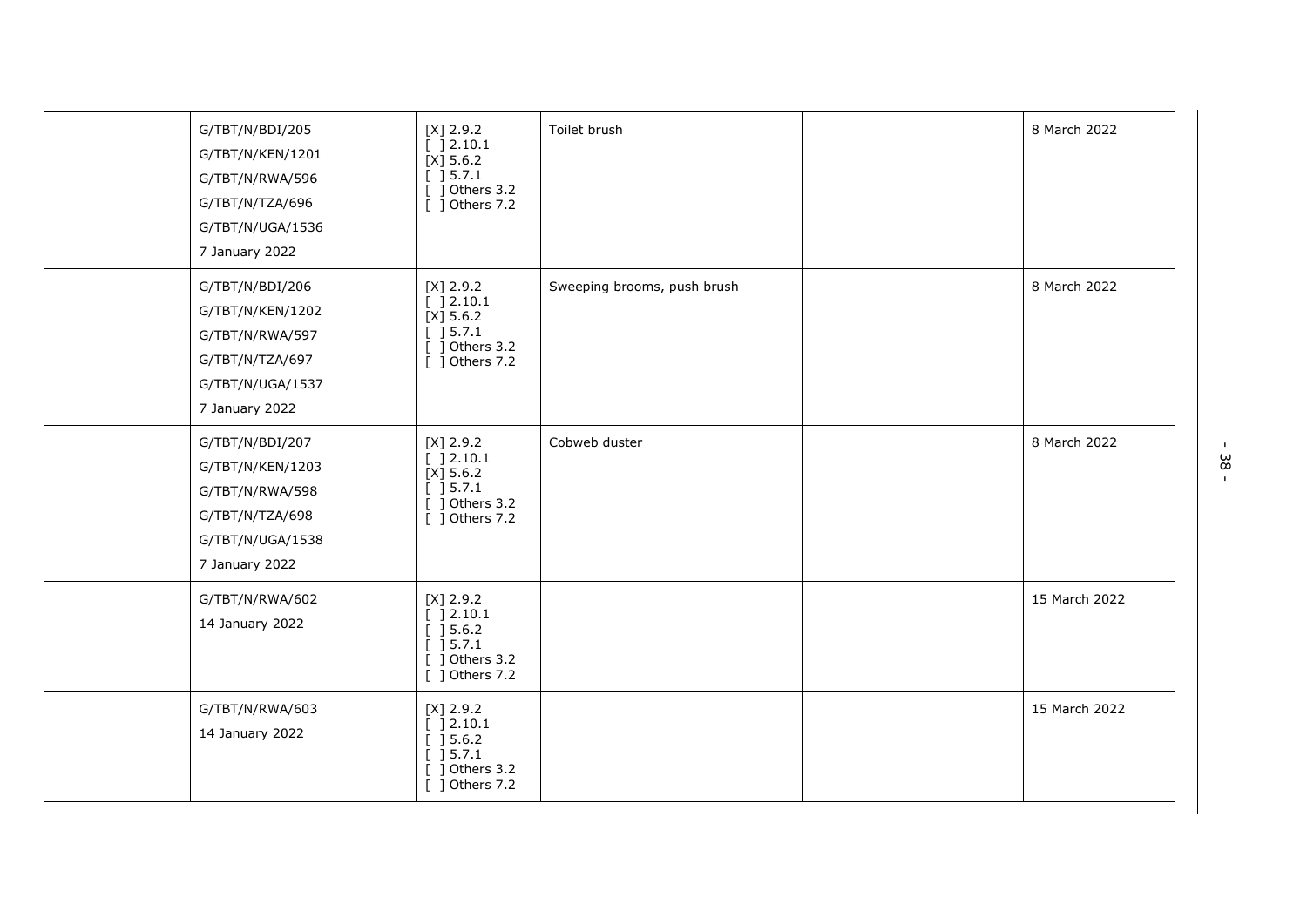|  |  |  |  |  |  |
|---|---|---|---|---|---|
|  | G/TBT/N/BDI/205<br>G/TBT/N/KEN/1201<br>G/TBT/N/RWA/596<br>G/TBT/N/TZA/696<br>G/TBT/N/UGA/1536<br>7 January 2022 | [X] 2.9.2<br>[ ] 2.10.1<br>[X] 5.6.2<br>[ ] 5.7.1<br>[ ] Others 3.2<br>[ ] Others 7.2 | Toilet brush |  | 8 March 2022 |
|  | G/TBT/N/BDI/206<br>G/TBT/N/KEN/1202<br>G/TBT/N/RWA/597<br>G/TBT/N/TZA/697<br>G/TBT/N/UGA/1537<br>7 January 2022 | [X] 2.9.2<br>[ ] 2.10.1<br>[X] 5.6.2<br>[ ] 5.7.1<br>[ ] Others 3.2<br>[ ] Others 7.2 | Sweeping brooms, push brush |  | 8 March 2022 |
|  | G/TBT/N/BDI/207<br>G/TBT/N/KEN/1203<br>G/TBT/N/RWA/598<br>G/TBT/N/TZA/698<br>G/TBT/N/UGA/1538<br>7 January 2022 | [X] 2.9.2<br>[ ] 2.10.1<br>[X] 5.6.2<br>[ ] 5.7.1<br>[ ] Others 3.2<br>[ ] Others 7.2 | Cobweb duster |  | 8 March 2022 |
|  | G/TBT/N/RWA/602<br>14 January 2022 | [X] 2.9.2<br>[ ] 2.10.1<br>[ ] 5.6.2<br>[ ] 5.7.1<br>[ ] Others 3.2<br>[ ] Others 7.2 |  |  | 15 March 2022 |
|  | G/TBT/N/RWA/603<br>14 January 2022 | [X] 2.9.2<br>[ ] 2.10.1<br>[ ] 5.6.2<br>[ ] 5.7.1<br>[ ] Others 3.2<br>[ ] Others 7.2 |  |  | 15 March 2022 |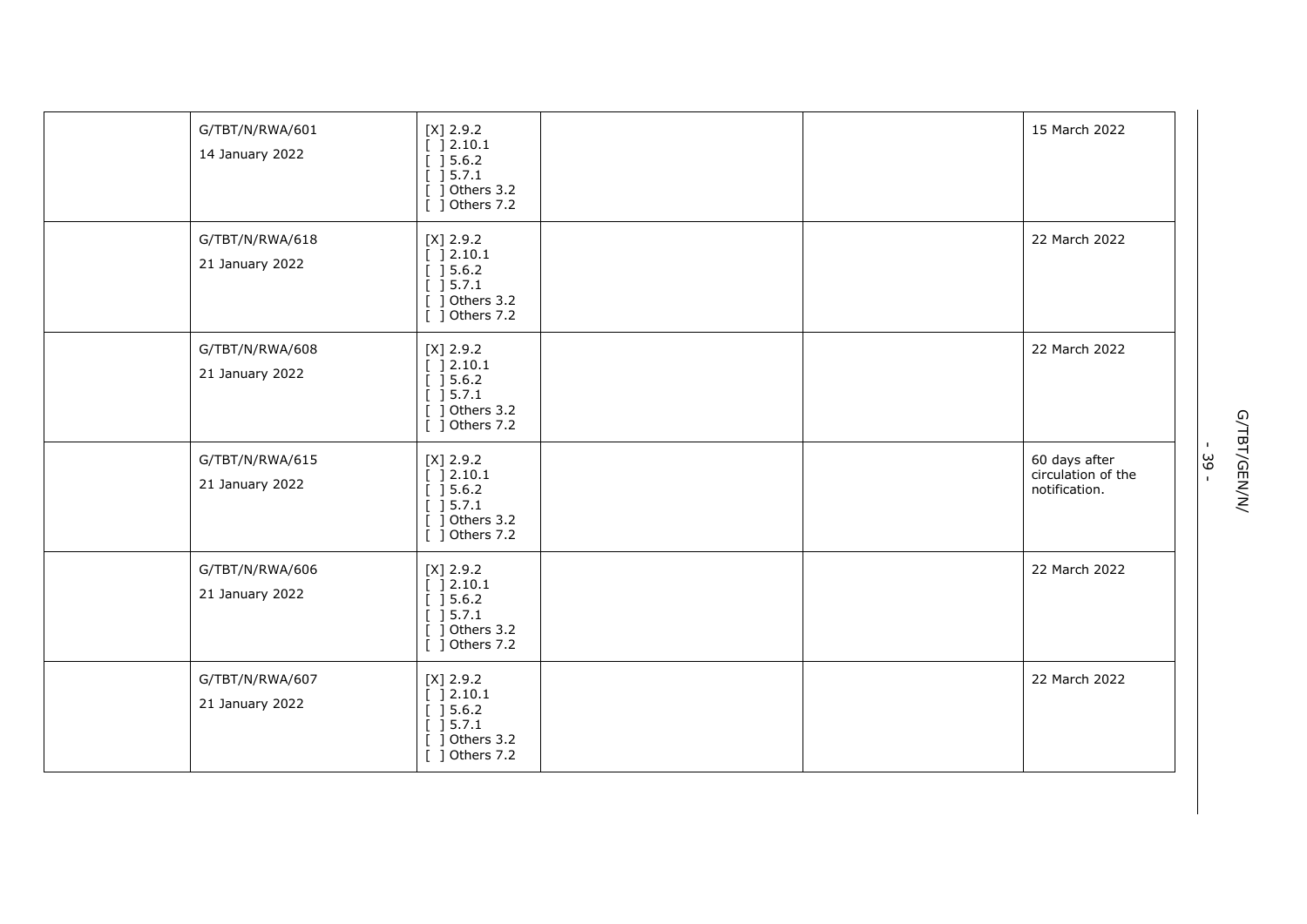| | | | | | |
|---|---|---|---|---|---|
| | G/TBT/N/RWA/601<br>14 January 2022 | [X] 2.9.2<br>[ ] 2.10.1<br>[ ] 5.6.2<br>[ ] 5.7.1<br>[ ] Others 3.2<br>[ ] Others 7.2 | | | 15 March 2022 |
| | G/TBT/N/RWA/618<br>21 January 2022 | [X] 2.9.2<br>[ ] 2.10.1<br>[ ] 5.6.2<br>[ ] 5.7.1<br>[ ] Others 3.2<br>[ ] Others 7.2 | | | 22 March 2022 |
| | G/TBT/N/RWA/608<br>21 January 2022 | [X] 2.9.2<br>[ ] 2.10.1<br>[ ] 5.6.2<br>[ ] 5.7.1<br>[ ] Others 3.2<br>[ ] Others 7.2 | | | 22 March 2022 |
| | G/TBT/N/RWA/615<br>21 January 2022 | [X] 2.9.2<br>[ ] 2.10.1<br>[ ] 5.6.2<br>[ ] 5.7.1<br>[ ] Others 3.2<br>[ ] Others 7.2 | | | 60 days after circulation of the notification. |
| | G/TBT/N/RWA/606<br>21 January 2022 | [X] 2.9.2<br>[ ] 2.10.1<br>[ ] 5.6.2<br>[ ] 5.7.1<br>[ ] Others 3.2<br>[ ] Others 7.2 | | | 22 March 2022 |
| | G/TBT/N/RWA/607<br>21 January 2022 | [X] 2.9.2<br>[ ] 2.10.1<br>[ ] 5.6.2<br>[ ] 5.7.1<br>[ ] Others 3.2<br>[ ] Others 7.2 | | | 22 March 2022 |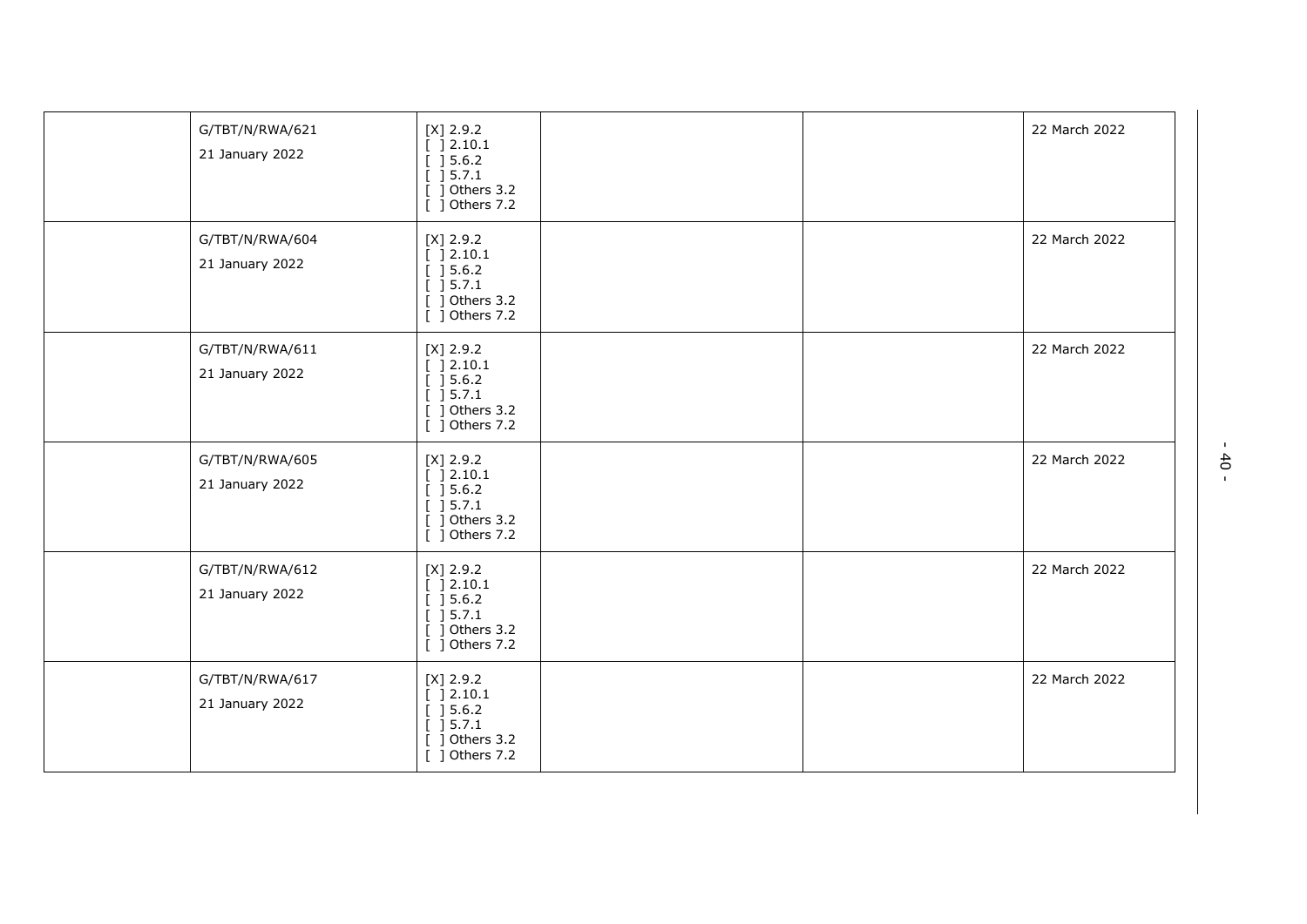| | | | | | |
|---|---|---|---|---|---|
| | G/TBT/N/RWA/621<br>21 January 2022 | [X] 2.9.2<br>[ ] 2.10.1<br>[ ] 5.6.2<br>[ ] 5.7.1<br>[ ] Others 3.2<br>[ ] Others 7.2 | | | 22 March 2022 |
| | G/TBT/N/RWA/604<br>21 January 2022 | [X] 2.9.2<br>[ ] 2.10.1<br>[ ] 5.6.2<br>[ ] 5.7.1<br>[ ] Others 3.2<br>[ ] Others 7.2 | | | 22 March 2022 |
| | G/TBT/N/RWA/611<br>21 January 2022 | [X] 2.9.2<br>[ ] 2.10.1<br>[ ] 5.6.2<br>[ ] 5.7.1<br>[ ] Others 3.2<br>[ ] Others 7.2 | | | 22 March 2022 |
| | G/TBT/N/RWA/605<br>21 January 2022 | [X] 2.9.2<br>[ ] 2.10.1<br>[ ] 5.6.2<br>[ ] 5.7.1<br>[ ] Others 3.2<br>[ ] Others 7.2 | | | 22 March 2022 |
| | G/TBT/N/RWA/612<br>21 January 2022 | [X] 2.9.2<br>[ ] 2.10.1<br>[ ] 5.6.2<br>[ ] 5.7.1<br>[ ] Others 3.2<br>[ ] Others 7.2 | | | 22 March 2022 |
| | G/TBT/N/RWA/617<br>21 January 2022 | [X] 2.9.2<br>[ ] 2.10.1<br>[ ] 5.6.2<br>[ ] 5.7.1<br>[ ] Others 3.2<br>[ ] Others 7.2 | | | 22 March 2022 |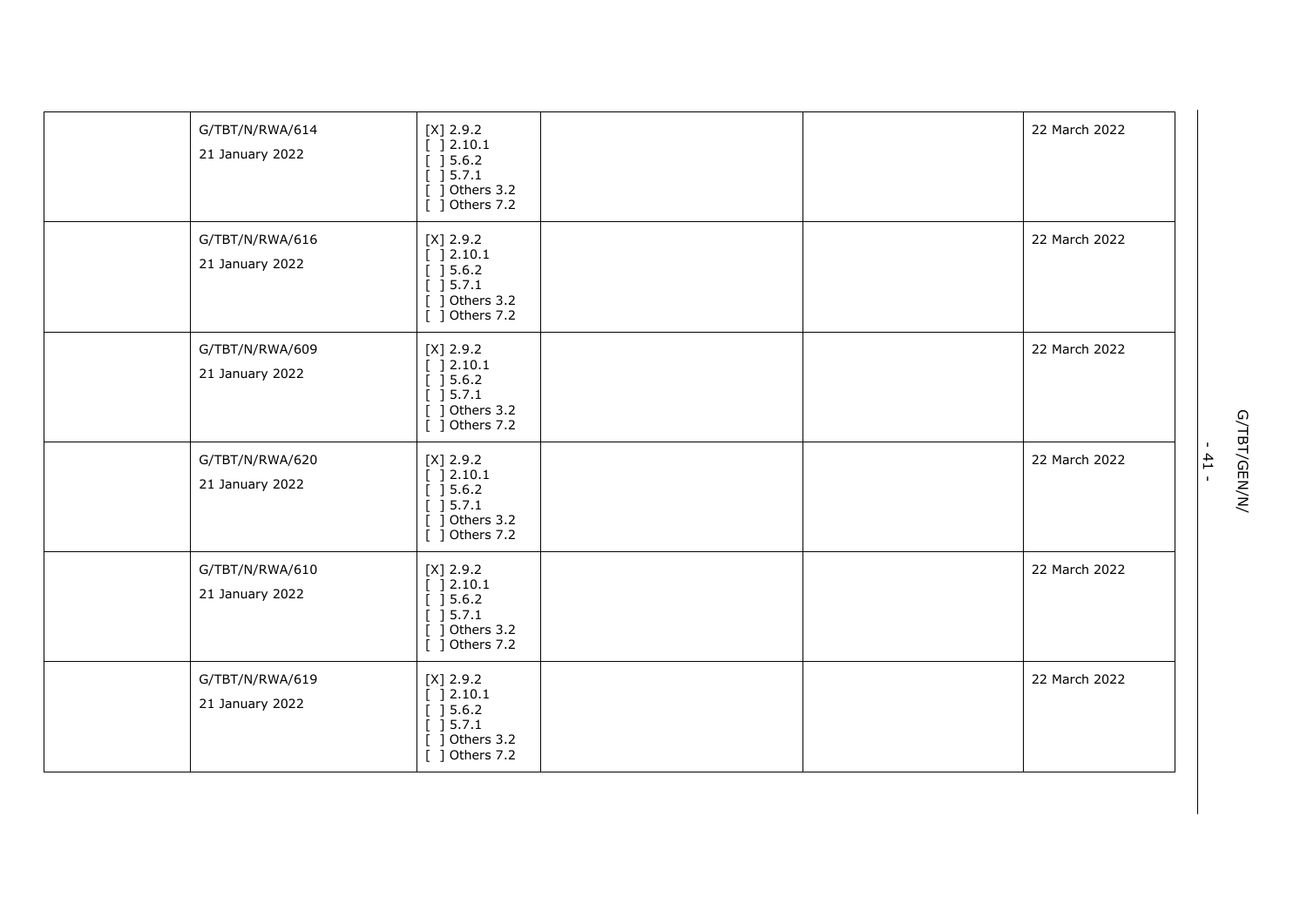| | | | | | |
|---|---|---|---|---|---|
| | G/TBT/N/RWA/614<br>21 January 2022 | [X] 2.9.2<br>[ ] 2.10.1<br>[ ] 5.6.2<br>[ ] 5.7.1<br>[ ] Others 3.2<br>[ ] Others 7.2 | | | 22 March 2022 |
| | G/TBT/N/RWA/616<br>21 January 2022 | [X] 2.9.2<br>[ ] 2.10.1<br>[ ] 5.6.2<br>[ ] 5.7.1<br>[ ] Others 3.2<br>[ ] Others 7.2 | | | 22 March 2022 |
| | G/TBT/N/RWA/609<br>21 January 2022 | [X] 2.9.2<br>[ ] 2.10.1<br>[ ] 5.6.2<br>[ ] 5.7.1<br>[ ] Others 3.2<br>[ ] Others 7.2 | | | 22 March 2022 |
| | G/TBT/N/RWA/620<br>21 January 2022 | [X] 2.9.2<br>[ ] 2.10.1<br>[ ] 5.6.2<br>[ ] 5.7.1<br>[ ] Others 3.2<br>[ ] Others 7.2 | | | 22 March 2022 |
| | G/TBT/N/RWA/610<br>21 January 2022 | [X] 2.9.2<br>[ ] 2.10.1<br>[ ] 5.6.2<br>[ ] 5.7.1<br>[ ] Others 3.2<br>[ ] Others 7.2 | | | 22 March 2022 |
| | G/TBT/N/RWA/619<br>21 January 2022 | [X] 2.9.2<br>[ ] 2.10.1<br>[ ] 5.6.2<br>[ ] 5.7.1<br>[ ] Others 3.2<br>[ ] Others 7.2 | | | 22 March 2022 |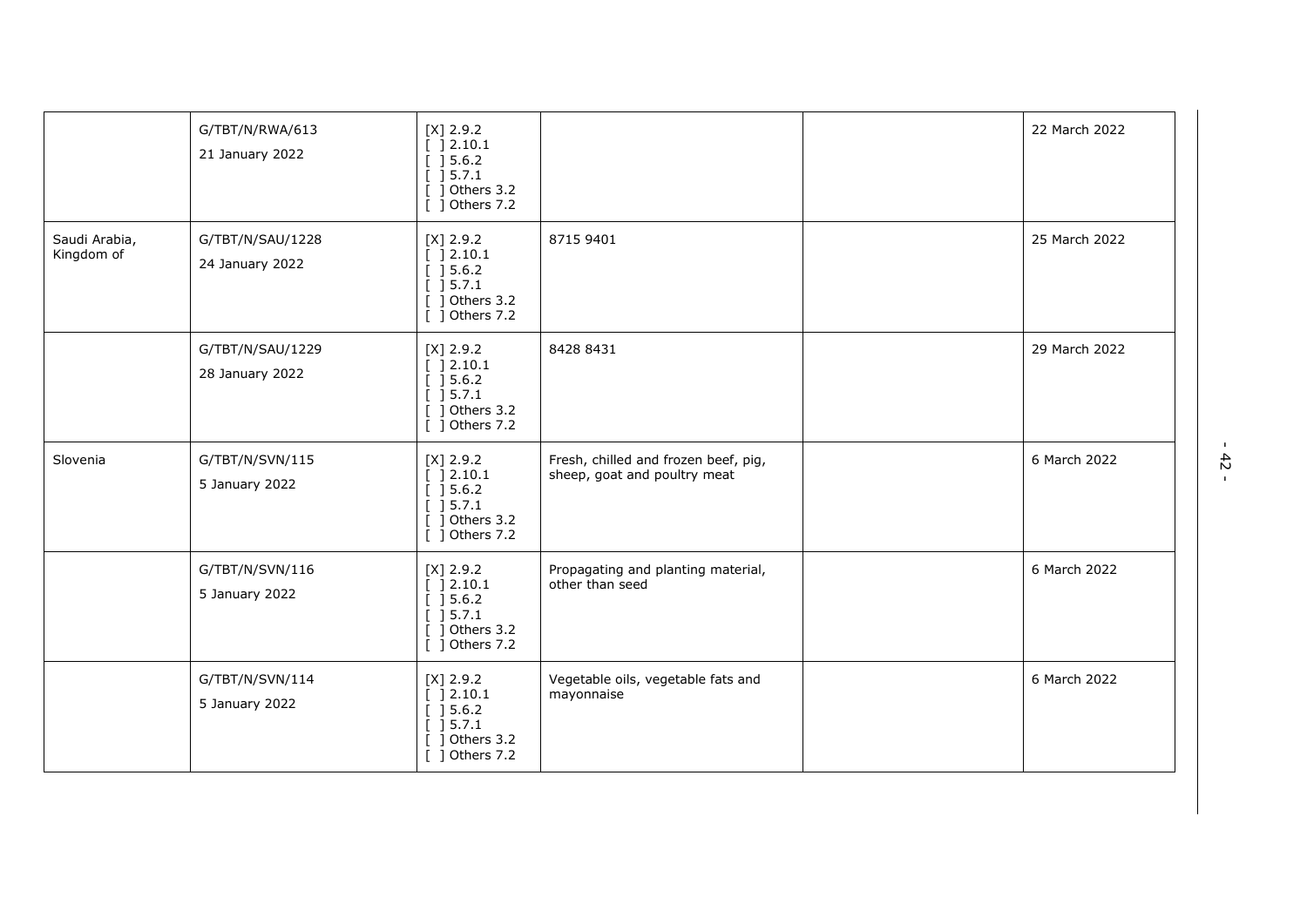| | | | | | |
|---|---|---|---|---|---|
| | G/TBT/N/RWA/613<br>21 January 2022 | [X] 2.9.2<br>[ ] 2.10.1<br>[ ] 5.6.2<br>[ ] 5.7.1<br>[ ] Others 3.2<br>[ ] Others 7.2 | | | 22 March 2022 |
| Saudi Arabia, Kingdom of | G/TBT/N/SAU/1228<br>24 January 2022 | [X] 2.9.2<br>[ ] 2.10.1<br>[ ] 5.6.2<br>[ ] 5.7.1<br>[ ] Others 3.2<br>[ ] Others 7.2 | 8715 9401 | | 25 March 2022 |
| | G/TBT/N/SAU/1229<br>28 January 2022 | [X] 2.9.2<br>[ ] 2.10.1<br>[ ] 5.6.2<br>[ ] 5.7.1<br>[ ] Others 3.2<br>[ ] Others 7.2 | 8428 8431 | | 29 March 2022 |
| Slovenia | G/TBT/N/SVN/115<br>5 January 2022 | [X] 2.9.2<br>[ ] 2.10.1<br>[ ] 5.6.2<br>[ ] 5.7.1<br>[ ] Others 3.2<br>[ ] Others 7.2 | Fresh, chilled and frozen beef, pig, sheep, goat and poultry meat | | 6 March 2022 |
| | G/TBT/N/SVN/116<br>5 January 2022 | [X] 2.9.2<br>[ ] 2.10.1<br>[ ] 5.6.2<br>[ ] 5.7.1<br>[ ] Others 3.2<br>[ ] Others 7.2 | Propagating and planting material, other than seed | | 6 March 2022 |
| | G/TBT/N/SVN/114<br>5 January 2022 | [X] 2.9.2<br>[ ] 2.10.1<br>[ ] 5.6.2<br>[ ] 5.7.1<br>[ ] Others 3.2<br>[ ] Others 7.2 | Vegetable oils, vegetable fats and mayonnaise | | 6 March 2022 |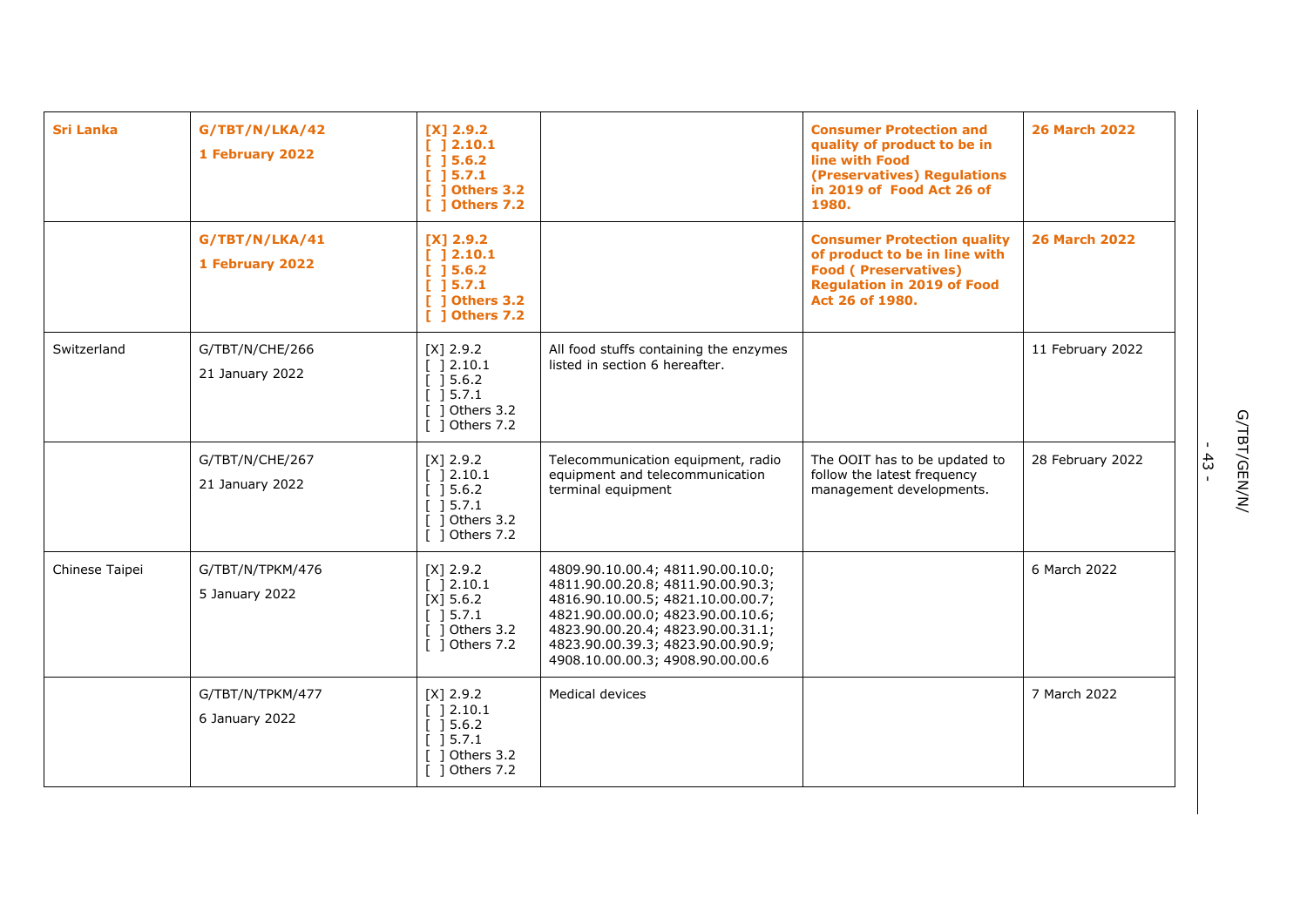| | | | | | |
|---|---|---|---|---|---|
| **Sri Lanka** | **G/TBT/N/LKA/42**<br><br>**1 February 2022** | **[X] 2.9.2**<br>**[ ] 2.10.1**<br>**[ ] 5.6.2**<br>**[ ] 5.7.1**<br>**[ ] Others 3.2**<br>**[ ] Others 7.2** | | **Consumer Protection and quality of product to be in line with Food (Preservatives) Regulations in 2019 of Food Act 26 of 1980.** | **26 March 2022** |
| | **G/TBT/N/LKA/41**<br><br>**1 February 2022** | **[X] 2.9.2**<br>**[ ] 2.10.1**<br>**[ ] 5.6.2**<br>**[ ] 5.7.1**<br>**[ ] Others 3.2**<br>**[ ] Others 7.2** | | **Consumer Protection quality of product to be in line with Food ( Preservatives) Regulation in 2019 of Food Act 26 of 1980.** | **26 March 2022** |
| Switzerland | G/TBT/N/CHE/266<br><br>21 January 2022 | [X] 2.9.2<br>[ ] 2.10.1<br>[ ] 5.6.2<br>[ ] 5.7.1<br>[ ] Others 3.2<br>[ ] Others 7.2 | All food stuffs containing the enzymes listed in section 6 hereafter. | | 11 February 2022 |
| | G/TBT/N/CHE/267<br><br>21 January 2022 | [X] 2.9.2<br>[ ] 2.10.1<br>[ ] 5.6.2<br>[ ] 5.7.1<br>[ ] Others 3.2<br>[ ] Others 7.2 | Telecommunication equipment, radio equipment and telecommunication terminal equipment | The OOIT has to be updated to follow the latest frequency management developments. | 28 February 2022 |
| Chinese Taipei | G/TBT/N/TPKM/476<br><br>5 January 2022 | [X] 2.9.2<br>[ ] 2.10.1<br>[X] 5.6.2<br>[ ] 5.7.1<br>[ ] Others 3.2<br>[ ] Others 7.2 | 4809.90.10.00.4; 4811.90.00.10.0; 4811.90.00.20.8; 4811.90.00.90.3; 4816.90.10.00.5; 4821.10.00.00.7; 4821.90.00.00.0; 4823.90.00.10.6; 4823.90.00.20.4; 4823.90.00.31.1; 4823.90.00.39.3; 4823.90.00.90.9; 4908.10.00.00.3; 4908.90.00.00.6 | | 6 March 2022 |
| | G/TBT/N/TPKM/477<br><br>6 January 2022 | [X] 2.9.2<br>[ ] 2.10.1<br>[ ] 5.6.2<br>[ ] 5.7.1<br>[ ] Others 3.2<br>[ ] Others 7.2 | Medical devices | | 7 March 2022 |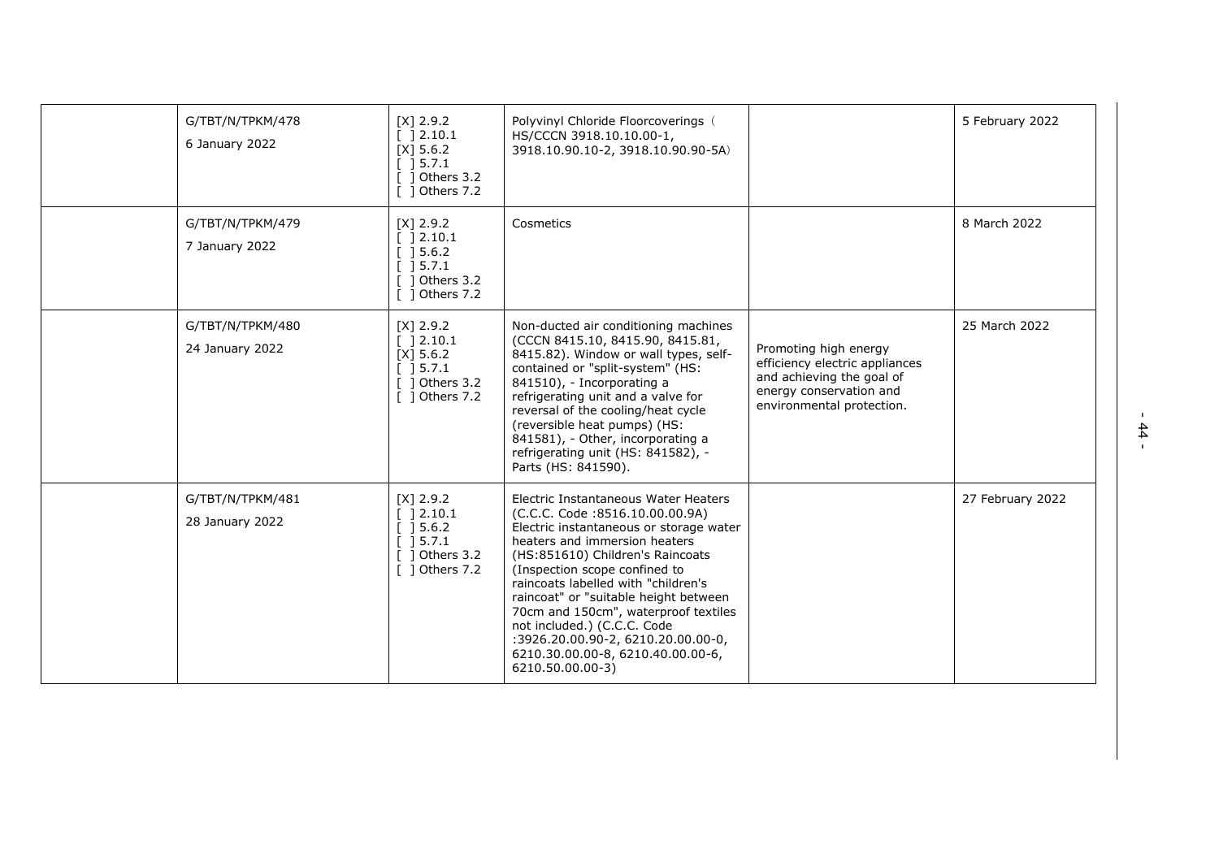| | | | | | |
|---|---|---|---|---|---|
| | G/TBT/N/TPKM/478<br>6 January 2022 | [X] 2.9.2<br>[ ] 2.10.1<br>[X] 5.6.2<br>[ ] 5.7.1<br>[ ] Others 3.2<br>[ ] Others 7.2 | Polyvinyl Chloride Floorcoverings（HS/CCCN 3918.10.10.00-1, 3918.10.90.10-2, 3918.10.90.90-5A） | | 5 February 2022 |
| | G/TBT/N/TPKM/479<br>7 January 2022 | [X] 2.9.2<br>[ ] 2.10.1<br>[ ] 5.6.2<br>[ ] 5.7.1<br>[ ] Others 3.2<br>[ ] Others 7.2 | Cosmetics | | 8 March 2022 |
| | G/TBT/N/TPKM/480<br>24 January 2022 | [X] 2.9.2<br>[ ] 2.10.1<br>[X] 5.6.2<br>[ ] 5.7.1<br>[ ] Others 3.2<br>[ ] Others 7.2 | Non-ducted air conditioning machines (CCCN 8415.10, 8415.90, 8415.81, 8415.82). Window or wall types, self-contained or "split-system" (HS: 841510), - Incorporating a refrigerating unit and a valve for reversal of the cooling/heat cycle (reversible heat pumps) (HS: 841581), - Other, incorporating a refrigerating unit (HS: 841582), - Parts (HS: 841590). | Promoting high energy efficiency electric appliances and achieving the goal of energy conservation and environmental protection. | 25 March 2022 |
| | G/TBT/N/TPKM/481<br>28 January 2022 | [X] 2.9.2<br>[ ] 2.10.1<br>[ ] 5.6.2<br>[ ] 5.7.1<br>[ ] Others 3.2<br>[ ] Others 7.2 | Electric Instantaneous Water Heaters (C.C.C. Code :8516.10.00.00.9A) Electric instantaneous or storage water heaters and immersion heaters (HS:851610) Children's Raincoats (Inspection scope confined to raincoats labelled with "children's raincoat" or "suitable height between 70cm and 150cm", waterproof textiles not included.) (C.C.C. Code :3926.20.00.90-2, 6210.20.00.00-0, 6210.30.00.00-8, 6210.40.00.00-6, 6210.50.00.00-3) | | 27 February 2022 |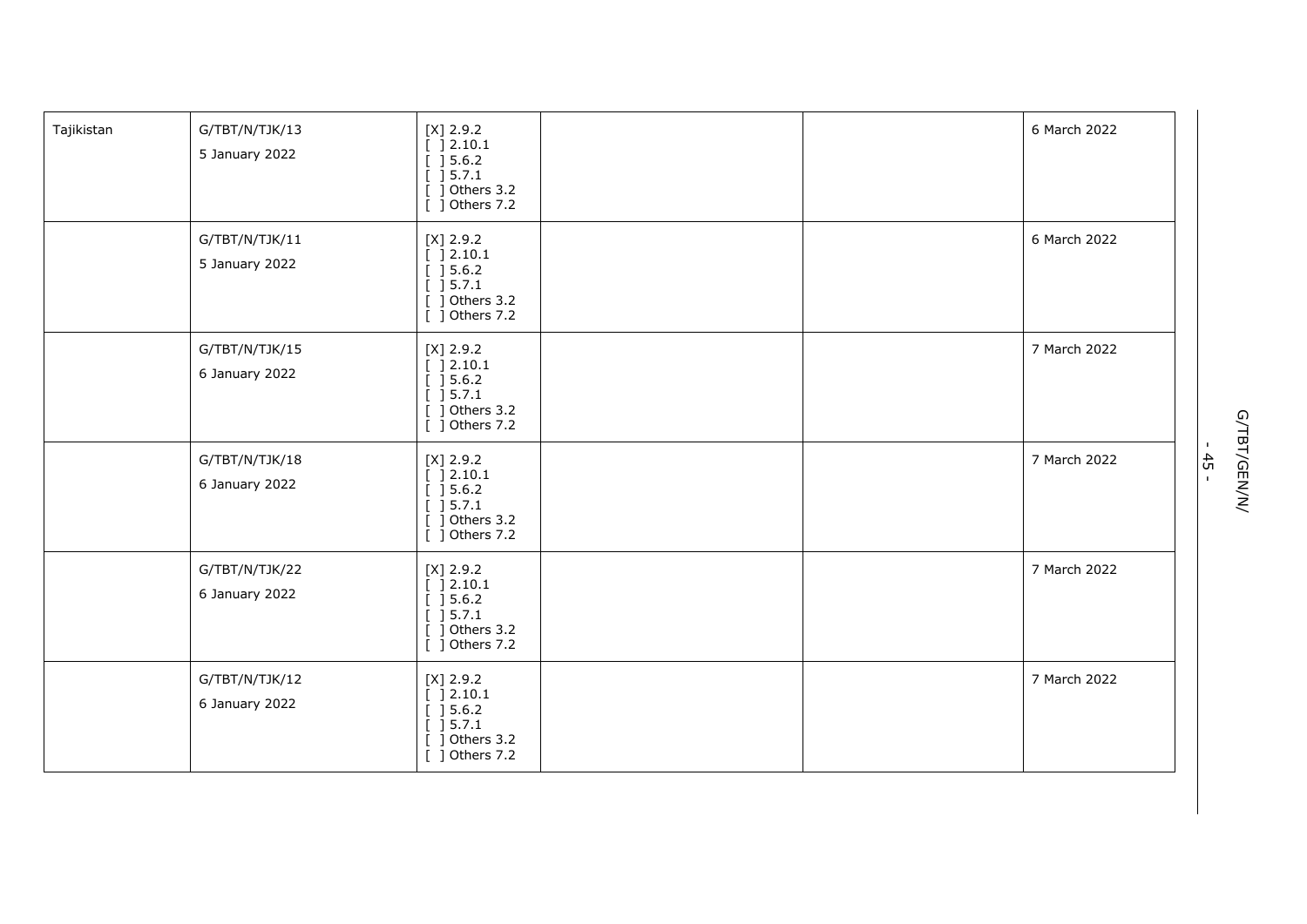| Tajikistan | G/TBT/N/TJK/13<br>5 January 2022 | [X] 2.9.2<br>[ ] 2.10.1<br>[ ] 5.6.2<br>[ ] 5.7.1<br>[ ] Others 3.2<br>[ ] Others 7.2 | | | 6 March 2022 |
|---|---|---|---|---|---|
| | G/TBT/N/TJK/11<br>5 January 2022 | [X] 2.9.2<br>[ ] 2.10.1<br>[ ] 5.6.2<br>[ ] 5.7.1<br>[ ] Others 3.2<br>[ ] Others 7.2 | | | 6 March 2022 |
| | G/TBT/N/TJK/15<br>6 January 2022 | [X] 2.9.2<br>[ ] 2.10.1<br>[ ] 5.6.2<br>[ ] 5.7.1<br>[ ] Others 3.2<br>[ ] Others 7.2 | | | 7 March 2022 |
| | G/TBT/N/TJK/18<br>6 January 2022 | [X] 2.9.2<br>[ ] 2.10.1<br>[ ] 5.6.2<br>[ ] 5.7.1<br>[ ] Others 3.2<br>[ ] Others 7.2 | | | 7 March 2022 |
| | G/TBT/N/TJK/22<br>6 January 2022 | [X] 2.9.2<br>[ ] 2.10.1<br>[ ] 5.6.2<br>[ ] 5.7.1<br>[ ] Others 3.2<br>[ ] Others 7.2 | | | 7 March 2022 |
| | G/TBT/N/TJK/12<br>6 January 2022 | [X] 2.9.2<br>[ ] 2.10.1<br>[ ] 5.6.2<br>[ ] 5.7.1<br>[ ] Others 3.2<br>[ ] Others 7.2 | | | 7 March 2022 |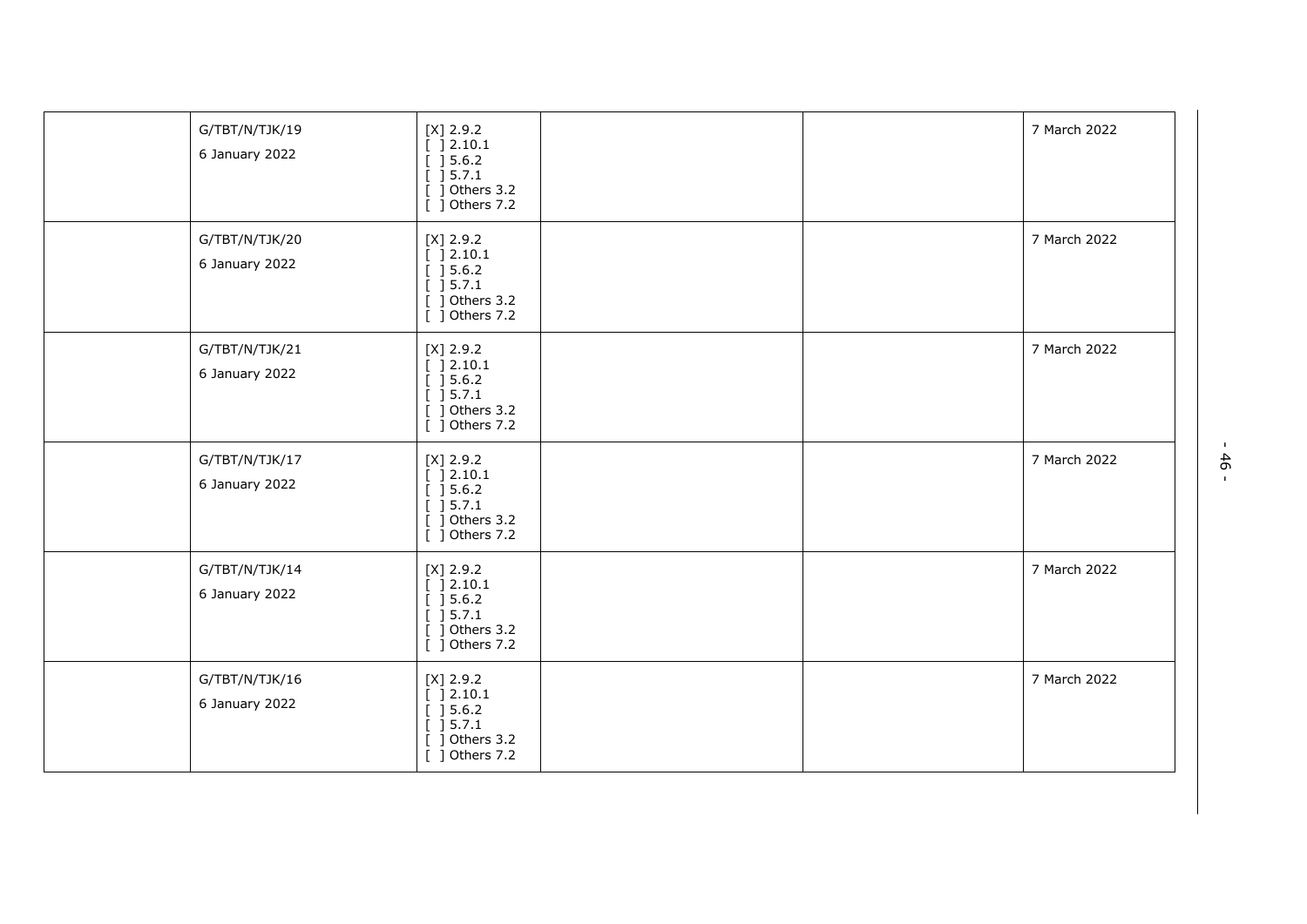| | | | | | |
|---|---|---|---|---|---|
| | G/TBT/N/TJK/19<br>6 January 2022 | [X] 2.9.2<br>[ ] 2.10.1<br>[ ] 5.6.2<br>[ ] 5.7.1<br>[ ] Others 3.2<br>[ ] Others 7.2 | | | 7 March 2022 |
| | G/TBT/N/TJK/20<br>6 January 2022 | [X] 2.9.2<br>[ ] 2.10.1<br>[ ] 5.6.2<br>[ ] 5.7.1<br>[ ] Others 3.2<br>[ ] Others 7.2 | | | 7 March 2022 |
| | G/TBT/N/TJK/21<br>6 January 2022 | [X] 2.9.2<br>[ ] 2.10.1<br>[ ] 5.6.2<br>[ ] 5.7.1<br>[ ] Others 3.2<br>[ ] Others 7.2 | | | 7 March 2022 |
| | G/TBT/N/TJK/17<br>6 January 2022 | [X] 2.9.2<br>[ ] 2.10.1<br>[ ] 5.6.2<br>[ ] 5.7.1<br>[ ] Others 3.2<br>[ ] Others 7.2 | | | 7 March 2022 |
| | G/TBT/N/TJK/14<br>6 January 2022 | [X] 2.9.2<br>[ ] 2.10.1<br>[ ] 5.6.2<br>[ ] 5.7.1<br>[ ] Others 3.2<br>[ ] Others 7.2 | | | 7 March 2022 |
| | G/TBT/N/TJK/16<br>6 January 2022 | [X] 2.9.2<br>[ ] 2.10.1<br>[ ] 5.6.2<br>[ ] 5.7.1<br>[ ] Others 3.2<br>[ ] Others 7.2 | | | 7 March 2022 |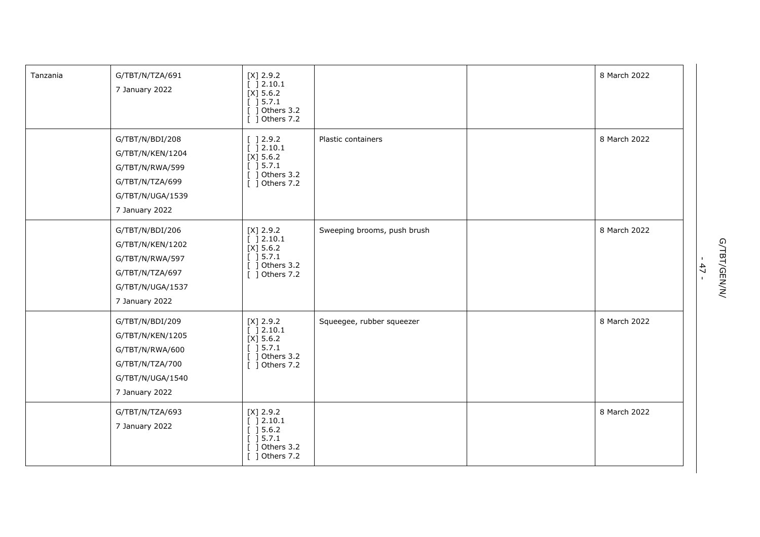| | | | | | |
|---|---|---|---|---|---|
| Tanzania | G/TBT/N/TZA/691<br>7 January 2022 | [X] 2.9.2<br>[ ] 2.10.1<br>[X] 5.6.2<br>[ ] 5.7.1<br>[ ] Others 3.2<br>[ ] Others 7.2 | | | 8 March 2022 |
| | G/TBT/N/BDI/208<br>G/TBT/N/KEN/1204<br>G/TBT/N/RWA/599<br>G/TBT/N/TZA/699<br>G/TBT/N/UGA/1539<br>7 January 2022 | [ ] 2.9.2<br>[ ] 2.10.1<br>[X] 5.6.2<br>[ ] 5.7.1<br>[ ] Others 3.2<br>[ ] Others 7.2 | Plastic containers | | 8 March 2022 |
| | G/TBT/N/BDI/206<br>G/TBT/N/KEN/1202<br>G/TBT/N/RWA/597<br>G/TBT/N/TZA/697<br>G/TBT/N/UGA/1537<br>7 January 2022 | [X] 2.9.2<br>[ ] 2.10.1<br>[X] 5.6.2<br>[ ] 5.7.1<br>[ ] Others 3.2<br>[ ] Others 7.2 | Sweeping brooms, push brush | | 8 March 2022 |
| | G/TBT/N/BDI/209<br>G/TBT/N/KEN/1205<br>G/TBT/N/RWA/600<br>G/TBT/N/TZA/700<br>G/TBT/N/UGA/1540<br>7 January 2022 | [X] 2.9.2<br>[ ] 2.10.1<br>[X] 5.6.2<br>[ ] 5.7.1<br>[ ] Others 3.2<br>[ ] Others 7.2 | Squeegee, rubber squeezer | | 8 March 2022 |
| | G/TBT/N/TZA/693<br>7 January 2022 | [X] 2.9.2<br>[ ] 2.10.1<br>[ ] 5.6.2<br>[ ] 5.7.1<br>[ ] Others 3.2<br>[ ] Others 7.2 | | | 8 March 2022 |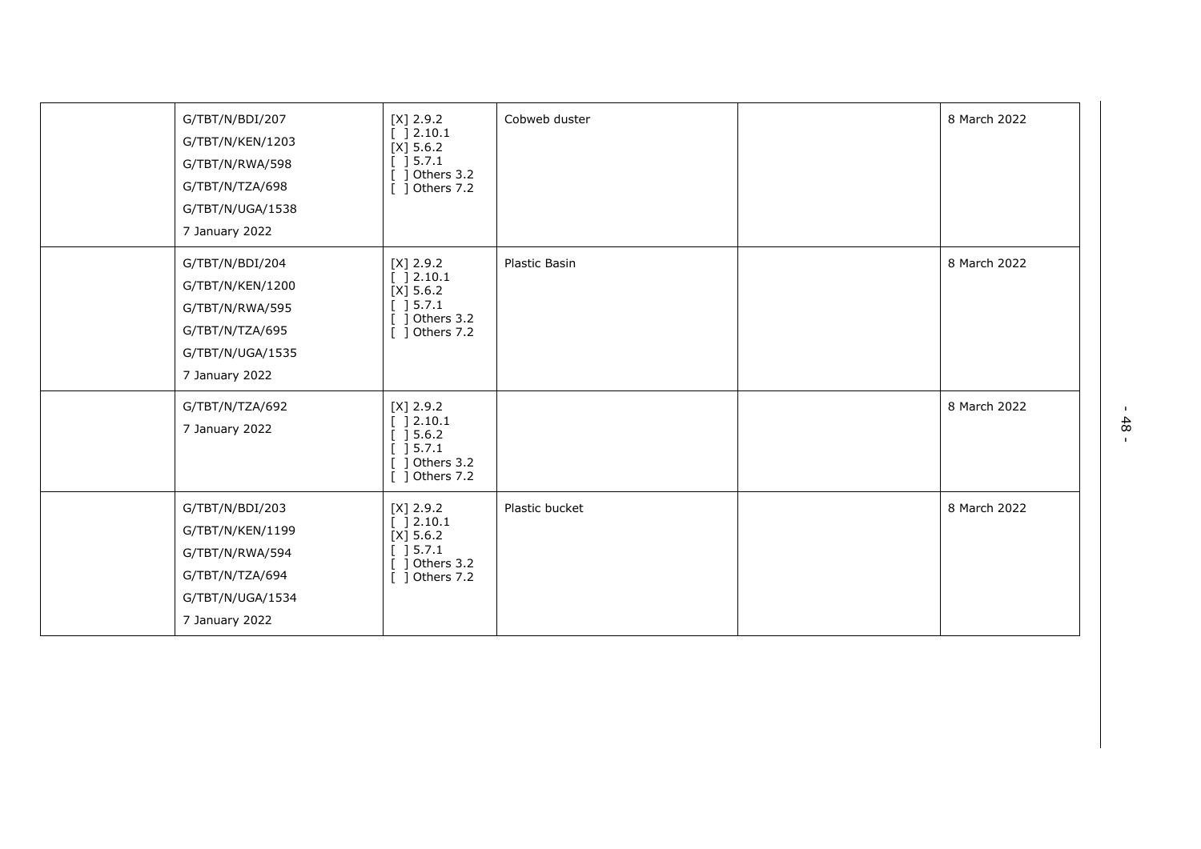| | | | | | |
|---|---|---|---|---|---|
| | G/TBT/N/BDI/207<br>G/TBT/N/KEN/1203<br>G/TBT/N/RWA/598<br>G/TBT/N/TZA/698<br>G/TBT/N/UGA/1538<br>7 January 2022 | [X] 2.9.2<br>[ ] 2.10.1<br>[X] 5.6.2<br>[ ] 5.7.1<br>[ ] Others 3.2<br>[ ] Others 7.2 | Cobweb duster | | 8 March 2022 |
| | G/TBT/N/BDI/204<br>G/TBT/N/KEN/1200<br>G/TBT/N/RWA/595<br>G/TBT/N/TZA/695<br>G/TBT/N/UGA/1535<br>7 January 2022 | [X] 2.9.2<br>[ ] 2.10.1<br>[X] 5.6.2<br>[ ] 5.7.1<br>[ ] Others 3.2<br>[ ] Others 7.2 | Plastic Basin | | 8 March 2022 |
| | G/TBT/N/TZA/692<br>7 January 2022 | [X] 2.9.2<br>[ ] 2.10.1<br>[ ] 5.6.2<br>[ ] 5.7.1<br>[ ] Others 3.2<br>[ ] Others 7.2 | | | 8 March 2022 |
| | G/TBT/N/BDI/203<br>G/TBT/N/KEN/1199<br>G/TBT/N/RWA/594<br>G/TBT/N/TZA/694<br>G/TBT/N/UGA/1534<br>7 January 2022 | [X] 2.9.2<br>[ ] 2.10.1<br>[X] 5.6.2<br>[ ] 5.7.1<br>[ ] Others 3.2<br>[ ] Others 7.2 | Plastic bucket | | 8 March 2022 |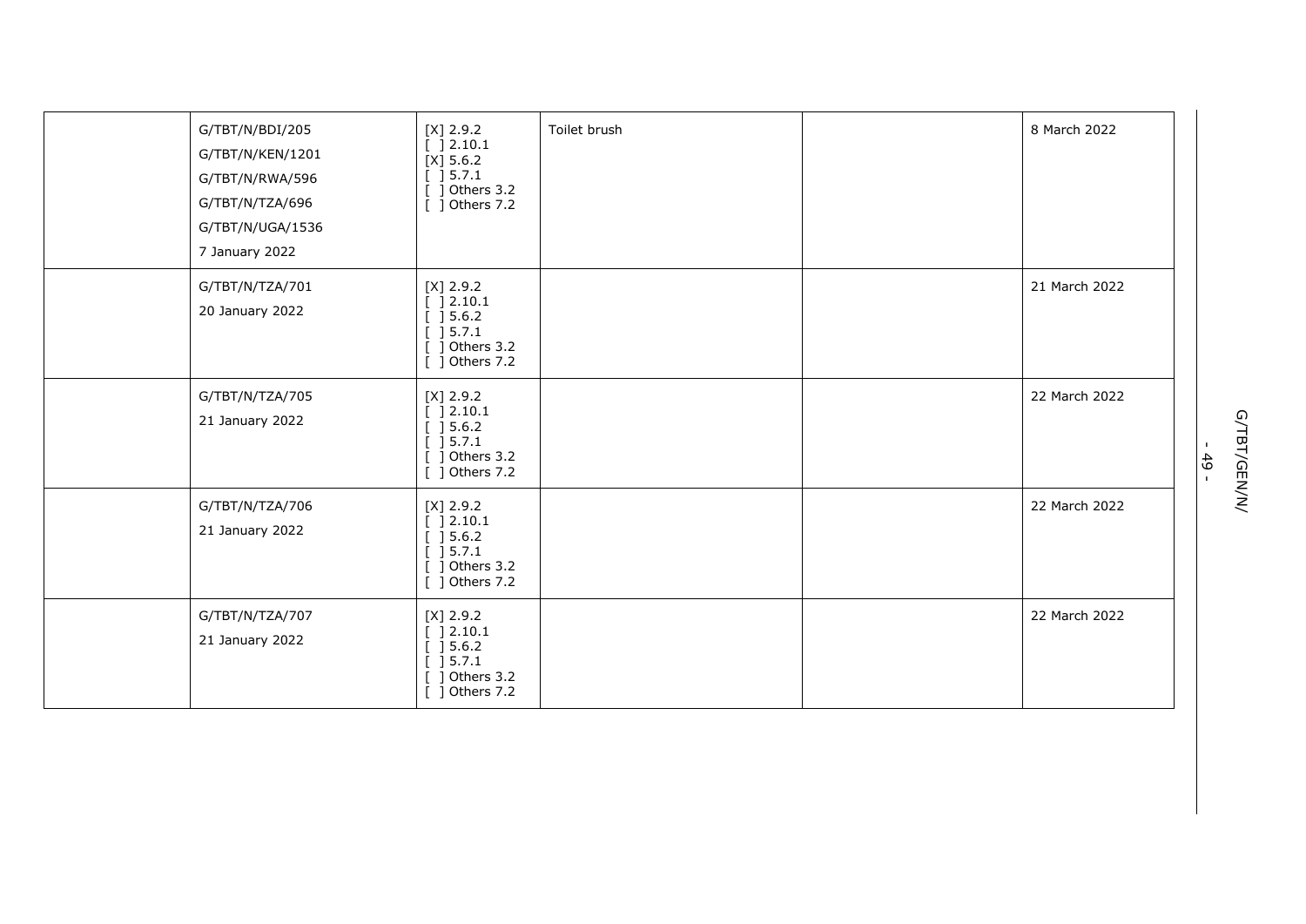| | | | | | |
|---|---|---|---|---|---|
| | G/TBT/N/BDI/205<br>G/TBT/N/KEN/1201<br>G/TBT/N/RWA/596<br>G/TBT/N/TZA/696<br>G/TBT/N/UGA/1536<br>7 January 2022 | [X] 2.9.2<br>[ ] 2.10.1<br>[X] 5.6.2<br>[ ] 5.7.1<br>[ ] Others 3.2<br>[ ] Others 7.2 | Toilet brush | | 8 March 2022 |
| | G/TBT/N/TZA/701<br>20 January 2022 | [X] 2.9.2<br>[ ] 2.10.1<br>[ ] 5.6.2<br>[ ] 5.7.1<br>[ ] Others 3.2<br>[ ] Others 7.2 | | | 21 March 2022 |
| | G/TBT/N/TZA/705<br>21 January 2022 | [X] 2.9.2<br>[ ] 2.10.1<br>[ ] 5.6.2<br>[ ] 5.7.1<br>[ ] Others 3.2<br>[ ] Others 7.2 | | | 22 March 2022 |
| | G/TBT/N/TZA/706<br>21 January 2022 | [X] 2.9.2<br>[ ] 2.10.1<br>[ ] 5.6.2<br>[ ] 5.7.1<br>[ ] Others 3.2<br>[ ] Others 7.2 | | | 22 March 2022 |
| | G/TBT/N/TZA/707<br>21 January 2022 | [X] 2.9.2<br>[ ] 2.10.1<br>[ ] 5.6.2<br>[ ] 5.7.1<br>[ ] Others 3.2<br>[ ] Others 7.2 | | | 22 March 2022 |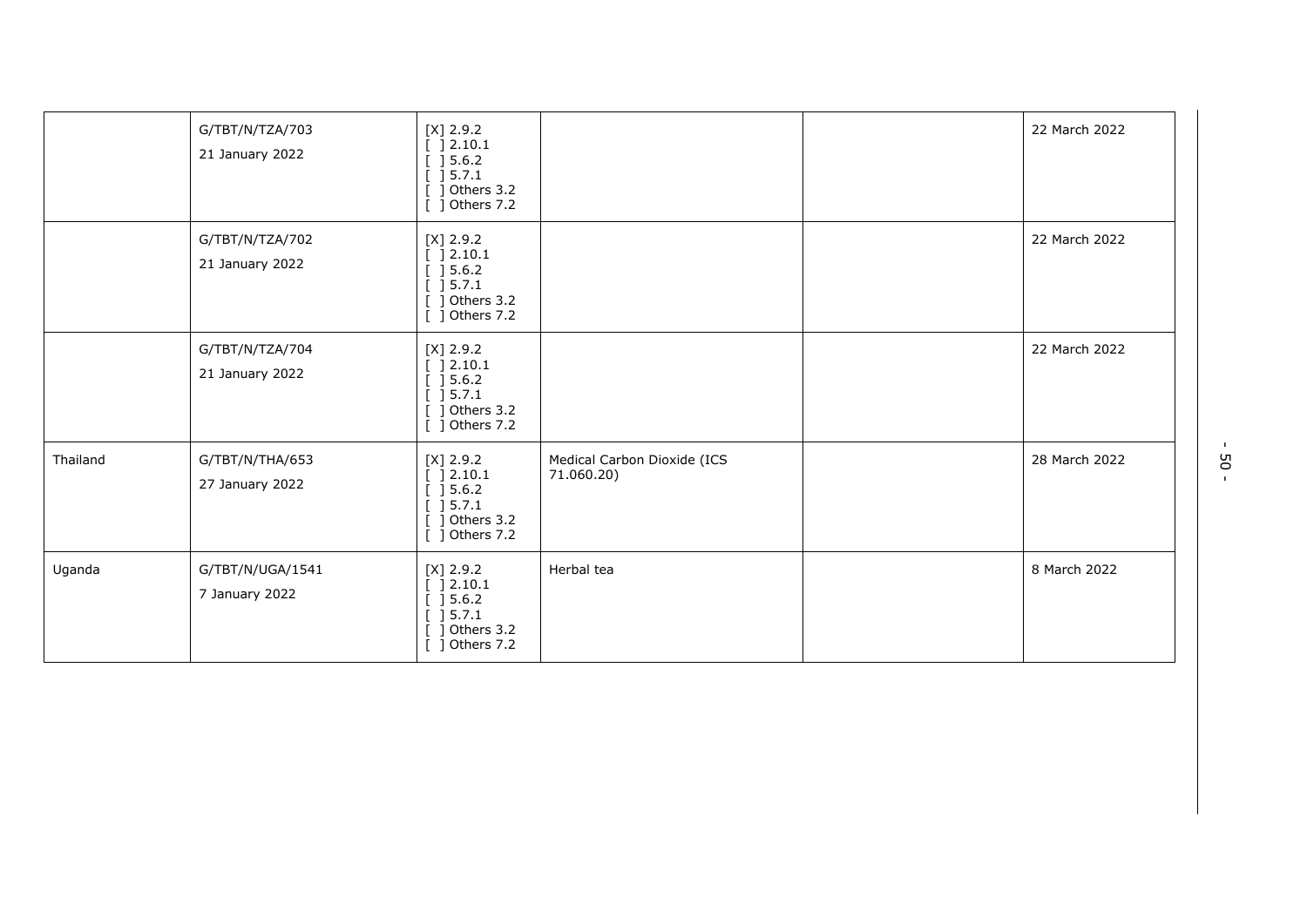| | | | | | |
|---|---|---|---|---|---|
| | G/TBT/N/TZA/703<br>21 January 2022 | [X] 2.9.2<br>[ ] 2.10.1<br>[ ] 5.6.2<br>[ ] 5.7.1<br>[ ] Others 3.2<br>[ ] Others 7.2 | | | 22 March 2022 |
| | G/TBT/N/TZA/702<br>21 January 2022 | [X] 2.9.2<br>[ ] 2.10.1<br>[ ] 5.6.2<br>[ ] 5.7.1<br>[ ] Others 3.2<br>[ ] Others 7.2 | | | 22 March 2022 |
| | G/TBT/N/TZA/704<br>21 January 2022 | [X] 2.9.2<br>[ ] 2.10.1<br>[ ] 5.6.2<br>[ ] 5.7.1<br>[ ] Others 3.2<br>[ ] Others 7.2 | | | 22 March 2022 |
| Thailand | G/TBT/N/THA/653<br>27 January 2022 | [X] 2.9.2<br>[ ] 2.10.1<br>[ ] 5.6.2<br>[ ] 5.7.1<br>[ ] Others 3.2<br>[ ] Others 7.2 | Medical Carbon Dioxide (ICS 71.060.20) | | 28 March 2022 |
| Uganda | G/TBT/N/UGA/1541<br>7 January 2022 | [X] 2.9.2<br>[ ] 2.10.1<br>[ ] 5.6.2<br>[ ] 5.7.1<br>[ ] Others 3.2<br>[ ] Others 7.2 | Herbal tea | | 8 March 2022 |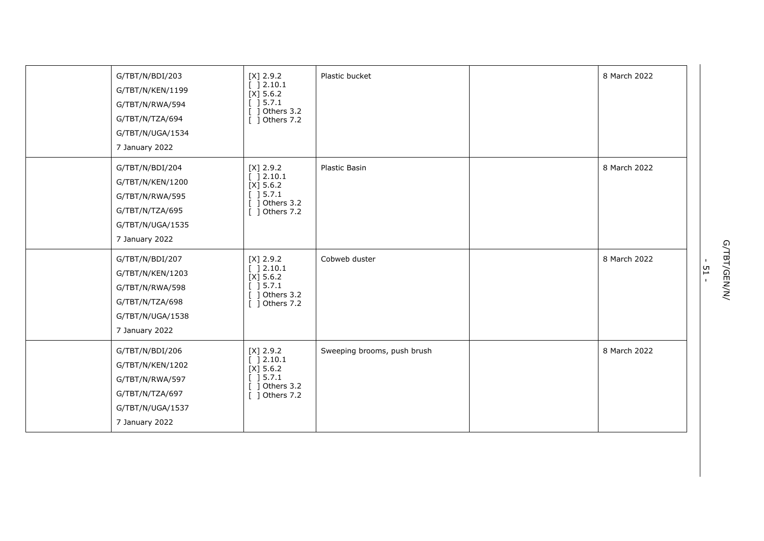| | | | | | |
|---|---|---|---|---|---|
| | G/TBT/N/BDI/203<br>G/TBT/N/KEN/1199<br>G/TBT/N/RWA/594<br>G/TBT/N/TZA/694<br>G/TBT/N/UGA/1534<br>7 January 2022 | [X] 2.9.2<br>[ ] 2.10.1<br>[X] 5.6.2<br>[ ] 5.7.1<br>[ ] Others 3.2<br>[ ] Others 7.2 | Plastic bucket | | 8 March 2022 |
| | G/TBT/N/BDI/204<br>G/TBT/N/KEN/1200<br>G/TBT/N/RWA/595<br>G/TBT/N/TZA/695<br>G/TBT/N/UGA/1535<br>7 January 2022 | [X] 2.9.2<br>[ ] 2.10.1<br>[X] 5.6.2<br>[ ] 5.7.1<br>[ ] Others 3.2<br>[ ] Others 7.2 | Plastic Basin | | 8 March 2022 |
| | G/TBT/N/BDI/207<br>G/TBT/N/KEN/1203<br>G/TBT/N/RWA/598<br>G/TBT/N/TZA/698<br>G/TBT/N/UGA/1538<br>7 January 2022 | [X] 2.9.2<br>[ ] 2.10.1<br>[X] 5.6.2<br>[ ] 5.7.1<br>[ ] Others 3.2<br>[ ] Others 7.2 | Cobweb duster | | 8 March 2022 |
| | G/TBT/N/BDI/206<br>G/TBT/N/KEN/1202<br>G/TBT/N/RWA/597<br>G/TBT/N/TZA/697<br>G/TBT/N/UGA/1537<br>7 January 2022 | [X] 2.9.2<br>[ ] 2.10.1<br>[X] 5.6.2<br>[ ] 5.7.1<br>[ ] Others 3.2<br>[ ] Others 7.2 | Sweeping brooms, push brush | | 8 March 2022 |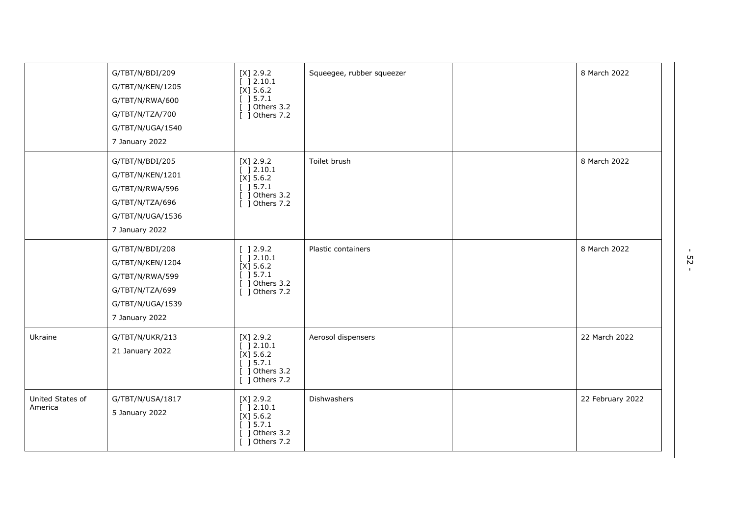| | | | | | |
|---|---|---|---|---|---|
| | G/TBT/N/BDI/209<br>G/TBT/N/KEN/1205<br>G/TBT/N/RWA/600<br>G/TBT/N/TZA/700<br>G/TBT/N/UGA/1540<br>7 January 2022 | [X] 2.9.2<br>[ ] 2.10.1<br>[X] 5.6.2<br>[ ] 5.7.1<br>[ ] Others 3.2<br>[ ] Others 7.2 | Squeegee, rubber squeezer | | 8 March 2022 |
| | G/TBT/N/BDI/205<br>G/TBT/N/KEN/1201<br>G/TBT/N/RWA/596<br>G/TBT/N/TZA/696<br>G/TBT/N/UGA/1536<br>7 January 2022 | [X] 2.9.2<br>[ ] 2.10.1<br>[X] 5.6.2<br>[ ] 5.7.1<br>[ ] Others 3.2<br>[ ] Others 7.2 | Toilet brush | | 8 March 2022 |
| | G/TBT/N/BDI/208<br>G/TBT/N/KEN/1204<br>G/TBT/N/RWA/599<br>G/TBT/N/TZA/699<br>G/TBT/N/UGA/1539<br>7 January 2022 | [ ] 2.9.2<br>[ ] 2.10.1<br>[X] 5.6.2<br>[ ] 5.7.1<br>[ ] Others 3.2<br>[ ] Others 7.2 | Plastic containers | | 8 March 2022 |
| Ukraine | G/TBT/N/UKR/213<br>21 January 2022 | [X] 2.9.2<br>[ ] 2.10.1<br>[X] 5.6.2<br>[ ] 5.7.1<br>[ ] Others 3.2<br>[ ] Others 7.2 | Aerosol dispensers | | 22 March 2022 |
| United States of America | G/TBT/N/USA/1817<br>5 January 2022 | [X] 2.9.2<br>[ ] 2.10.1<br>[X] 5.6.2<br>[ ] 5.7.1<br>[ ] Others 3.2<br>[ ] Others 7.2 | Dishwashers | | 22 February 2022 |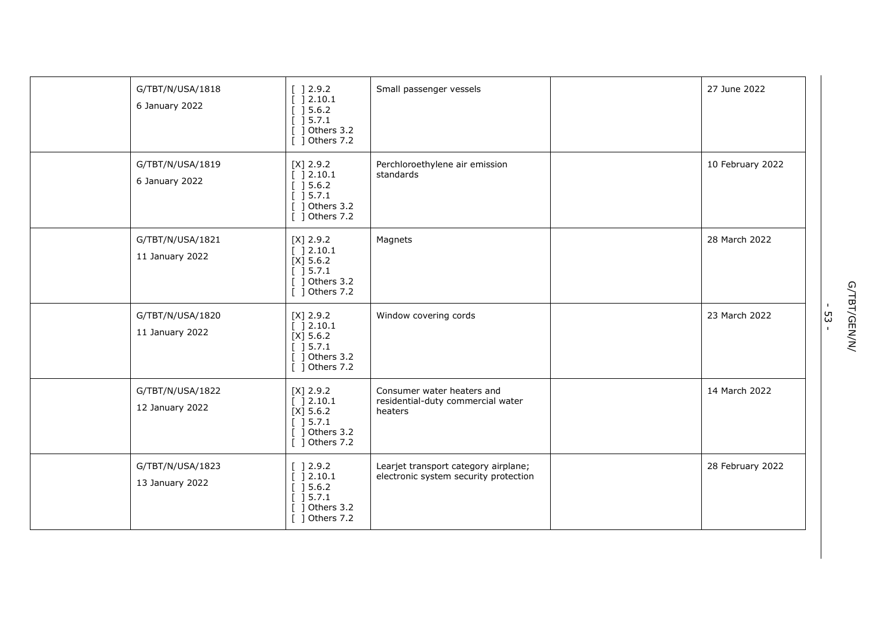| | | | | | |
|---|---|---|---|---|---|
| | G/TBT/N/USA/1818<br>6 January 2022 | [ ] 2.9.2<br>[ ] 2.10.1<br>[ ] 5.6.2<br>[ ] 5.7.1<br>[ ] Others 3.2<br>[ ] Others 7.2 | Small passenger vessels | | 27 June 2022 |
| | G/TBT/N/USA/1819<br>6 January 2022 | [X] 2.9.2<br>[ ] 2.10.1<br>[ ] 5.6.2<br>[ ] 5.7.1<br>[ ] Others 3.2<br>[ ] Others 7.2 | Perchloroethylene air emission standards | | 10 February 2022 |
| | G/TBT/N/USA/1821<br>11 January 2022 | [X] 2.9.2<br>[ ] 2.10.1<br>[X] 5.6.2<br>[ ] 5.7.1<br>[ ] Others 3.2<br>[ ] Others 7.2 | Magnets | | 28 March 2022 |
| | G/TBT/N/USA/1820<br>11 January 2022 | [X] 2.9.2<br>[ ] 2.10.1<br>[X] 5.6.2<br>[ ] 5.7.1<br>[ ] Others 3.2<br>[ ] Others 7.2 | Window covering cords | | 23 March 2022 |
| | G/TBT/N/USA/1822<br>12 January 2022 | [X] 2.9.2<br>[ ] 2.10.1<br>[X] 5.6.2<br>[ ] 5.7.1<br>[ ] Others 3.2<br>[ ] Others 7.2 | Consumer water heaters and residential-duty commercial water heaters | | 14 March 2022 |
| | G/TBT/N/USA/1823<br>13 January 2022 | [ ] 2.9.2<br>[ ] 2.10.1<br>[ ] 5.6.2<br>[ ] 5.7.1<br>[ ] Others 3.2<br>[ ] Others 7.2 | Learjet transport category airplane; electronic system security protection | | 28 February 2022 |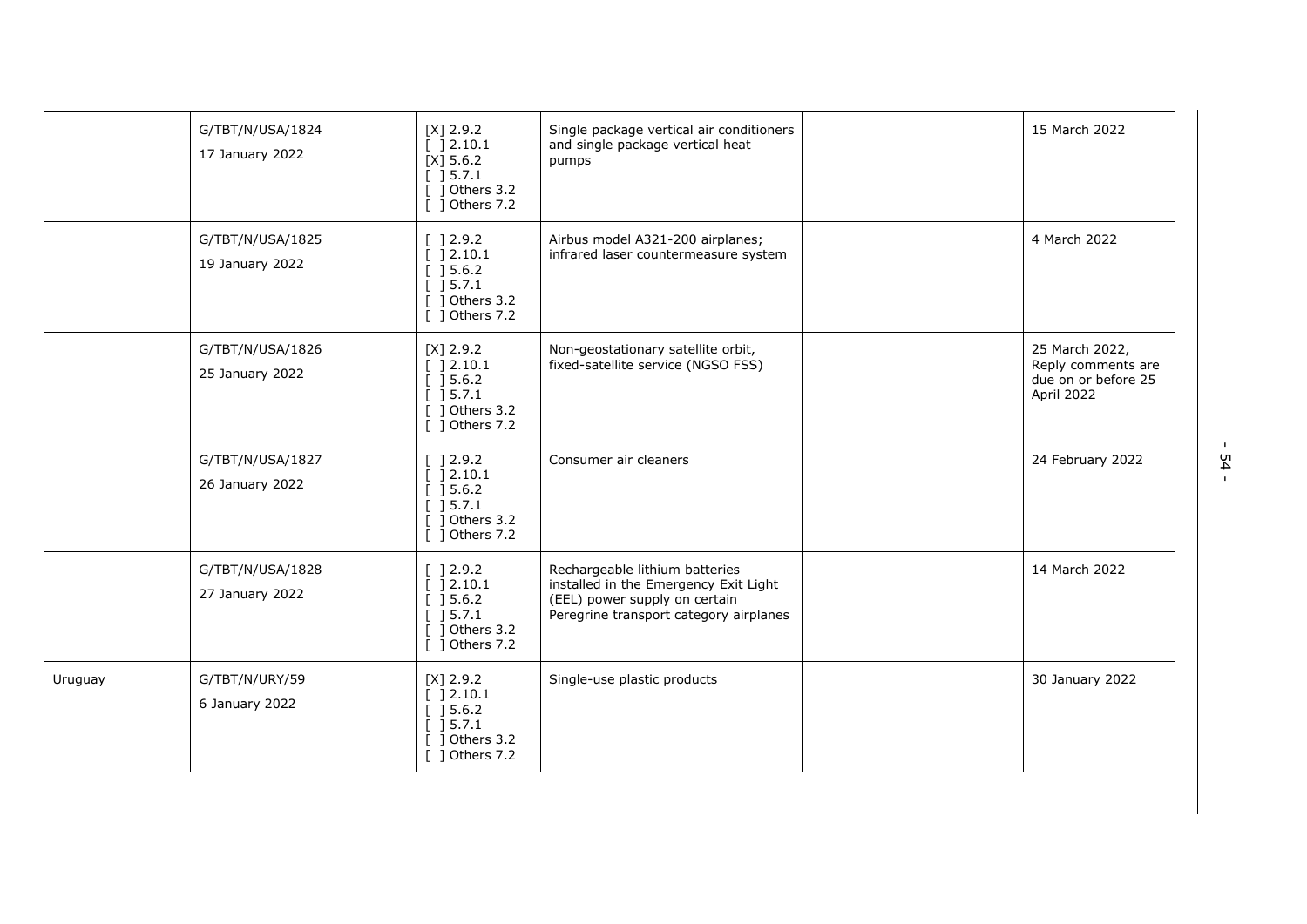| | | | | | |
|---|---|---|---|---|---|
| | G/TBT/N/USA/1824<br><br>17 January 2022 | [X] 2.9.2<br>[ ] 2.10.1<br>[X] 5.6.2<br>[ ] 5.7.1<br>[ ] Others 3.2<br>[ ] Others 7.2 | Single package vertical air conditioners and single package vertical heat pumps | | 15 March 2022 |
| | G/TBT/N/USA/1825<br><br>19 January 2022 | [ ] 2.9.2<br>[ ] 2.10.1<br>[ ] 5.6.2<br>[ ] 5.7.1<br>[ ] Others 3.2<br>[ ] Others 7.2 | Airbus model A321-200 airplanes; infrared laser countermeasure system | | 4 March 2022 |
| | G/TBT/N/USA/1826<br><br>25 January 2022 | [X] 2.9.2<br>[ ] 2.10.1<br>[ ] 5.6.2<br>[ ] 5.7.1<br>[ ] Others 3.2<br>[ ] Others 7.2 | Non-geostationary satellite orbit, fixed-satellite service (NGSO FSS) | | 25 March 2022, Reply comments are due on or before 25 April 2022 |
| | G/TBT/N/USA/1827<br><br>26 January 2022 | [ ] 2.9.2<br>[ ] 2.10.1<br>[ ] 5.6.2<br>[ ] 5.7.1<br>[ ] Others 3.2<br>[ ] Others 7.2 | Consumer air cleaners | | 24 February 2022 |
| | G/TBT/N/USA/1828<br><br>27 January 2022 | [ ] 2.9.2<br>[ ] 2.10.1<br>[ ] 5.6.2<br>[ ] 5.7.1<br>[ ] Others 3.2<br>[ ] Others 7.2 | Rechargeable lithium batteries installed in the Emergency Exit Light (EEL) power supply on certain Peregrine transport category airplanes | | 14 March 2022 |
| Uruguay | G/TBT/N/URY/59<br><br>6 January 2022 | [X] 2.9.2<br>[ ] 2.10.1<br>[ ] 5.6.2<br>[ ] 5.7.1<br>[ ] Others 3.2<br>[ ] Others 7.2 | Single-use plastic products | | 30 January 2022 |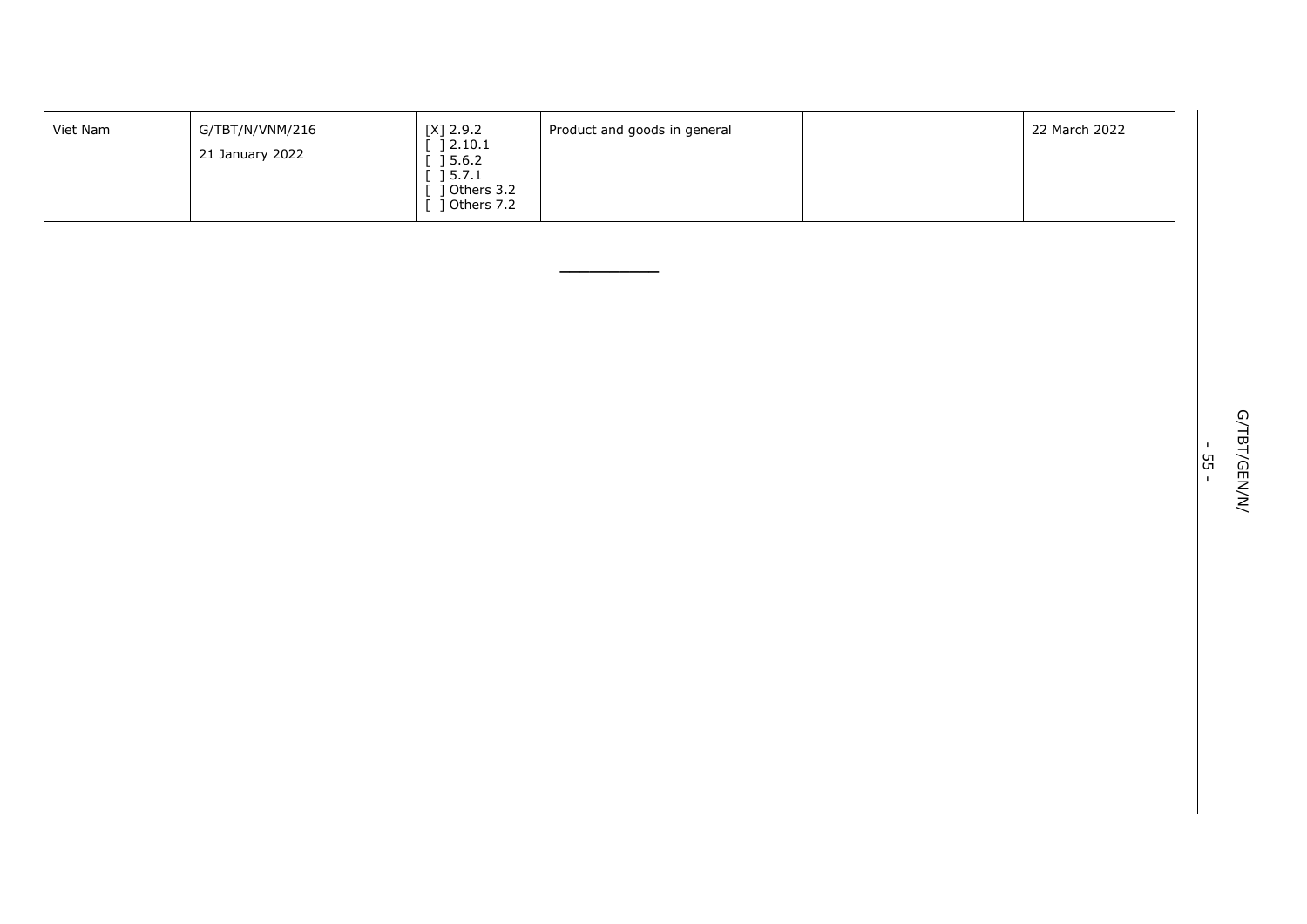| | | | | | |
|---|---|---|---|---|---|
| Viet Nam | G/TBT/N/VNM/216<br>21 January 2022 | [X] 2.9.2<br>[ ] 2.10.1<br>[ ] 5.6.2<br>[ ] 5.7.1<br>[ ] Others 3.2<br>[ ] Others 7.2 | Product and goods in general | | 22 March 2022 |

__________